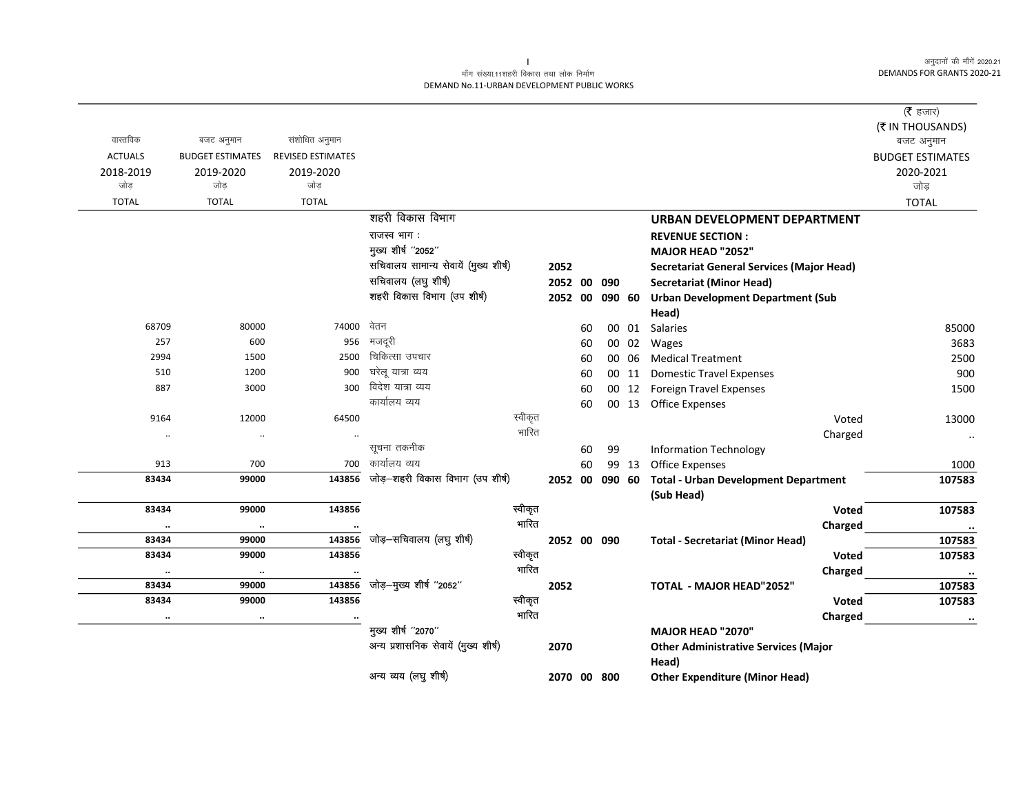माँग संख्या.11शहरी विकास तथा लोक निर्माण

DEMAND No.11-URBAN DEVELOPMENT PUBLIC WORKS

अनुदानों की माँगें 2020.21

DEMANDS FOR GRANTS 2020-21

(₹ हजार)
(₹ IN THOUSANDS)

| वास्तविक ACTUALS 2018-2019 जोड़ TOTAL | बजट अनुमान BUDGET ESTIMATES 2019-2020 जोड़ TOTAL | संशोधित अनुमान REVISED ESTIMATES 2019-2020 जोड़ TOTAL | | | | | | | बजट अनुमान BUDGET ESTIMATES 2020-2021 जोड़ TOTAL |
|---|---|---|---|---|---|---|---|---|---|
| | | | शहरी विकास विभाग | | | | | **URBAN DEVELOPMENT DEPARTMENT** | |
| | | | राजस्व भाग : | | | | | **REVENUE SECTION :** | |
| | | | मुख्य शीर्ष "2052" | | | | | **MAJOR HEAD "2052"** | |
| | | | सचिवालय सामान्य सेवायें (मुख्य शीर्ष) | 2052 | | | | **Secretariat General Services (Major Head)** | |
| | | | सचिवालय (लघु शीर्ष) | 2052 | 00 | 090 | | **Secretariat (Minor Head)** | |
| | | | शहरी विकास विभाग (उप शीर्ष) | 2052 | 00 | 090 | 60 | **Urban Development Department (Sub Head)** | |
| 68709 | 80000 | 74000 | वेतन | | 60 | 00 | 01 | Salaries | 85000 |
| 257 | 600 | 956 | मजदूरी | | 60 | 00 | 02 | Wages | 3683 |
| 2994 | 1500 | 2500 | चिकित्सा उपचार | | 60 | 00 | 06 | Medical Treatment | 2500 |
| 510 | 1200 | 900 | घरेलू यात्रा व्यय | | 60 | 00 | 11 | Domestic Travel Expenses | 900 |
| 887 | 3000 | 300 | विदेश यात्रा व्यय | | 60 | 00 | 12 | Foreign Travel Expenses | 1500 |
| | | | कार्यालय व्यय | | 60 | 00 | 13 | Office Expenses | |
| 9164 | 12000 | 64500 | स्वीकृत | | | | | Voted | 13000 |
| .. | .. | .. | भारित | | | | | Charged | .. |
| | | | सूचना तकनीक | | 60 | 99 | | Information Technology | |
| 913 | 700 | 700 | कार्यालय व्यय | | 60 | 99 | 13 | Office Expenses | 1000 |
| **83434** | **99000** | **143856** | जोड़–शहरी विकास विभाग (उप शीर्ष) | **2052** | **00** | **090** | **60** | **Total - Urban Development Department (Sub Head)** | **107583** |
| **83434** | **99000** | **143856** | स्वीकृत | | | | | **Voted** | **107583** |
| **..** | **..** | **..** | भारित | | | | | **Charged** | **..** |
| **83434** | **99000** | **143856** | जोड़–सचिवालय (लघु शीर्ष) | **2052** | **00** | **090** | | **Total - Secretariat (Minor Head)** | **107583** |
| **83434** | **99000** | **143856** | स्वीकृत | | | | | **Voted** | **107583** |
| **..** | **..** | **..** | भारित | | | | | **Charged** | **..** |
| **83434** | **99000** | **143856** | जोड़–मुख्य शीर्ष "2052" | **2052** | | | | **TOTAL - MAJOR HEAD"2052"** | **107583** |
| **83434** | **99000** | **143856** | स्वीकृत | | | | | **Voted** | **107583** |
| **..** | **..** | **..** | भारित | | | | | **Charged** | **..** |
| | | | मुख्य शीर्ष "2070" | | | | | **MAJOR HEAD "2070"** | |
| | | | अन्य प्रशासनिक सेवायें (मुख्य शीर्ष) | 2070 | | | | **Other Administrative Services (Major Head)** | |
| | | | अन्य व्यय (लघु शीर्ष) | 2070 | 00 | 800 | | **Other Expenditure (Minor Head)** | |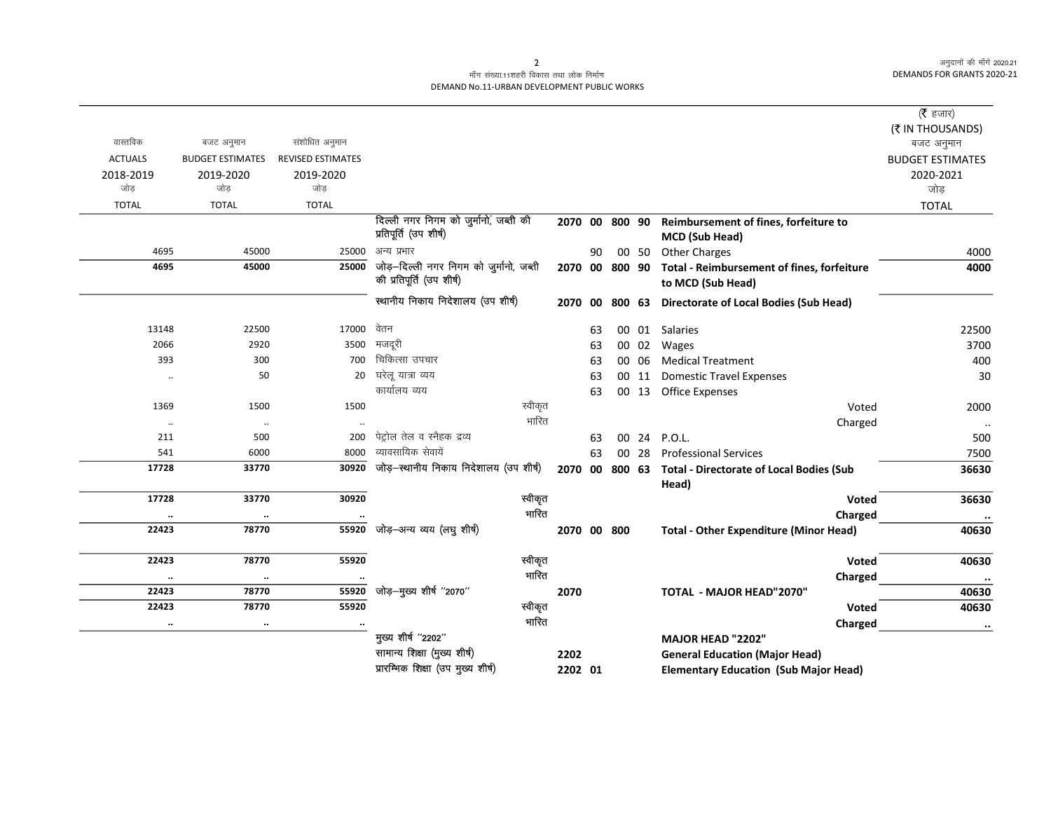माँग संख्या.11शहरी विकास तथा लोक निर्माण
DEMAND No.11-URBAN DEVELOPMENT PUBLIC WORKS

(₹ हजार)
(₹ IN THOUSANDS)

| वास्तविक ACTUALS 2018-2019 जोड़ TOTAL | बजट अनुमान BUDGET ESTIMATES 2019-2020 जोड़ TOTAL | संशोधित अनुमान REVISED ESTIMATES 2019-2020 जोड़ TOTAL | | | | | | | बजट अनुमान BUDGET ESTIMATES 2020-2021 जोड़ TOTAL |
|---|---|---|---|---|---|---|---|---|---|
| | | | दिल्ली नगर निगम को जुर्मानों, जब्ती की प्रतिपूर्ति (उप शीर्ष) | 2070 | 00 | 800 | 90 | Reimbursement of fines, forfeiture to MCD (Sub Head) | |
| 4695 | 45000 | 25000 | अन्य प्रभार | | 90 | 00 | 50 | Other Charges | 4000 |
| **4695** | **45000** | **25000** | जोड़–दिल्ली नगर निगम को जुर्मानो, जब्ती की प्रतिपूर्ति (उप शीर्ष) | **2070** | **00** | **800** | **90** | **Total - Reimbursement of fines, forfeiture to MCD (Sub Head)** | **4000** |
| | | | स्थानीय निकाय निदेशालय (उप शीर्ष) | **2070** | **00** | **800** | **63** | **Directorate of Local Bodies (Sub Head)** | |
| 13148 | 22500 | 17000 | वेतन | | 63 | 00 | 01 | Salaries | 22500 |
| 2066 | 2920 | 3500 | मजदूरी | | 63 | 00 | 02 | Wages | 3700 |
| 393 | 300 | 700 | चिकित्सा उपचार | | 63 | 00 | 06 | Medical Treatment | 400 |
| .. | 50 | 20 | घरेलू यात्रा व्यय | | 63 | 00 | 11 | Domestic Travel Expenses | 30 |
| | | | कार्यालय व्यय | | 63 | 00 | 13 | Office Expenses | |
| 1369 | 1500 | 1500 | स्वीकृत | | | | | Voted | 2000 |
| .. | .. | .. | भारित | | | | | Charged | .. |
| 211 | 500 | 200 | पेट्रोल तेल व स्नैहक द्रव्य | | 63 | 00 | 24 | P.O.L. | 500 |
| 541 | 6000 | 8000 | व्यावसायिक सेवायें | | 63 | 00 | 28 | Professional Services | 7500 |
| **17728** | **33770** | **30920** | जोड़–स्थानीय निकाय निदेशालय (उप शीर्ष) | **2070** | **00** | **800** | **63** | **Total - Directorate of Local Bodies (Sub Head)** | **36630** |
| **17728** | **33770** | **30920** | स्वीकृत | | | | | **Voted** | **36630** |
| **..** | **..** | **..** | भारित | | | | | **Charged** | **..** |
| **22423** | **78770** | **55920** | जोड़–अन्य व्यय (लघु शीर्ष) | **2070** | **00** | **800** | | **Total - Other Expenditure (Minor Head)** | **40630** |
| **22423** | **78770** | **55920** | स्वीकृत | | | | | **Voted** | **40630** |
| **..** | **..** | **..** | भारित | | | | | **Charged** | **..** |
| **22423** | **78770** | **55920** | जोड़–मुख्य शीर्ष ''2070'' | **2070** | | | | **TOTAL - MAJOR HEAD"2070"** | **40630** |
| **22423** | **78770** | **55920** | स्वीकृत | | | | | **Voted** | **40630** |
| **..** | **..** | **..** | भारित | | | | | **Charged** | **..** |
| | | | मुख्य शीर्ष ''2202'' | | | | | **MAJOR HEAD "2202"** | |
| | | | सामान्य शिक्षा (मुख्य शीर्ष) | **2202** | | | | **General Education (Major Head)** | |
| | | | प्रारम्भिक शिक्षा (उप मुख्य शीर्ष) | **2202** | **01** | | | **Elementary Education (Sub Major Head)** | |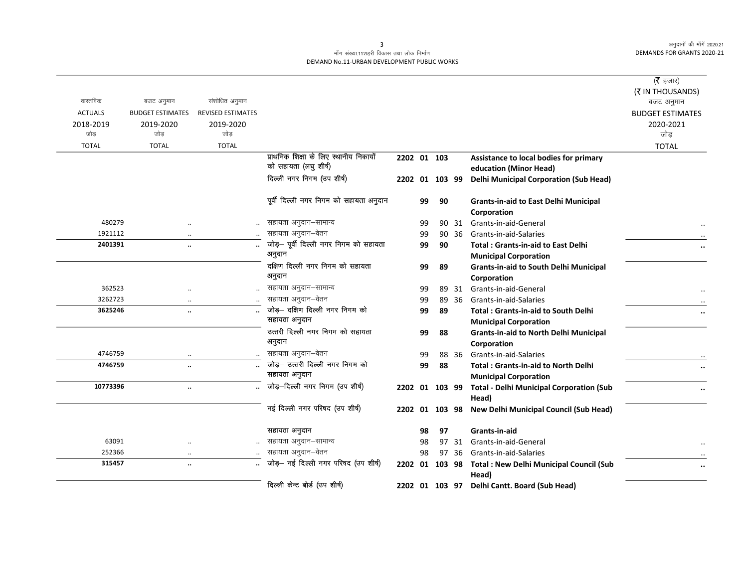मॉंग संख्या.11शहरी विकास तथा लोक निर्माण
DEMAND No.11-URBAN DEVELOPMENT PUBLIC WORKS

(₹ हजार)
(₹ IN THOUSANDS)

| वास्तविक ACTUALS 2018-2019 जोड़ TOTAL | बजट अनुमान BUDGET ESTIMATES 2019-2020 जोड़ TOTAL | संशोधित अनुमान REVISED ESTIMATES 2019-2020 जोड़ TOTAL | | | | | | | बजट अनुमान BUDGET ESTIMATES 2020-2021 जोड़ TOTAL |
|---|---|---|---|---|---|---|---|---|---|
| | | | प्राथमिक शिक्षा के लिए स्थानीय निकायों को सहायता (लघु शीर्ष) | 2202 01 | 103 | | | **Assistance to local bodies for primary education (Minor Head)** | |
| | | | दिल्ली नगर निगम (उप शीर्ष) | 2202 01 | 103 | 99 | | **Delhi Municipal Corporation (Sub Head)** | |
| | | | पूर्वी दिल्ली नगर निगम को सहायता अनुदान | | 99 | 90 | | **Grants-in-aid to East Delhi Municipal Corporation** | |
| 480279 | .. | .. | सहायता अनुदान–सामान्य | | 99 | 90 | 31 | Grants-in-aid-General | .. |
| 1921112 | .. | .. | सहायता अनुदान–वेतन | | 99 | 90 | 36 | Grants-in-aid-Salaries | .. |
| **2401391** | **..** | **..** | जोड़– पूर्वी दिल्ली नगर निगम को सहायता अनुदान | | **99** | **90** | | **Total : Grants-in-aid to East Delhi Municipal Corporation** | **..** |
| | | | दक्षिण दिल्ली नगर निगम को सहायता अनुदान | | 99 | 89 | | **Grants-in-aid to South Delhi Municipal Corporation** | |
| 362523 | .. | .. | सहायता अनुदान–सामान्य | | 99 | 89 | 31 | Grants-in-aid-General | .. |
| 3262723 | .. | .. | सहायता अनुदान–वेतन | | 99 | 89 | 36 | Grants-in-aid-Salaries | .. |
| **3625246** | **..** | **..** | जोड़– दक्षिण दिल्ली नगर निगम को सहायता अनुदान | | **99** | **89** | | **Total : Grants-in-aid to South Delhi Municipal Corporation** | **..** |
| | | | उत्तरी दिल्ली नगर निगम को सहायता अनुदान | | 99 | 88 | | **Grants-in-aid to North Delhi Municipal Corporation** | |
| 4746759 | .. | .. | सहायता अनुदान–वेतन | | 99 | 88 | 36 | Grants-in-aid-Salaries | .. |
| **4746759** | **..** | **..** | जोड़– उत्तरी दिल्ली नगर निगम को सहायता अनुदान | | **99** | **88** | | **Total : Grants-in-aid to North Delhi Municipal Corporation** | **..** |
| **10773396** | **..** | **..** | जोड़–दिल्ली नगर निगम (उप शीर्ष) | **2202 01** | **103** | **99** | | **Total - Delhi Municipal Corporation (Sub Head)** | **..** |
| | | | नई दिल्ली नगर परिषद (उप शीर्ष) | 2202 01 | 103 | 98 | | **New Delhi Municipal Council (Sub Head)** | |
| | | | सहायता अनुदान | | 98 | 97 | | **Grants-in-aid** | |
| 63091 | .. | .. | सहायता अनुदान–सामान्य | | 98 | 97 | 31 | Grants-in-aid-General | .. |
| 252366 | .. | .. | सहायता अनुदान–वेतन | | 98 | 97 | 36 | Grants-in-aid-Salaries | .. |
| **315457** | **..** | **..** | जोड़– नई दिल्ली नगर परिषद (उप शीर्ष) | **2202 01** | **103** | **98** | | **Total : New Delhi Municipal Council (Sub Head)** | **..** |
| | | | दिल्ली केन्ट बोर्ड (उप शीर्ष) | 2202 01 | 103 | 97 | | **Delhi Cantt. Board (Sub Head)** | |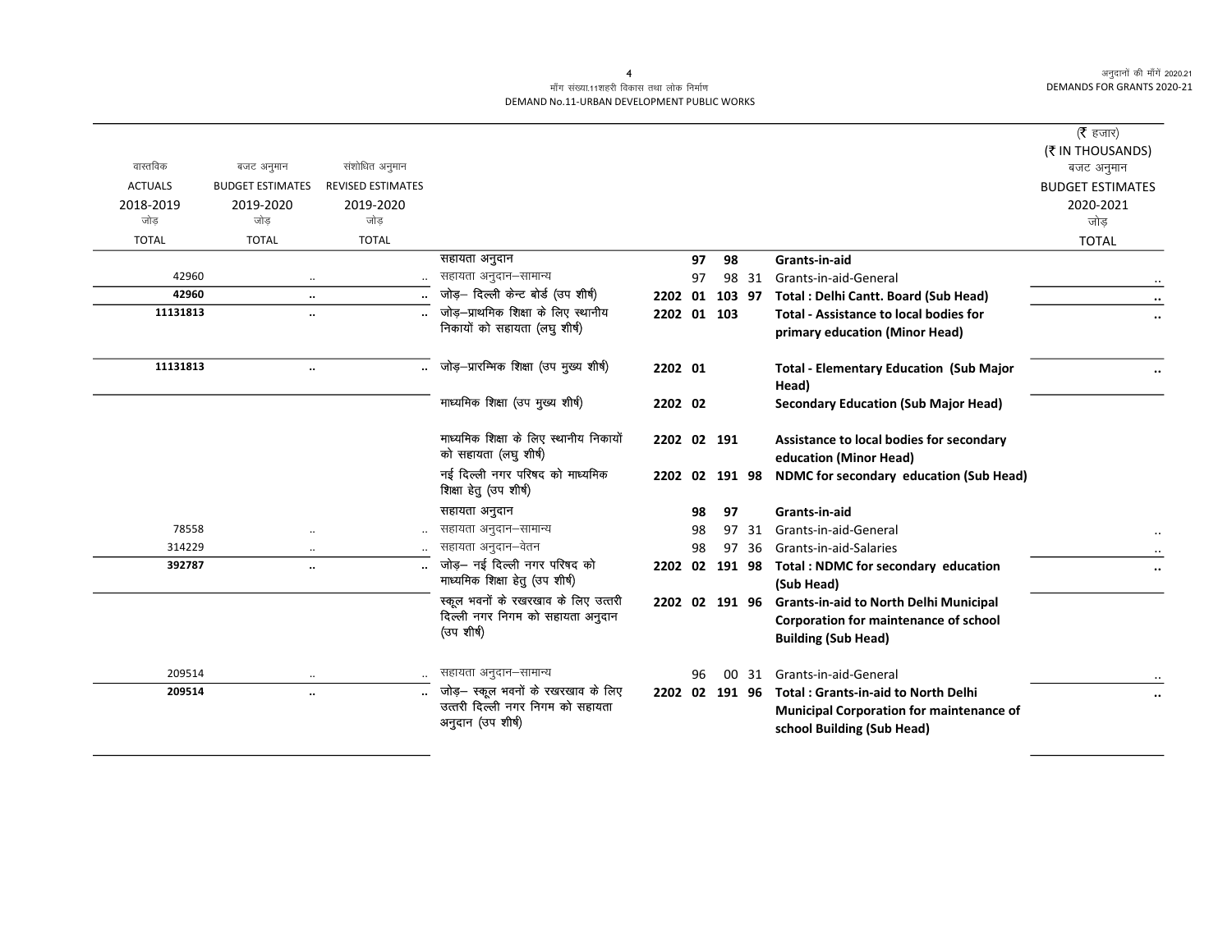मॉंग संख्या.11शहरी विकास तथा लोक निर्माण
DEMAND No.11-URBAN DEVELOPMENT PUBLIC WORKS

(₹ हजार)
(₹ IN THOUSANDS)

| वास्तविक ACTUALS 2018-2019 जोड़ TOTAL | बजट अनुमान BUDGET ESTIMATES 2019-2020 जोड़ TOTAL | संशोधित अनुमान REVISED ESTIMATES 2019-2020 जोड़ TOTAL | | | | | | | बजट अनुमान BUDGET ESTIMATES 2020-2021 जोड़ TOTAL |
|---|---|---|---|---|---|---|---|---|---|
| | | | सहायता अनुदान | | 97 | 98 | | **Grants-in-aid** | |
| 42960 | .. | .. | सहायता अनुदान–सामान्य | | 97 | 98 | 31 | Grants-in-aid-General | .. |
| **42960** | **..** | **..** | जोड़– दिल्ली केन्ट बोर्ड (उप शीर्ष) | **2202** | **01** | **103** | **97** | **Total : Delhi Cantt. Board (Sub Head)** | **..** |
| **11131813** | **..** | **..** | जोड़–प्राथमिक शिक्षा के लिए स्थानीय निकायों को सहायता (लघु शीर्ष) | **2202** | **01** | **103** | | **Total - Assistance to local bodies for primary education (Minor Head)** | **..** |
| **11131813** | **..** | **..** | जोड़–प्रारम्भिक शिक्षा (उप मुख्य शीर्ष) | **2202** | **01** | | | **Total - Elementary Education (Sub Major Head)** | **..** |
| | | | माध्यमिक शिक्षा (उप मुख्य शीर्ष) | **2202** | **02** | | | **Secondary Education (Sub Major Head)** | |
| | | | माध्यमिक शिक्षा के लिए स्थानीय निकायों को सहायता (लघु शीर्ष) | **2202** | **02** | **191** | | **Assistance to local bodies for secondary education (Minor Head)** | |
| | | | नई दिल्ली नगर परिषद को माध्यमिक शिक्षा हेतु (उप शीर्ष) | **2202** | **02** | **191** | **98** | **NDMC for secondary education (Sub Head)** | |
| | | | सहायता अनुदान | | 98 | 97 | | **Grants-in-aid** | |
| 78558 | .. | .. | सहायता अनुदान–सामान्य | | 98 | 97 | 31 | Grants-in-aid-General | .. |
| 314229 | .. | .. | सहायता अनुदान–वेतन | | 98 | 97 | 36 | Grants-in-aid-Salaries | .. |
| **392787** | **..** | **..** | जोड़– नई दिल्ली नगर परिषद को माध्यमिक शिक्षा हेतु (उप शीर्ष) | **2202** | **02** | **191** | **98** | **Total : NDMC for secondary education (Sub Head)** | **..** |
| | | | स्कूल भवनों के रखरखाव के लिए उत्तरी दिल्ली नगर निगम को सहायता अनुदान (उप शीर्ष) | **2202** | **02** | **191** | **96** | **Grants-in-aid to North Delhi Municipal Corporation for maintenance of school Building (Sub Head)** | |
| 209514 | .. | .. | सहायता अनुदान–सामान्य | | 96 | 00 | 31 | Grants-in-aid-General | .. |
| **209514** | **..** | **..** | जोड़– स्कूल भवनों के रखरखाव के लिए उत्तरी दिल्ली नगर निगम को सहायता अनुदान (उप शीर्ष) | **2202** | **02** | **191** | **96** | **Total : Grants-in-aid to North Delhi Municipal Corporation for maintenance of school Building (Sub Head)** | **..** |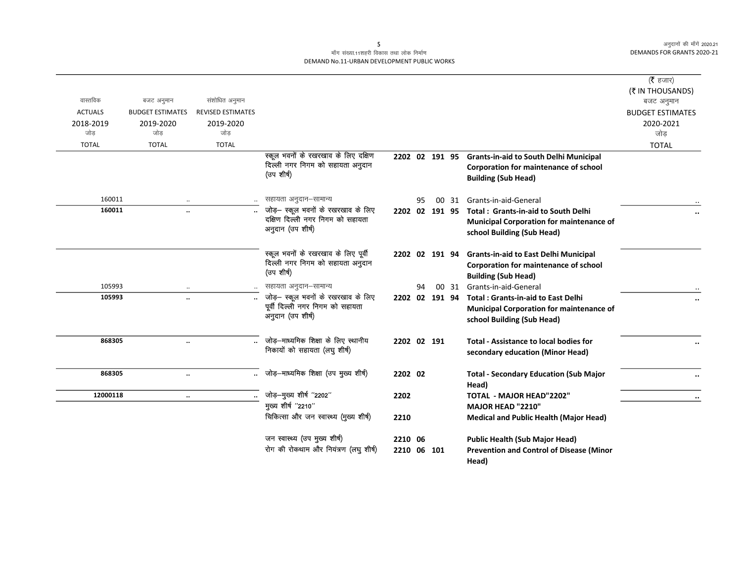| वास्तविक ACTUALS 2018-2019 जोड़ TOTAL | बजट अनुमान BUDGET ESTIMATES 2019-2020 जोड़ TOTAL | संशोधित अनुमान REVISED ESTIMATES 2019-2020 जोड़ TOTAL | | | | (₹ हजार) (₹ IN THOUSANDS) बजट अनुमान BUDGET ESTIMATES 2020-2021 जोड़ TOTAL |
|---|---|---|---|---|---|---|
| | | | स्कूल भवनों के रखरखाव के लिए दक्षिण दिल्ली नगर निगम को सहायता अनुदान (उप शीर्ष) | 2202 02 191 95 | **Grants-in-aid to South Delhi Municipal Corporation for maintenance of school Building (Sub Head)** | |
| 160011 | .. | .. | सहायता अनुदान–सामान्य | 95 00 31 | Grants-in-aid-General | .. |
| **160011** | **..** | **..** | जोड़– स्कूल भवनों के रखरखाव के लिए दक्षिण दिल्ली नगर निगम को सहायता अनुदान (उप शीर्ष) | **2202 02 191 95** | **Total : Grants-in-aid to South Delhi Municipal Corporation for maintenance of school Building (Sub Head)** | **..** |
| | | | स्कूल भवनों के रखरखाव के लिए पूर्वी दिल्ली नगर निगम को सहायता अनुदान (उप शीर्ष) | 2202 02 191 94 | **Grants-in-aid to East Delhi Municipal Corporation for maintenance of school Building (Sub Head)** | |
| 105993 | .. | .. | सहायता अनुदान–सामान्य | 94 00 31 | Grants-in-aid-General | .. |
| **105993** | **..** | **..** | जोड़– स्कूल भवनों के रखरखाव के लिए पूर्वी दिल्ली नगर निगम को सहायता अनुदान (उप शीर्ष) | **2202 02 191 94** | **Total : Grants-in-aid to East Delhi Municipal Corporation for maintenance of school Building (Sub Head)** | **..** |
| **868305** | **..** | **..** | जोड़–माध्यमिक शिक्षा के लिए स्थानीय निकायों को सहायता (लघु शीर्ष) | **2202 02 191** | **Total - Assistance to local bodies for secondary education (Minor Head)** | **..** |
| **868305** | **..** | **..** | जोड़–माध्यमिक शिक्षा (उप मुख्य शीर्ष) | **2202 02** | **Total - Secondary Education (Sub Major Head)** | **..** |
| **12000118** | **..** | **..** | जोड़–मुख्य शीर्ष "2202" | **2202** | **TOTAL - MAJOR HEAD"2202"** | **..** |
| | | | मुख्य शीर्ष "2210" | | **MAJOR HEAD "2210"** | |
| | | | चिकित्सा और जन स्वास्थ्य (मुख्य शीर्ष) | **2210** | **Medical and Public Health (Major Head)** | |
| | | | जन स्वास्थ्य (उप मुख्य शीर्ष) | **2210 06** | **Public Health (Sub Major Head)** | |
| | | | रोग की रोकथाम और नियंत्रण (लघु शीर्ष) | **2210 06 101** | **Prevention and Control of Disease (Minor Head)** | |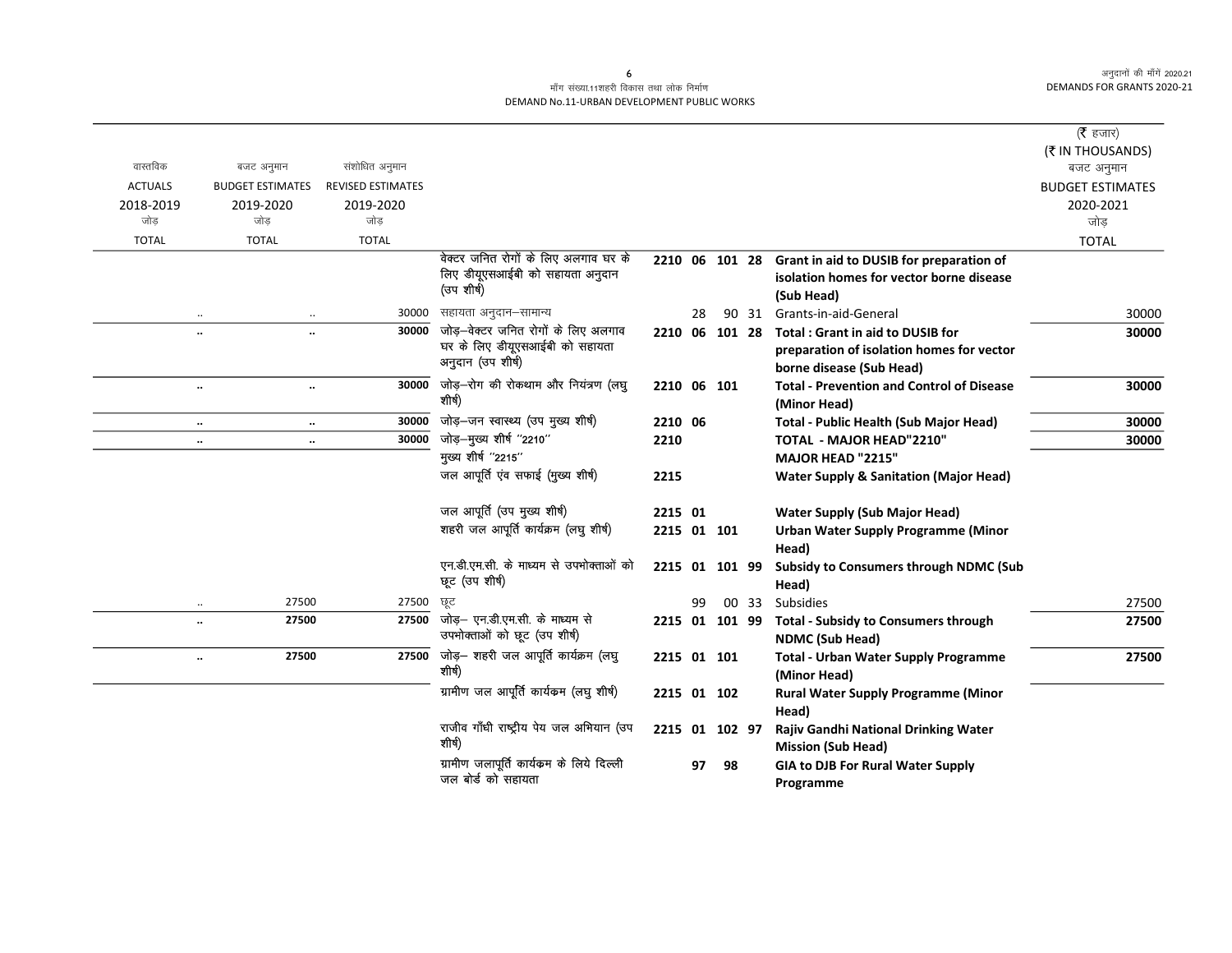माँग संख्या.11शहरी विकास तथा लोक निर्माण
DEMAND No.11-URBAN DEVELOPMENT PUBLIC WORKS

| वास्तविक ACTUALS 2018-2019 जोड़ TOTAL | बजट अनुमान BUDGET ESTIMATES 2019-2020 जोड़ TOTAL | संशोधित अनुमान REVISED ESTIMATES 2019-2020 जोड़ TOTAL | | | | | | | (₹ हजार) (₹ IN THOUSANDS) बजट अनुमान BUDGET ESTIMATES 2020-2021 जोड़ TOTAL |
|---|---|---|---|---|---|---|---|---|---|
| | | | वेक्टर जनित रोगों के लिए अलगाव घर के लिए डीयूएसआईबी को सहायता अनुदान (उप शीर्ष) | 2210 06 | 101 | 28 | | **Grant in aid to DUSIB for preparation of isolation homes for vector borne disease (Sub Head)** | |
| .. | .. | 30000 | सहायता अनुदान–सामान्य | 28 | 90 | 31 | | Grants-in-aid-General | 30000 |
| **..** | **..** | **30000** | जोड़–वेक्टर जनित रोगों के लिए अलगाव घर के लिए डीयूएसआईबी को सहायता अनुदान (उप शीर्ष) | 2210 06 | 101 | 28 | | **Total : Grant in aid to DUSIB for preparation of isolation homes for vector borne disease (Sub Head)** | **30000** |
| **..** | **..** | **30000** | जोड़–रोग की रोकथाम और नियंत्रण (लघु शीर्ष) | 2210 06 | 101 | | | **Total - Prevention and Control of Disease (Minor Head)** | **30000** |
| **..** | **..** | **30000** | जोड़–जन स्वास्थ्य (उप मुख्य शीर्ष) | 2210 06 | | | | **Total - Public Health (Sub Major Head)** | **30000** |
| **..** | **..** | **30000** | जोड़–मुख्य शीर्ष "2210" | 2210 | | | | **TOTAL - MAJOR HEAD"2210"** | **30000** |
| | | | मुख्य शीर्ष "2215" | | | | | **MAJOR HEAD "2215"** | |
| | | | जल आपूर्ति एंव सफाई (मुख्य शीर्ष) | 2215 | | | | **Water Supply & Sanitation (Major Head)** | |
| | | | जल आपूर्ति (उप मुख्य शीर्ष) | 2215 01 | | | | **Water Supply (Sub Major Head)** | |
| | | | शहरी जल आपूर्ति कार्यक्रम (लघु शीर्ष) | 2215 01 | 101 | | | **Urban Water Supply Programme (Minor Head)** | |
| | | | एन.डी.एम.सी. के माध्यम से उपभोक्ताओं को छूट (उप शीर्ष) | 2215 01 | 101 | 99 | | **Subsidy to Consumers through NDMC (Sub Head)** | |
| .. | 27500 | 27500 | छूट | 99 | 00 | 33 | | Subsidies | 27500 |
| **..** | **27500** | **27500** | जोड़– एन.डी.एम.सी. के माध्यम से उपभोक्ताओं को छूट (उप शीर्ष) | 2215 01 | 101 | 99 | | **Total - Subsidy to Consumers through NDMC (Sub Head)** | **27500** |
| **..** | **27500** | **27500** | जोड़– शहरी जल आपूर्ति कार्यक्रम (लघु शीर्ष) | 2215 01 | 101 | | | **Total - Urban Water Supply Programme (Minor Head)** | **27500** |
| | | | ग्रामीण जल आपूर्ति कार्यकम (लघु शीर्ष) | 2215 01 | 102 | | | **Rural Water Supply Programme (Minor Head)** | |
| | | | राजीव गाँधी राष्ट्रीय पेय जल अभियान (उप शीर्ष) | 2215 01 | 102 | 97 | | **Rajiv Gandhi National Drinking Water Mission (Sub Head)** | |
| | | | ग्रामीण जलापूर्ति कार्यकम के लिये दिल्ली जल बोर्ड को सहायता | **97** | **98** | | | **GIA to DJB For Rural Water Supply Programme** | |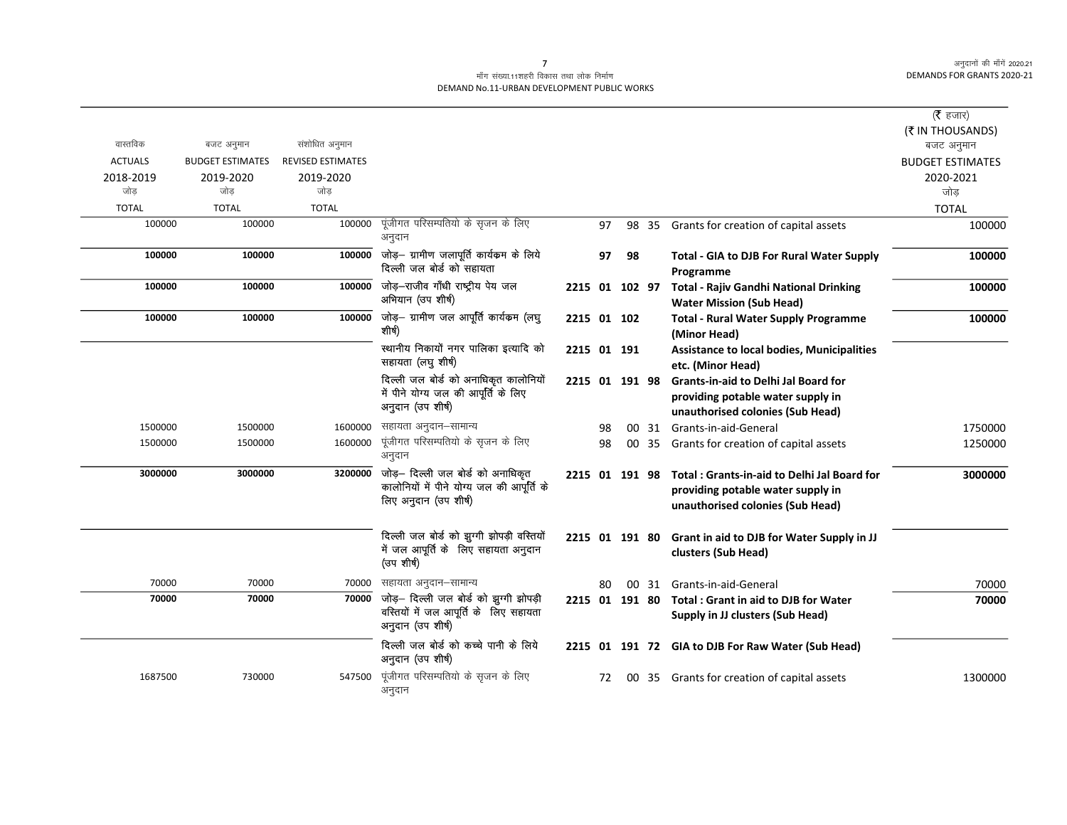मॉंग संख्या.11शहरी विकास तथा लोक निर्माण
DEMAND No.11-URBAN DEVELOPMENT PUBLIC WORKS

| वास्तविक ACTUALS 2018-2019 जोड़ TOTAL | बजट अनुमान BUDGET ESTIMATES 2019-2020 जोड़ TOTAL | संशोधित अनुमान REVISED ESTIMATES 2019-2020 जोड़ TOTAL | | | | | | | (₹ हजार) (₹ IN THOUSANDS) बजट अनुमान BUDGET ESTIMATES 2020-2021 जोड़ TOTAL |
|---|---|---|---|---|---|---|---|---|---|
| 100000 | 100000 | 100000 | पूंजीगत परिसम्पतियो के सृजन के लिए अनुदान | | 97 | 98 | 35 | Grants for creation of capital assets | 100000 |
| **100000** | **100000** | **100000** | जोड़– ग्रामीण जलापूर्ति कार्यक्रम के लिये दिल्ली जल बोर्ड को सहायता | | **97** | **98** | | **Total - GIA to DJB For Rural Water Supply Programme** | **100000** |
| **100000** | **100000** | **100000** | जोड़–राजीव गाँधी राष्ट्रीय पेय जल अभियान (उप शीर्ष) | **2215** | **01** | **102** | **97** | **Total - Rajiv Gandhi National Drinking Water Mission (Sub Head)** | **100000** |
| **100000** | **100000** | **100000** | जोड़– ग्रामीण जल आपूर्ति कार्यक्रम (लघु शीर्ष) | **2215** | **01** | **102** | | **Total - Rural Water Supply Programme (Minor Head)** | **100000** |
| | | | स्थानीय निकायों नगर पालिका इत्यादि को सहायता (लघु शीर्ष) | **2215** | **01** | **191** | | **Assistance to local bodies, Municipalities etc. (Minor Head)** | |
| | | | दिल्ली जल बोर्ड को अनाधिकृत कालोनियों में पीने योग्य जल की आपूर्ति के लिए अनुदान (उप शीर्ष) | **2215** | **01** | **191** | **98** | **Grants-in-aid to Delhi Jal Board for providing potable water supply in unauthorised colonies (Sub Head)** | |
| 1500000 | 1500000 | 1600000 | सहायता अनुदान–सामान्य | | 98 | 00 | 31 | Grants-in-aid-General | 1750000 |
| 1500000 | 1500000 | 1600000 | पूंजीगत परिसम्पतियो के सृजन के लिए अनुदान | | 98 | 00 | 35 | Grants for creation of capital assets | 1250000 |
| **3000000** | **3000000** | **3200000** | जोड़– दिल्ली जल बोर्ड को अनाधिकृत कालोनियों में पीने योग्य जल की आपूर्ति के लिए अनुदान (उप शीर्ष) | **2215** | **01** | **191** | **98** | **Total : Grants-in-aid to Delhi Jal Board for providing potable water supply in unauthorised colonies (Sub Head)** | **3000000** |
| | | | दिल्ली जल बोर्ड को झुग्गी झोपड़ी वस्तियों में जल आपूर्ति के लिए सहायता अनुदान (उप शीर्ष) | **2215** | **01** | **191** | **80** | **Grant in aid to DJB for Water Supply in JJ clusters (Sub Head)** | |
| 70000 | 70000 | 70000 | सहायता अनुदान–सामान्य | | 80 | 00 | 31 | Grants-in-aid-General | 70000 |
| **70000** | **70000** | **70000** | जोड़– दिल्ली जल बोर्ड को झुग्गी झोपड़ी वस्तियों में जल आपूर्ति के लिए सहायता अनुदान (उप शीर्ष) | **2215** | **01** | **191** | **80** | **Total : Grant in aid to DJB for Water Supply in JJ clusters (Sub Head)** | **70000** |
| | | | दिल्ली जल बोर्ड को कच्चे पानी के लिये अनुदान (उप शीर्ष) | **2215** | **01** | **191** | **72** | **GIA to DJB For Raw Water (Sub Head)** | |
| 1687500 | 730000 | 547500 | पूंजीगत परिसम्पतियो के सृजन के लिए अनुदान | | 72 | 00 | 35 | Grants for creation of capital assets | 1300000 |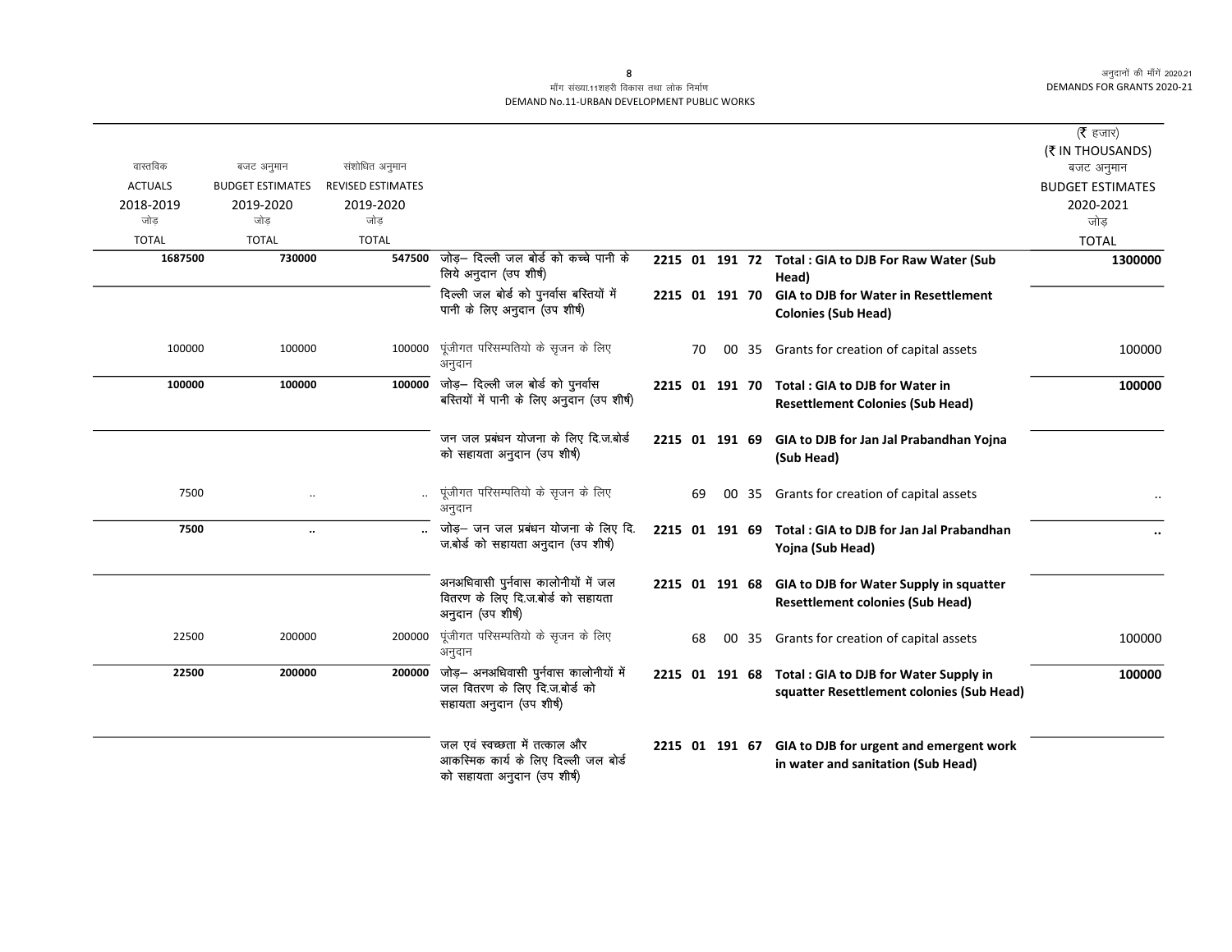माँग संख्या.11शहरी विकास तथा लोक निर्माण
DEMAND No.11-URBAN DEVELOPMENT PUBLIC WORKS

(₹ हजार)
(₹ IN THOUSANDS)

| वास्तविक ACTUALS 2018-2019 जोड़ TOTAL | बजट अनुमान BUDGET ESTIMATES 2019-2020 जोड़ TOTAL | संशोधित अनुमान REVISED ESTIMATES 2019-2020 जोड़ TOTAL | | | | बजट अनुमान BUDGET ESTIMATES 2020-2021 जोड़ TOTAL |
|---|---|---|---|---|---|---|
| **1687500** | **730000** | **547500** | जोड़– दिल्ली जल बोर्ड को कच्चे पानी के लिये अनुदान (उप शीर्ष) | **2215 01 191 72** | **Total : GIA to DJB For Raw Water (Sub Head)** | **1300000** |
| | | | दिल्ली जल बोर्ड को पुनर्वास बस्तियों में पानी के लिए अनुदान (उप शीर्ष) | **2215 01 191 70** | **GIA to DJB for Water in Resettlement Colonies (Sub Head)** | |
| 100000 | 100000 | 100000 | पूंजीगत परिसम्पतियो के सृजन के लिए अनुदान | 70 00 35 | Grants for creation of capital assets | 100000 |
| **100000** | **100000** | **100000** | जोड़– दिल्ली जल बोर्ड को पुनर्वास बस्तियों में पानी के लिए अनुदान (उप शीर्ष) | **2215 01 191 70** | **Total : GIA to DJB for Water in Resettlement Colonies (Sub Head)** | **100000** |
| | | | जन जल प्रबंधन योजना के लिए दि.ज.बोर्ड को सहायता अनुदान (उप शीर्ष) | **2215 01 191 69** | **GIA to DJB for Jan Jal Prabandhan Yojna (Sub Head)** | |
| 7500 | .. | .. | पूंजीगत परिसम्पतियो के सृजन के लिए अनुदान | 69 00 35 | Grants for creation of capital assets | .. |
| **7500** | **..** | **..** | जोड़– जन जल प्रबंधन योजना के लिए दि.ज.बोर्ड को सहायता अनुदान (उप शीर्ष) | **2215 01 191 69** | **Total : GIA to DJB for Jan Jal Prabandhan Yojna (Sub Head)** | **..** |
| | | | अनअधिवासी पुर्नवास कालोनीयों में जल वितरण के लिए दि.ज.बोर्ड को सहायता अनुदान (उप शीर्ष) | **2215 01 191 68** | **GIA to DJB for Water Supply in squatter Resettlement colonies (Sub Head)** | |
| 22500 | 200000 | 200000 | पूंजीगत परिसम्पतियो के सृजन के लिए अनुदान | 68 00 35 | Grants for creation of capital assets | 100000 |
| **22500** | **200000** | **200000** | जोड़– अनअधिवासी पुर्नवास कालोनीयों में जल वितरण के लिए दि.ज.बोर्ड को सहायता अनुदान (उप शीर्ष) | **2215 01 191 68** | **Total : GIA to DJB for Water Supply in squatter Resettlement colonies (Sub Head)** | **100000** |
| | | | जल एवं स्वच्छता में तत्काल और आकस्मिक कार्य के लिए दिल्ली जल बोर्ड को सहायता अनुदान (उप शीर्ष) | **2215 01 191 67** | **GIA to DJB for urgent and emergent work in water and sanitation (Sub Head)** | |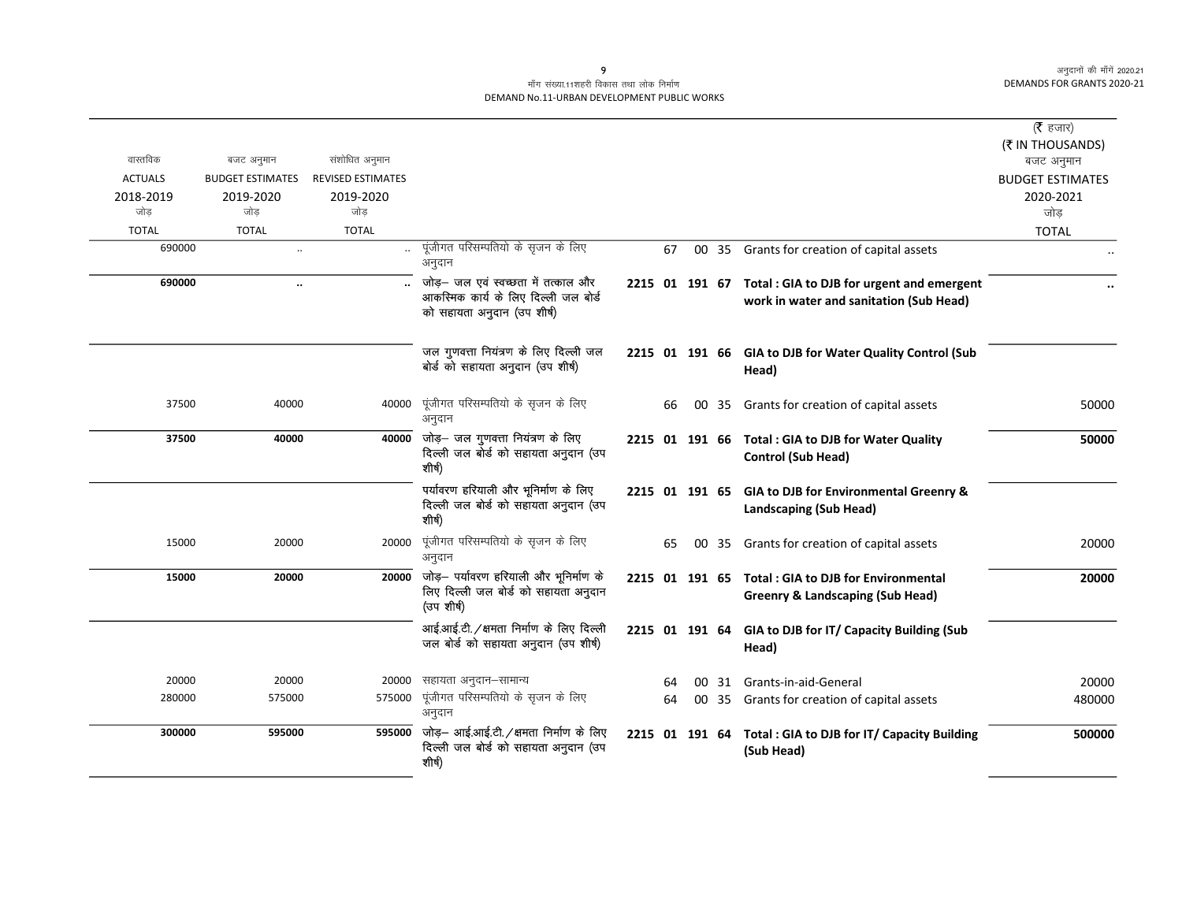मॉंग संख्या.11शहरी विकास तथा लोक निर्माण
DEMAND No.11-URBAN DEVELOPMENT PUBLIC WORKS

(₹ हजार)
(₹ IN THOUSANDS)

| वास्तविक ACTUALS 2018-2019 जोड़ TOTAL | बजट अनुमान BUDGET ESTIMATES 2019-2020 जोड़ TOTAL | संशोधित अनुमान REVISED ESTIMATES 2019-2020 जोड़ TOTAL | | | | | | | बजट अनुमान BUDGET ESTIMATES 2020-2021 जोड़ TOTAL |
|---|---|---|---|---|---|---|---|---|---|
| 690000 | .. | .. | पूंजीगत परिसम्पतियो के सृजन के लिए अनुदान | | 67 | 00 | 35 | Grants for creation of capital assets | .. |
| **690000** | **..** | **..** | **जोड़– जल एवं स्वच्छता में तत्काल और आकस्मिक कार्य के लिए दिल्ली जल बोर्ड को सहायता अनुदान (उप शीर्ष)** | **2215 01** | **191** | **67** | | **Total : GIA to DJB for urgent and emergent work in water and sanitation (Sub Head)** | **..** |
| | | | **जल गुणवत्ता नियंत्रण के लिए दिल्ली जल बोर्ड को सहायता अनुदान (उप शीर्ष)** | **2215 01** | **191** | **66** | | **GIA to DJB for Water Quality Control (Sub Head)** | |
| 37500 | 40000 | 40000 | पूंजीगत परिसम्पतियो के सृजन के लिए अनुदान | | 66 | 00 | 35 | Grants for creation of capital assets | 50000 |
| **37500** | **40000** | **40000** | **जोड़– जल गुणवत्ता नियंत्रण के लिए दिल्ली जल बोर्ड को सहायता अनुदान (उप शीर्ष)** | **2215 01** | **191** | **66** | | **Total : GIA to DJB for Water Quality Control (Sub Head)** | **50000** |
| | | | **पर्यावरण हरियाली और भूनिर्माण के लिए दिल्ली जल बोर्ड को सहायता अनुदान (उप शीर्ष)** | **2215 01** | **191** | **65** | | **GIA to DJB for Environmental Greenry & Landscaping (Sub Head)** | |
| 15000 | 20000 | 20000 | पूंजीगत परिसम्पतियो के सृजन के लिए अनुदान | | 65 | 00 | 35 | Grants for creation of capital assets | 20000 |
| **15000** | **20000** | **20000** | **जोड़– पर्यावरण हरियाली और भूनिर्माण के लिए दिल्ली जल बोर्ड को सहायता अनुदान (उप शीर्ष)** | **2215 01** | **191** | **65** | | **Total : GIA to DJB for Environmental Greenry & Landscaping (Sub Head)** | **20000** |
| | | | **आई.आई.टी./क्षमता निर्माण के लिए दिल्ली जल बोर्ड को सहायता अनुदान (उप शीर्ष)** | **2215 01** | **191** | **64** | | **GIA to DJB for IT/ Capacity Building (Sub Head)** | |
| 20000 | 20000 | 20000 | सहायता अनुदान–सामान्य | | 64 | 00 | 31 | Grants-in-aid-General | 20000 |
| 280000 | 575000 | 575000 | पूंजीगत परिसम्पतियो के सृजन के लिए अनुदान | | 64 | 00 | 35 | Grants for creation of capital assets | 480000 |
| **300000** | **595000** | **595000** | **जोड़– आई.आई.टी./क्षमता निर्माण के लिए दिल्ली जल बोर्ड को सहायता अनुदान (उप शीर्ष)** | **2215 01** | **191** | **64** | | **Total : GIA to DJB for IT/ Capacity Building (Sub Head)** | **500000** |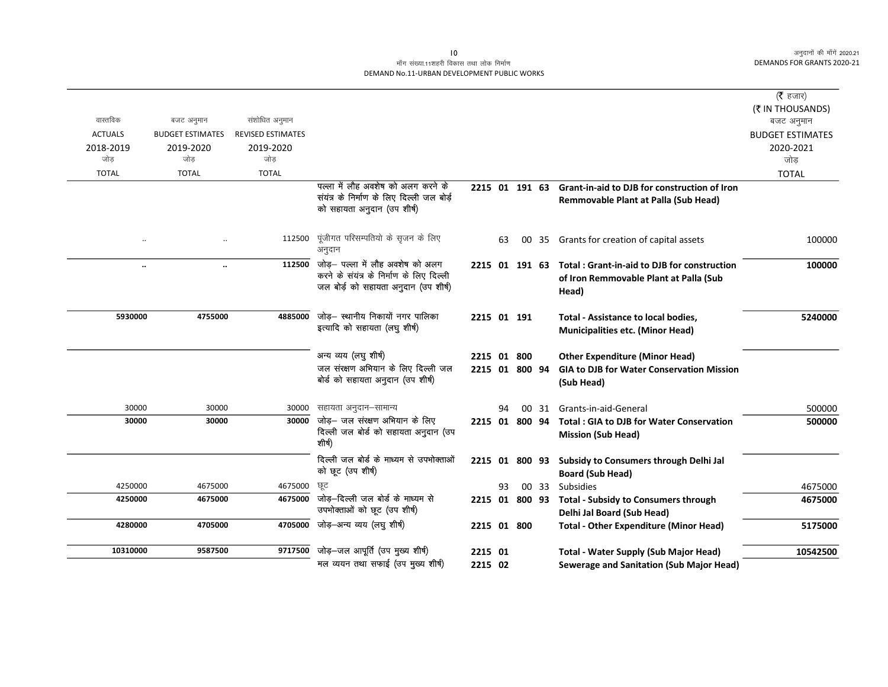मॉंग संख्या.11शहरी विकास तथा लोक निर्माण
DEMAND No.11-URBAN DEVELOPMENT PUBLIC WORKS

| वास्तविक ACTUALS 2018-2019 जोड़ TOTAL | बजट अनुमान BUDGET ESTIMATES 2019-2020 जोड़ TOTAL | संशोधित अनुमान REVISED ESTIMATES 2019-2020 जोड़ TOTAL | | | | (₹ हजार) (₹ IN THOUSANDS) बजट अनुमान BUDGET ESTIMATES 2020-2021 जोड़ TOTAL |
|---|---|---|---|---|---|---|
| | | | पल्ला में लौह अवशेष को अलग करने के संयंत्र के निर्माण के लिए दिल्ली जल बोर्ड को सहायता अनुदान (उप शीर्ष) | 2215 01 191 63 | **Grant-in-aid to DJB for construction of Iron Remmovable Plant at Palla (Sub Head)** | |
| .. | .. | 112500 | पूंजीगत परिसम्पतियो के सृजन के लिए अनुदान | 63 00 35 | Grants for creation of capital assets | 100000 |
| **..** | **..** | **112500** | जोड़– पल्ला में लौह अवशेष को अलग करने के संयंत्र के निर्माण के लिए दिल्ली जल बोर्ड को सहायता अनुदान (उप शीर्ष) | 2215 01 191 63 | **Total : Grant-in-aid to DJB for construction of Iron Remmovable Plant at Palla (Sub Head)** | **100000** |
| **5930000** | **4755000** | **4885000** | जोड़– स्थानीय निकायों नगर पालिका इत्यादि को सहायता (लघु शीर्ष) | 2215 01 191 | **Total - Assistance to local bodies, Municipalities etc. (Minor Head)** | **5240000** |
| | | | अन्य व्यय (लघु शीर्ष) | 2215 01 800 | **Other Expenditure (Minor Head)** | |
| | | | जल संरक्षण अभियान के लिए दिल्ली जल बोर्ड को सहायता अनुदान (उप शीर्ष) | 2215 01 800 94 | **GIA to DJB for Water Conservation Mission (Sub Head)** | |
| 30000 | 30000 | 30000 | सहायता अनुदान–सामान्य | 94 00 31 | Grants-in-aid-General | 500000 |
| **30000** | **30000** | **30000** | जोड़– जल संरक्षण अभियान के लिए दिल्ली जल बोर्ड को सहायता अनुदान (उप शीर्ष) | 2215 01 800 94 | **Total : GIA to DJB for Water Conservation Mission (Sub Head)** | **500000** |
| | | | दिल्ली जल बोर्ड के माध्यम से उपभोक्ताओं को छूट (उप शीर्ष) | 2215 01 800 93 | **Subsidy to Consumers through Delhi Jal Board (Sub Head)** | |
| 4250000 | 4675000 | 4675000 | छूट | 93 00 33 | Subsidies | 4675000 |
| **4250000** | **4675000** | **4675000** | जोड़–दिल्ली जल बोर्ड के माध्यम से उपभोक्ताओं को छूट (उप शीर्ष) | 2215 01 800 93 | **Total - Subsidy to Consumers through Delhi Jal Board (Sub Head)** | **4675000** |
| **4280000** | **4705000** | **4705000** | जोड़–अन्य व्यय (लघु शीर्ष) | 2215 01 800 | **Total - Other Expenditure (Minor Head)** | **5175000** |
| **10310000** | **9587500** | **9717500** | जोड़–जल आपूर्ति (उप मुख्य शीर्ष) | 2215 01 | **Total - Water Supply (Sub Major Head)** | **10542500** |
| | | | मल व्ययन तथा सफाई (उप मुख्य शीर्ष) | 2215 02 | **Sewerage and Sanitation (Sub Major Head)** | |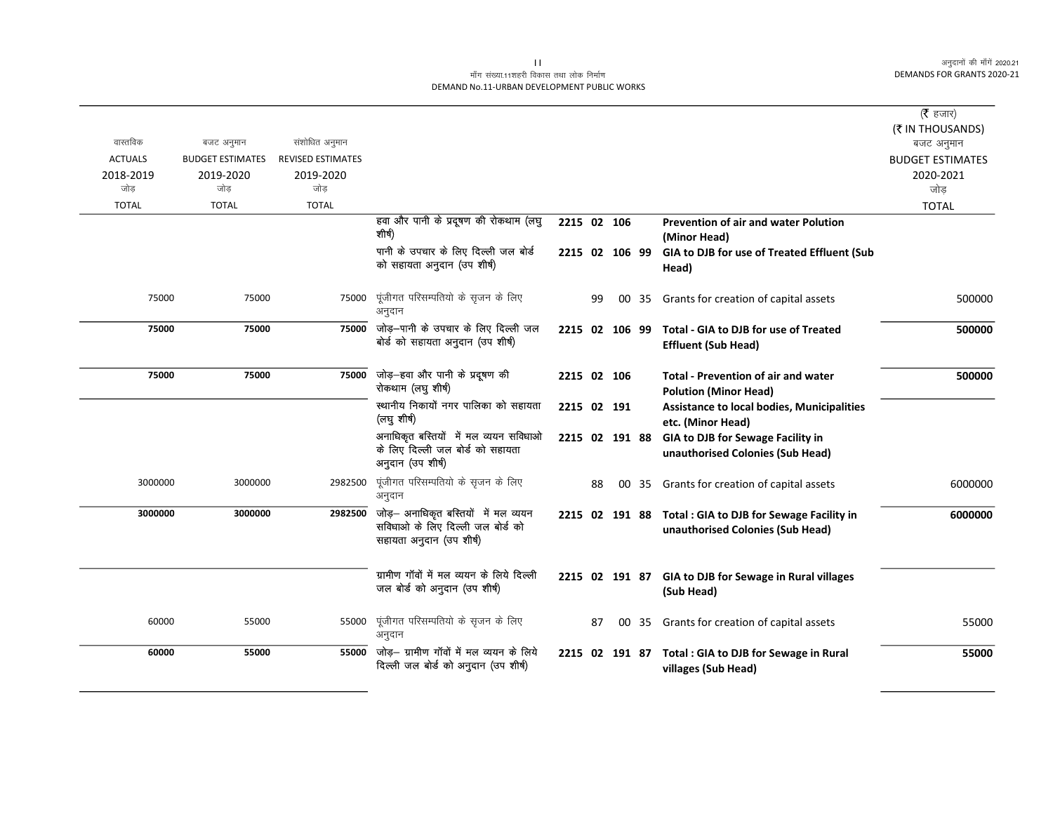मॉंग संख्या.11शहरी विकास तथा लोक निर्माण

DEMAND No.11-URBAN DEVELOPMENT PUBLIC WORKS

| वास्तविक ACTUALS 2018-2019 जोड़ TOTAL | बजट अनुमान BUDGET ESTIMATES 2019-2020 जोड़ TOTAL | संशोधित अनुमान REVISED ESTIMATES 2019-2020 जोड़ TOTAL | | | | | | | (₹ हजार) (₹ IN THOUSANDS) बजट अनुमान BUDGET ESTIMATES 2020-2021 जोड़ TOTAL |
|---|---|---|---|---|---|---|---|---|---|
| | | | हवा और पानी के प्रदूषण की रोकथाम (लघु शीर्ष) | 2215 02 | 106 | | | **Prevention of air and water Polution (Minor Head)** | |
| | | | पानी के उपचार के लिए दिल्ली जल बोर्ड को सहायता अनुदान (उप शीर्ष) | 2215 02 | 106 | 99 | | **GIA to DJB for use of Treated Effluent (Sub Head)** | |
| 75000 | 75000 | 75000 | पूंजीगत परिसम्पतियो के सृजन के लिए अनुदान | | | 99 | 00 35 | Grants for creation of capital assets | 500000 |
| **75000** | **75000** | **75000** | जोड़–पानी के उपचार के लिए दिल्ली जल बोर्ड को सहायता अनुदान (उप शीर्ष) | 2215 02 | 106 | 99 | | **Total - GIA to DJB for use of Treated Effluent (Sub Head)** | **500000** |
| **75000** | **75000** | **75000** | जोड़–हवा और पानी के प्रदूषण की रोकथाम (लघु शीर्ष) | 2215 02 | 106 | | | **Total - Prevention of air and water Polution (Minor Head)** | **500000** |
| | | | स्थानीय निकायों नगर पालिका को सहायता (लघु शीर्ष) | 2215 02 | 191 | | | **Assistance to local bodies, Municipalities etc. (Minor Head)** | |
| | | | अनाधिकृत बस्तियों में मल व्यन सविधाओ के लिए दिल्ली जल बोर्ड को सहायता अनुदान (उप शीर्ष) | 2215 02 | 191 | 88 | | **GIA to DJB for Sewage Facility in unauthorised Colonies (Sub Head)** | |
| 3000000 | 3000000 | 2982500 | पूंजीगत परिसम्पतियो के सृजन के लिए अनुदान | | | 88 | 00 35 | Grants for creation of capital assets | 6000000 |
| **3000000** | **3000000** | **2982500** | जोड़– अनाधिकृत बस्तियों में मल व्यन सविधाओ के लिए दिल्ली जल बोर्ड को सहायता अनुदान (उप शीर्ष) | 2215 02 | 191 | 88 | | **Total : GIA to DJB for Sewage Facility in unauthorised Colonies (Sub Head)** | **6000000** |
| | | | ग्रामीण गॉवों में मल व्यन के लिये दिल्ली जल बोर्ड को अनुदान (उप शीर्ष) | 2215 02 | 191 | 87 | | **GIA to DJB for Sewage in Rural villages (Sub Head)** | |
| 60000 | 55000 | 55000 | पूंजीगत परिसम्पतियो के सृजन के लिए अनुदान | | | 87 | 00 35 | Grants for creation of capital assets | 55000 |
| **60000** | **55000** | **55000** | जोड़– ग्रामीण गॉवों में मल व्यन के लिये दिल्ली जल बोर्ड को अनुदान (उप शीर्ष) | 2215 02 | 191 | 87 | | **Total : GIA to DJB for Sewage in Rural villages (Sub Head)** | **55000** |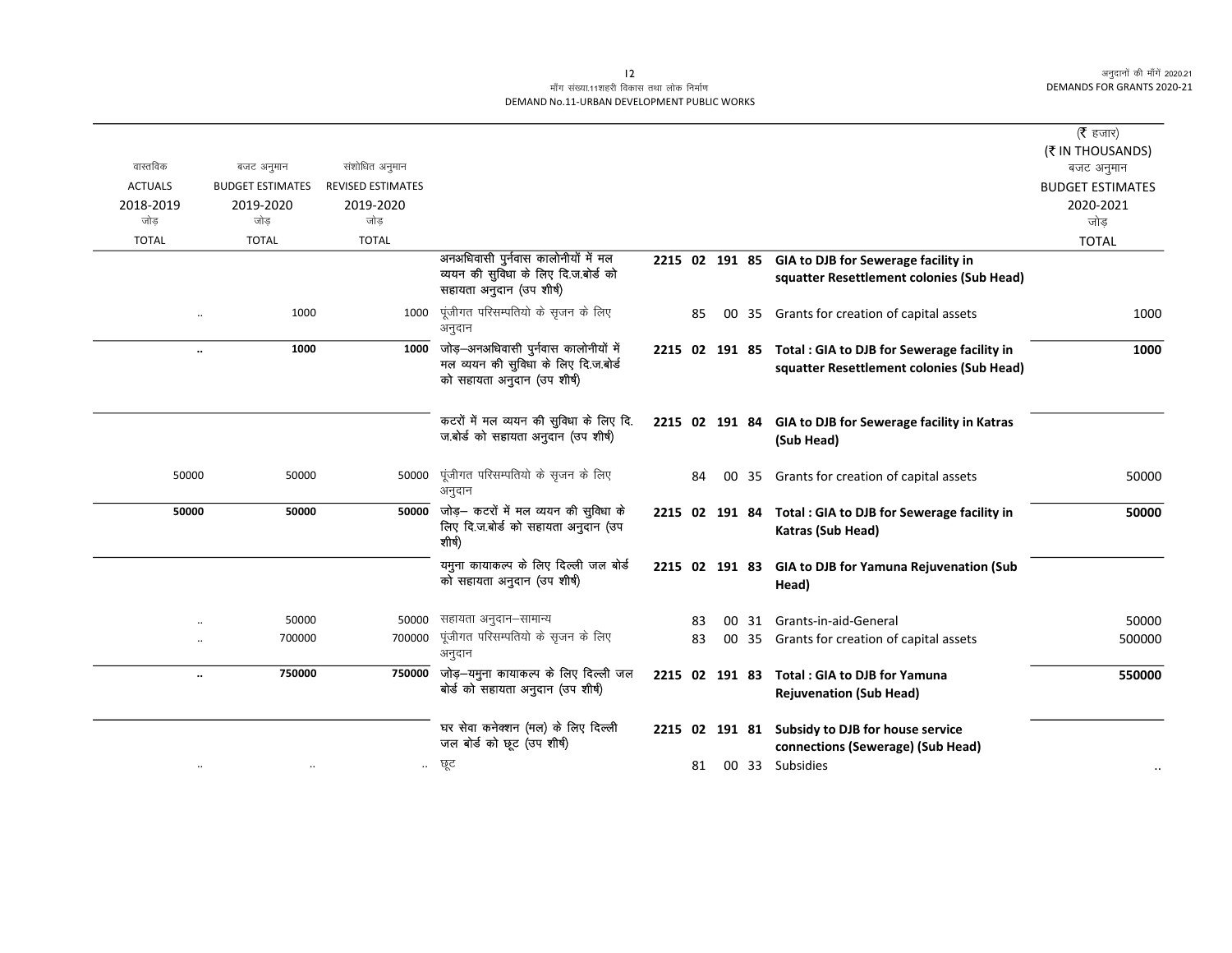मॉंग संख्या.11शहरी विकास तथा लोक निर्माण
DEMAND No.11-URBAN DEVELOPMENT PUBLIC WORKS

(₹ हजार)
(₹ IN THOUSANDS)

| वास्तविक ACTUALS 2018-2019 जोड़ TOTAL | बजट अनुमान BUDGET ESTIMATES 2019-2020 जोड़ TOTAL | संशोधित अनुमान REVISED ESTIMATES 2019-2020 जोड़ TOTAL | | | | | | | बजट अनुमान BUDGET ESTIMATES 2020-2021 जोड़ TOTAL |
|---|---|---|---|---|---|---|---|---|---|
| | | | अनअधिवासी पुर्नवास कालोनीयों में मल व्ययन की सुविधा के लिए दि.ज.बोर्ड को सहायता अनुदान (उप शीर्ष) | 2215 02 | 191 | 85 | | **GIA to DJB for Sewerage facility in squatter Resettlement colonies (Sub Head)** | |
| .. | 1000 | 1000 | पूंजीगत परिसम्पतियो के सृजन के लिए अनुदान | | | 85 | 00 35 | Grants for creation of capital assets | 1000 |
| **..** | **1000** | **1000** | जोड़–अनअधिवासी पुर्नवास कालोनीयों में मल व्ययन की सुविधा के लिए दि.ज.बोर्ड को सहायता अनुदान (उप शीर्ष) | 2215 02 | 191 | 85 | | **Total : GIA to DJB for Sewerage facility in squatter Resettlement colonies (Sub Head)** | **1000** |
| | | | कटरों में मल व्ययन की सुविधा के लिए दि.ज.बोर्ड को सहायता अनुदान (उप शीर्ष) | 2215 02 | 191 | 84 | | **GIA to DJB for Sewerage facility in Katras (Sub Head)** | |
| 50000 | 50000 | 50000 | पूंजीगत परिसम्पतियो के सृजन के लिए अनुदान | | | 84 | 00 35 | Grants for creation of capital assets | 50000 |
| **50000** | **50000** | **50000** | जोड़– कटरों में मल व्ययन की सुविधा के लिए दि.ज.बोर्ड को सहायता अनुदान (उप शीर्ष) | 2215 02 | 191 | 84 | | **Total : GIA to DJB for Sewerage facility in Katras (Sub Head)** | **50000** |
| | | | यमुना कायाकल्प के लिए दिल्ली जल बोर्ड को सहायता अनुदान (उप शीर्ष) | 2215 02 | 191 | 83 | | **GIA to DJB for Yamuna Rejuvenation (Sub Head)** | |
| .. | 50000 | 50000 | सहायता अनुदान–सामान्य | | | 83 | 00 31 | Grants-in-aid-General | 50000 |
| .. | 700000 | 700000 | पूंजीगत परिसम्पतियो के सृजन के लिए अनुदान | | | 83 | 00 35 | Grants for creation of capital assets | 500000 |
| **..** | **750000** | **750000** | जोड़–यमुना कायाकल्प के लिए दिल्ली जल बोर्ड को सहायता अनुदान (उप शीर्ष) | 2215 02 | 191 | 83 | | **Total : GIA to DJB for Yamuna Rejuvenation (Sub Head)** | **550000** |
| | | | घर सेवा कनेक्शन (मल) के लिए दिल्ली जल बोर्ड को छूट (उप शीर्ष) | 2215 02 | 191 | 81 | | **Subsidy to DJB for house service connections (Sewerage) (Sub Head)** | |
| .. | .. | .. | छूट | | | 81 | 00 33 | Subsidies | .. |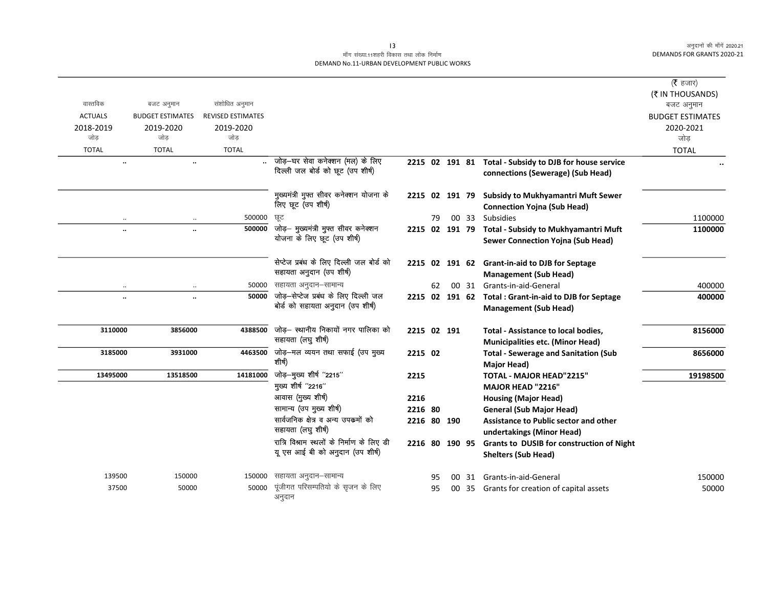माँग संख्या.11शहरी विकास तथा लोक निर्माण
DEMAND No.11-URBAN DEVELOPMENT PUBLIC WORKS

| वास्तविक ACTUALS 2018-2019 जोड़ TOTAL | बजट अनुमान BUDGET ESTIMATES 2019-2020 जोड़ TOTAL | संशोधित अनुमान REVISED ESTIMATES 2019-2020 जोड़ TOTAL | | | | (₹ हजार) (₹ IN THOUSANDS) बजट अनुमान BUDGET ESTIMATES 2020-2021 जोड़ TOTAL |
|---|---|---|---|---|---|---|
| .. | .. | .. | जोड़–घर सेवा कनेक्शन (मल) के लिए दिल्ली जल बोर्ड को छूट (उप शीर्ष) | 2215 02 191 81 | **Total - Subsidy to DJB for house service connections (Sewerage) (Sub Head)** | .. |
| | | | मुख्यमंत्री मुफ्त सीवर कनेक्शन योजना के लिए छूट (उप शीर्ष) | 2215 02 191 79 | **Subsidy to Mukhyamantri Muft Sewer Connection Yojna (Sub Head)** | |
| .. | .. | 500000 | छूट | 79 00 33 | Subsidies | 1100000 |
| .. | .. | 500000 | जोड़– मुख्यमंत्री मुफ्त सीवर कनेक्शन योजना के लिए छूट (उप शीर्ष) | 2215 02 191 79 | **Total - Subsidy to Mukhyamantri Muft Sewer Connection Yojna (Sub Head)** | 1100000 |
| | | | सेप्टेज प्रबंध के लिए दिल्ली जल बोर्ड को सहायता अनुदान (उप शीर्ष) | 2215 02 191 62 | **Grant-in-aid to DJB for Septage Management (Sub Head)** | |
| .. | .. | 50000 | सहायता अनुदान–सामान्य | 62 00 31 | Grants-in-aid-General | 400000 |
| .. | .. | 50000 | जोड़–सेप्टेज प्रबंध के लिए दिल्ली जल बोर्ड को सहायता अनुदान (उप शीर्ष) | 2215 02 191 62 | **Total : Grant-in-aid to DJB for Septage Management (Sub Head)** | 400000 |
| 3110000 | 3856000 | 4388500 | जोड़– स्थानीय निकायों नगर पालिका को सहायता (लघु शीर्ष) | 2215 02 191 | **Total - Assistance to local bodies, Municipalities etc. (Minor Head)** | 8156000 |
| 3185000 | 3931000 | 4463500 | जोड़–मल व्ययन तथा सफाई (उप मुख्य शीर्ष) | 2215 02 | **Total - Sewerage and Sanitation (Sub Major Head)** | 8656000 |
| 13495000 | 13518500 | 14181000 | जोड़–मुख्य शीर्ष "2215" | 2215 | **TOTAL - MAJOR HEAD"2215"** | 19198500 |
| | | | मुख्य शीर्ष "2216" | | **MAJOR HEAD "2216"** | |
| | | | आवास (मुख्य शीर्ष) | 2216 | **Housing (Major Head)** | |
| | | | सामान्य (उप मुख्य शीर्ष) | 2216 80 | **General (Sub Major Head)** | |
| | | | सार्वजनिक क्षेत्र व अन्य उपक्रमों को सहायता (लघु शीर्ष) | 2216 80 190 | **Assistance to Public sector and other undertakings (Minor Head)** | |
| | | | रात्रि विश्राम स्थलों के निर्माण के लिए डी यू एस आई बी को अनुदान (उप शीर्ष) | 2216 80 190 95 | **Grants to DUSIB for construction of Night Shelters (Sub Head)** | |
| 139500 | 150000 | 150000 | सहायता अनुदान–सामान्य | 95 00 31 | Grants-in-aid-General | 150000 |
| 37500 | 50000 | 50000 | पूंजीगत परिसम्पतियो के सृजन के लिए अनुदान | 95 00 35 | Grants for creation of capital assets | 50000 |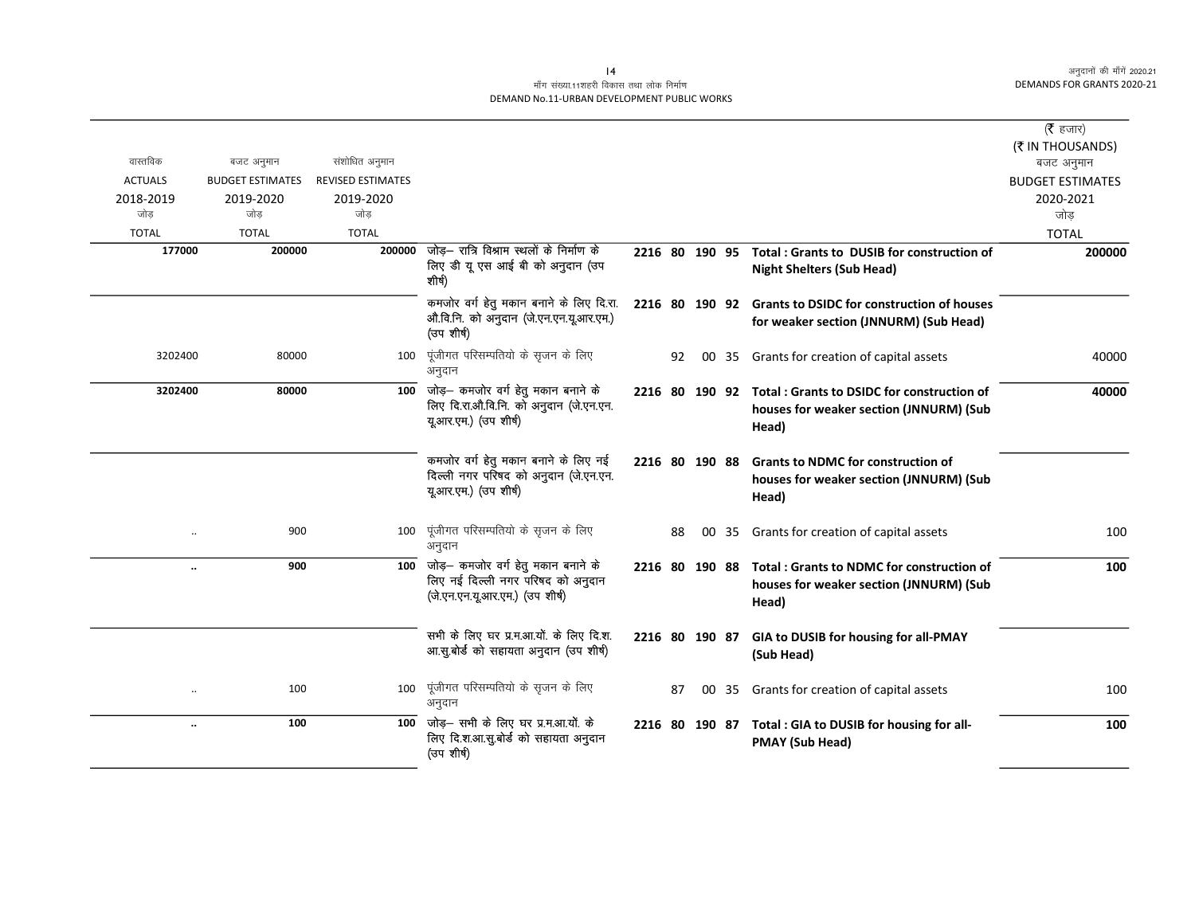मॉंग संख्या.11शहरी विकास तथा लोक निर्माण

DEMAND No.11-URBAN DEVELOPMENT PUBLIC WORKS

| वास्तविक ACTUALS 2018-2019 जोड़ TOTAL | बजट अनुमान BUDGET ESTIMATES 2019-2020 जोड़ TOTAL | संशोधित अनुमान REVISED ESTIMATES 2019-2020 जोड़ TOTAL | | | | | | | (₹ हजार) (₹ IN THOUSANDS) बजट अनुमान BUDGET ESTIMATES 2020-2021 जोड़ TOTAL |
|---|---|---|---|---|---|---|---|---|---|
| **177000** | **200000** | **200000** | जोड़– रात्रि विश्राम स्थलों के निर्माण के लिए डी यू एस आई बी को अनुदान (उप शीर्ष) | **2216** | **80** | **190** | **95** | **Total : Grants to DUSIB for construction of Night Shelters (Sub Head)** | **200000** |
| | | | कमजोर वर्ग हेतु मकान बनाने के लिए दि.रा. औ.वि.नि. को अनुदान (जे.एन.एन.यू.आर.एम.) (उप शीर्ष) | **2216** | **80** | **190** | **92** | **Grants to DSIDC for construction of houses for weaker section (JNNURM) (Sub Head)** | |
| 3202400 | 80000 | 100 | पूंजीगत परिसम्पतियो के सृजन के लिए अनुदान | | 92 | 00 | 35 | Grants for creation of capital assets | 40000 |
| **3202400** | **80000** | **100** | जोड़– कमजोर वर्ग हेतु मकान बनाने के लिए दि.रा.औ.वि.नि. को अनुदान (जे.एन.एन. यू.आर.एम.) (उप शीर्ष) | **2216** | **80** | **190** | **92** | **Total : Grants to DSIDC for construction of houses for weaker section (JNNURM) (Sub Head)** | **40000** |
| | | | कमजोर वर्ग हेतु मकान बनाने के लिए नई दिल्ली नगर परिषद को अनुदान (जे.एन.एन. यू.आर.एम.) (उप शीर्ष) | **2216** | **80** | **190** | **88** | **Grants to NDMC for construction of houses for weaker section (JNNURM) (Sub Head)** | |
| .. | 900 | 100 | पूंजीगत परिसम्पतियो के सृजन के लिए अनुदान | | 88 | 00 | 35 | Grants for creation of capital assets | 100 |
| **..** | **900** | **100** | जोड़– कमजोर वर्ग हेतु मकान बनाने के लिए नई दिल्ली नगर परिषद को अनुदान (जे.एन.एन.यू.आर.एम.) (उप शीर्ष) | **2216** | **80** | **190** | **88** | **Total : Grants to NDMC for construction of houses for weaker section (JNNURM) (Sub Head)** | **100** |
| | | | सभी के लिए घर प्र.म.आ.यों. के लिए दि.श. आ.सु.बोर्ड को सहायता अनुदान (उप शीर्ष) | **2216** | **80** | **190** | **87** | **GIA to DUSIB for housing for all-PMAY (Sub Head)** | |
| .. | 100 | 100 | पूंजीगत परिसम्पतियो के सृजन के लिए अनुदान | | 87 | 00 | 35 | Grants for creation of capital assets | 100 |
| **..** | **100** | **100** | जोड़– सभी के लिए घर प्र.म.आ.यों. के लिए दि.श.आ.सु.बोर्ड को सहायता अनुदान (उप शीर्ष) | **2216** | **80** | **190** | **87** | **Total : GIA to DUSIB for housing for all-PMAY (Sub Head)** | **100** |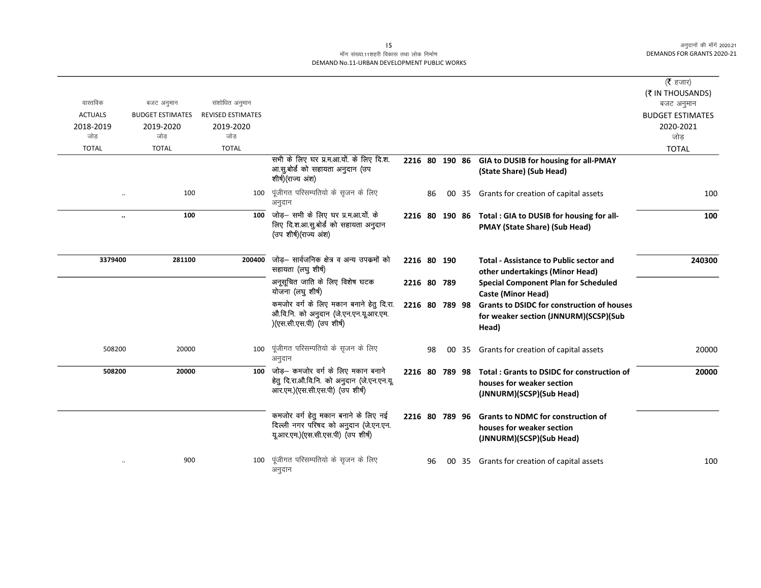| वास्तविक ACTUALS 2018-2019 जोड़ TOTAL | बजट अनुमान BUDGET ESTIMATES 2019-2020 जोड़ TOTAL | संशोधित अनुमान REVISED ESTIMATES 2019-2020 जोड़ TOTAL | | | | | | | (₹ हजार) (₹ IN THOUSANDS) बजट अनुमान BUDGET ESTIMATES 2020-2021 जोड़ TOTAL |
|---|---|---|---|---|---|---|---|---|---|
| | | | सभी के लिए घर प्र.म.आ.यों. के लिए दि.श. आ.सु.बोर्ड को सहायता अनुदान (उप शीर्ष)(राज्य अंश) | **2216** | **80** | **190** | **86** | **GIA to DUSIB for housing for all-PMAY (State Share) (Sub Head)** | |
| .. | 100 | 100 | पूंजीगत परिसम्पतियो के सृजन के लिए अनुदान | | 86 | 00 | 35 | Grants for creation of capital assets | 100 |
| **..** | **100** | **100** | जोड़– सभी के लिए घर प्र.म.आ.यों. के लिए दि.श.आ.सु.बोर्ड को सहायता अनुदान (उप शीर्ष)(राज्य अंश) | **2216** | **80** | **190** | **86** | **Total : GIA to DUSIB for housing for all-PMAY (State Share) (Sub Head)** | **100** |
| **3379400** | **281100** | **200400** | जोड़– सार्वजनिक क्षेत्र व अन्य उपकमों को सहायता (लघु शीर्ष) | **2216** | **80** | **190** | | **Total - Assistance to Public sector and other undertakings (Minor Head)** | **240300** |
| | | | अनूसूचित जाति के लिए विशेष घटक योजना (लघु शीर्ष) | **2216** | **80** | **789** | | **Special Component Plan for Scheduled Caste (Minor Head)** | |
| | | | कमजोर वर्ग के लिए मकान बनाने हेतु दि.रा. औ.वि.नि. को अनुदान (जे.एन.एन.यू.आर.एम.)(एस.सी.एस.पी) (उप शीर्ष) | **2216** | **80** | **789** | **98** | **Grants to DSIDC for construction of houses for weaker section (JNNURM)(SCSP)(Sub Head)** | |
| 508200 | 20000 | 100 | पूंजीगत परिसम्पतियो के सृजन के लिए अनुदान | | 98 | 00 | 35 | Grants for creation of capital assets | 20000 |
| **508200** | **20000** | **100** | जोड़– कमजोर वर्ग के लिए मकान बनाने हेतु दि.रा.औ.वि.नि. को अनुदान (जे.एन.एन.यू.आर.एम.)(एस.सी.एस.पी) (उप शीर्ष) | **2216** | **80** | **789** | **98** | **Total : Grants to DSIDC for construction of houses for weaker section (JNNURM)(SCSP)(Sub Head)** | **20000** |
| | | | कमजोर वर्ग हेतु मकान बनाने के लिए नई दिल्ली नगर परिषद को अनुदान (जे.एन.एन.यू.आर.एम.)(एस.सी.एस.पी) (उप शीर्ष) | **2216** | **80** | **789** | **96** | **Grants to NDMC for construction of houses for weaker section (JNNURM)(SCSP)(Sub Head)** | |
| .. | 900 | 100 | पूंजीगत परिसम्पतियो के सृजन के लिए अनुदान | | 96 | 00 | 35 | Grants for creation of capital assets | 100 |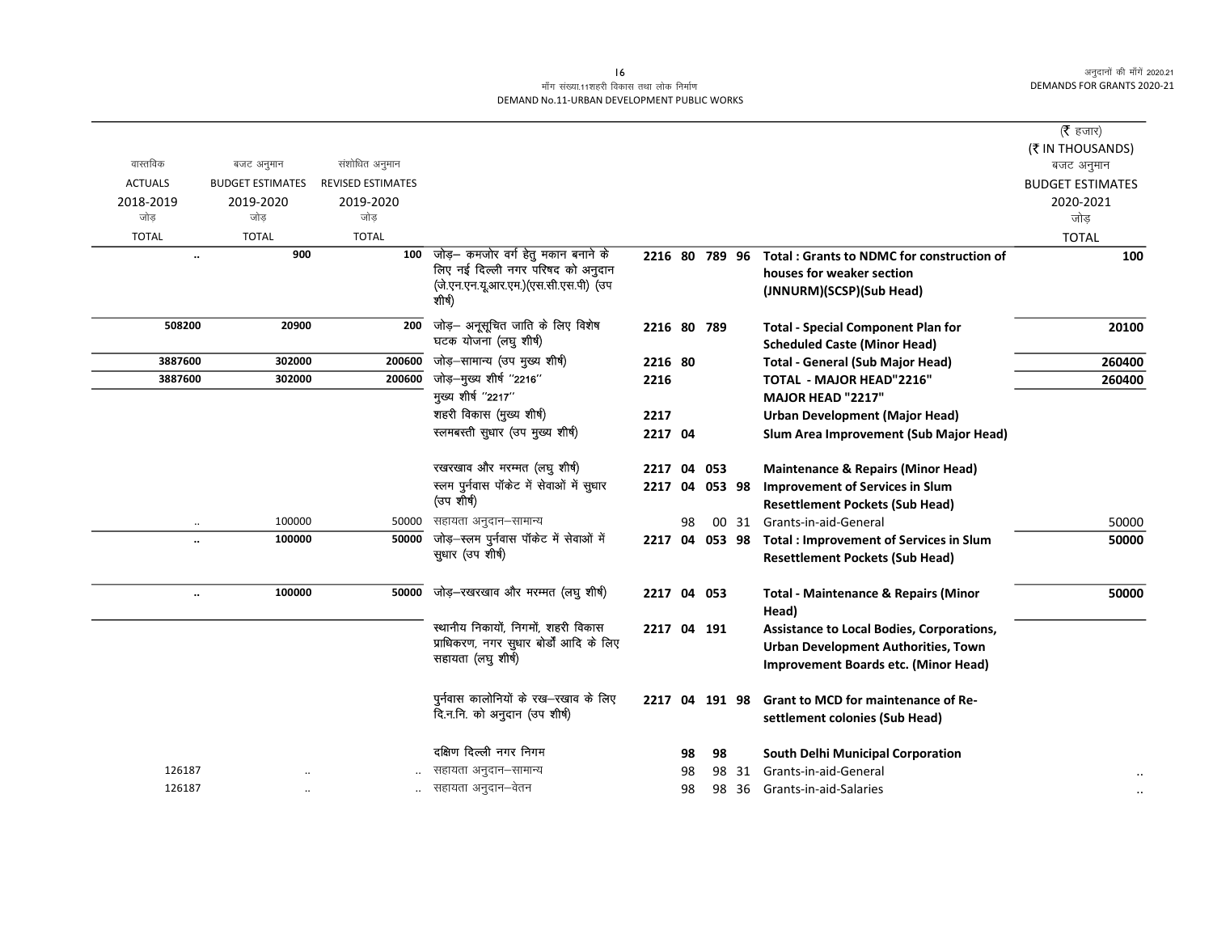मॉंग संख्या.11शहरी विकास तथा लोक निर्माण
DEMAND No.11-URBAN DEVELOPMENT PUBLIC WORKS

अनुदानों की माँगें 2020.21
DEMANDS FOR GRANTS 2020-21

| वास्तविक ACTUALS 2018-2019 जोड़ TOTAL | बजट अनुमान BUDGET ESTIMATES 2019-2020 जोड़ TOTAL | संशोधित अनुमान REVISED ESTIMATES 2019-2020 जोड़ TOTAL | | | | (₹ हजार) (₹ IN THOUSANDS) बजट अनुमान BUDGET ESTIMATES 2020-2021 जोड़ TOTAL |
|---|---|---|---|---|---|---|
| .. | 900 | 100 | जोड़– कमजोर वर्ग हेतु मकान बनाने के लिए नई दिल्ली नगर परिषद को अनुदान (जे.एन.एन.यू.आर.एम.)(एस.सी.एस.पी) (उप शीर्ष) | 2216 80 789 96 | **Total : Grants to NDMC for construction of houses for weaker section (JNNURM)(SCSP)(Sub Head)** | 100 |
| 508200 | 20900 | 200 | जोड़– अनूसूचित जाति के लिए विशेष घटक योजना (लघु शीर्ष) | 2216 80 789 | **Total - Special Component Plan for Scheduled Caste (Minor Head)** | 20100 |
| 3887600 | 302000 | 200600 | जोड़–सामान्य (उप मुख्य शीर्ष) | 2216 80 | **Total - General (Sub Major Head)** | 260400 |
| 3887600 | 302000 | 200600 | जोड़–मुख्य शीर्ष "2216" | 2216 | **TOTAL - MAJOR HEAD"2216"** | 260400 |
| | | | मुख्य शीर्ष "2217" | | **MAJOR HEAD "2217"** | |
| | | | शहरी विकास (मुख्य शीर्ष) | 2217 | **Urban Development (Major Head)** | |
| | | | स्लमबस्ती सुधार (उप मुख्य शीर्ष) | 2217 04 | **Slum Area Improvement (Sub Major Head)** | |
| | | | रखरखाव और मरम्मत (लघु शीर्ष) | 2217 04 053 | **Maintenance & Repairs (Minor Head)** | |
| | | | स्लम पुर्नवास पॉकेट में सेवाओं में सुधार (उप शीर्ष) | 2217 04 053 98 | **Improvement of Services in Slum Resettlement Pockets (Sub Head)** | |
| .. | 100000 | 50000 | सहायता अनुदान–सामान्य | 98 00 31 | Grants-in-aid-General | 50000 |
| .. | 100000 | 50000 | जोड़–स्लम पुर्नवास पॉकेट में सेवाओं में सुधार (उप शीर्ष) | 2217 04 053 98 | **Total : Improvement of Services in Slum Resettlement Pockets (Sub Head)** | 50000 |
| .. | 100000 | 50000 | जोड़–रखरखाव और मरम्मत (लघु शीर्ष) | 2217 04 053 | **Total - Maintenance & Repairs (Minor Head)** | 50000 |
| | | | स्थानीय निकायों, निगमों, शहरी विकास प्राधिकरण, नगर सुधार बोर्डों आदि के लिए सहायता (लघु शीर्ष) | 2217 04 191 | **Assistance to Local Bodies, Corporations, Urban Development Authorities, Town Improvement Boards etc. (Minor Head)** | |
| | | | पुर्नवास कालोनियों के रख–रखाव के लिए दि.न.नि. को अनुदान (उप शीर्ष) | 2217 04 191 98 | **Grant to MCD for maintenance of Re-settlement colonies (Sub Head)** | |
| | | | दक्षिण दिल्ली नगर निगम | 98 98 | **South Delhi Municipal Corporation** | |
| 126187 | .. | .. | सहायता अनुदान–सामान्य | 98 98 31 | Grants-in-aid-General | .. |
| 126187 | .. | .. | सहायता अनुदान–वेतन | 98 98 36 | Grants-in-aid-Salaries | .. |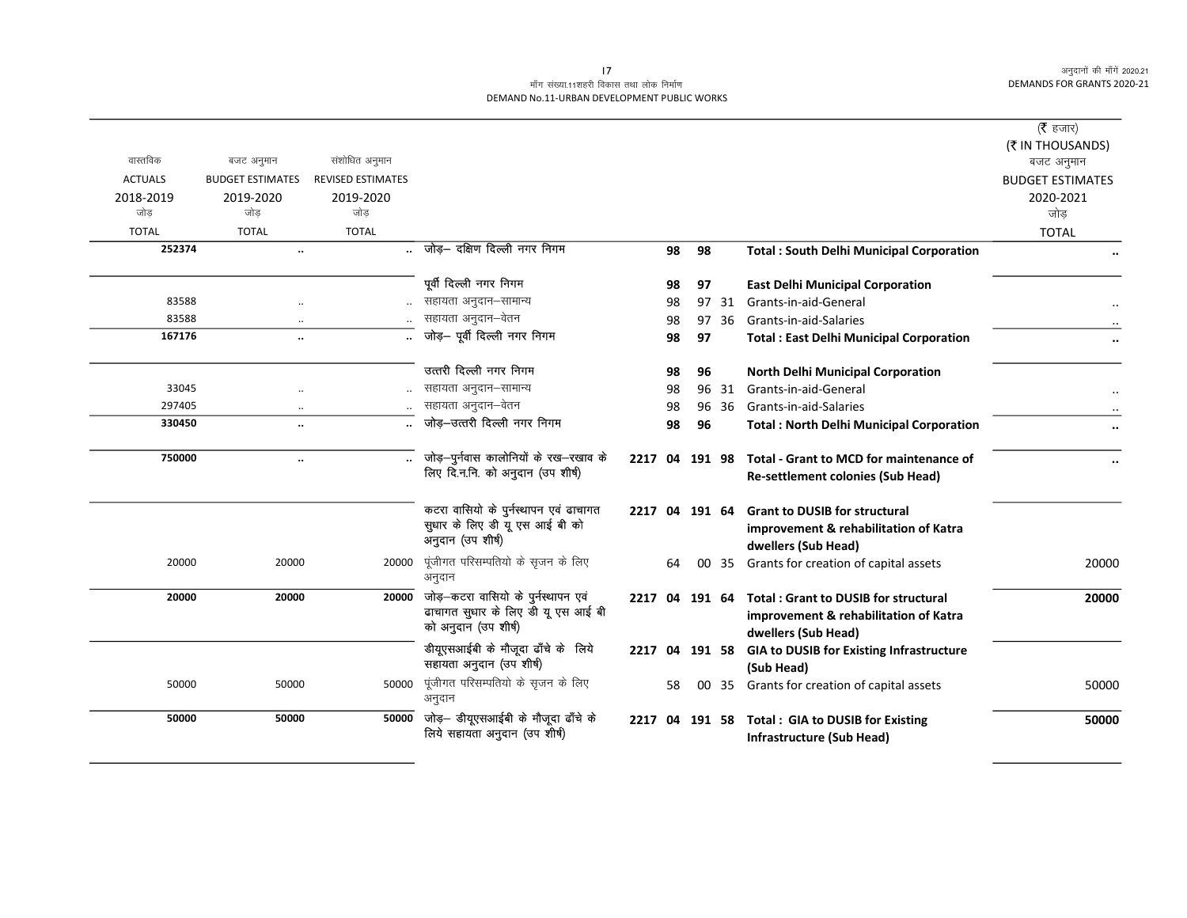माँग संख्या.11शहरी विकास तथा लोक निर्माण
DEMAND No.11-URBAN DEVELOPMENT PUBLIC WORKS

(₹ हजार)
(₹ IN THOUSANDS)

| वास्तविक ACTUALS 2018-2019 जोड़ TOTAL | बजट अनुमान BUDGET ESTIMATES 2019-2020 जोड़ TOTAL | संशोधित अनुमान REVISED ESTIMATES 2019-2020 जोड़ TOTAL | | | | | | | बजट अनुमान BUDGET ESTIMATES 2020-2021 जोड़ TOTAL |
|---|---|---|---|---|---|---|---|---|---|
| **252374** | .. | .. | जोड़– दक्षिण दिल्ली नगर निगम | | **98** | **98** | | **Total : South Delhi Municipal Corporation** | .. |
| | | | पूर्वी दिल्ली नगर निगम | | 98 | 97 | | **East Delhi Municipal Corporation** | |
| 83588 | .. | .. | सहायता अनुदान–सामान्य | | 98 | 97 | 31 | Grants-in-aid-General | .. |
| 83588 | .. | .. | सहायता अनुदान–वेतन | | 98 | 97 | 36 | Grants-in-aid-Salaries | .. |
| **167176** | .. | .. | जोड़– पूर्वी दिल्ली नगर निगम | | **98** | **97** | | **Total : East Delhi Municipal Corporation** | .. |
| | | | उत्तरी दिल्ली नगर निगम | | 98 | 96 | | **North Delhi Municipal Corporation** | |
| 33045 | .. | .. | सहायता अनुदान–सामान्य | | 98 | 96 | 31 | Grants-in-aid-General | .. |
| 297405 | .. | .. | सहायता अनुदान–वेतन | | 98 | 96 | 36 | Grants-in-aid-Salaries | .. |
| **330450** | .. | .. | जोड़–उत्तरी दिल्ली नगर निगम | | **98** | **96** | | **Total : North Delhi Municipal Corporation** | .. |
| **750000** | .. | .. | जोड़–पुर्नवास कालोनियों के रख–रखाव के लिए दि.न.नि. को अनुदान (उप शीर्ष) | **2217** | **04** | **191** | **98** | **Total - Grant to MCD for maintenance of Re-settlement colonies (Sub Head)** | .. |
| | | | कटरा वासियो के पुर्नस्थापन एवं ढाचागत सुधार के लिए डी यू एस आई बी को अनुदान (उप शीर्ष) | **2217** | **04** | **191** | **64** | **Grant to DUSIB for structural improvement & rehabilitation of Katra dwellers (Sub Head)** | |
| 20000 | 20000 | 20000 | पूंजीगत परिसम्पतियो के सृजन के लिए अनुदान | | 64 | 00 | 35 | Grants for creation of capital assets | 20000 |
| **20000** | **20000** | **20000** | जोड़–कटरा वासियो के पुर्नस्थापन एवं ढाचागत सुधार के लिए डी यू एस आई बी को अनुदान (उप शीर्ष) | **2217** | **04** | **191** | **64** | **Total : Grant to DUSIB for structural improvement & rehabilitation of Katra dwellers (Sub Head)** | **20000** |
| | | | डीयूएसआईबी के मौजूदा ढाँचे के लिये सहायता अनुदान (उप शीर्ष) | **2217** | **04** | **191** | **58** | **GIA to DUSIB for Existing Infrastructure (Sub Head)** | |
| 50000 | 50000 | 50000 | पूंजीगत परिसम्पतियो के सृजन के लिए अनुदान | | 58 | 00 | 35 | Grants for creation of capital assets | 50000 |
| **50000** | **50000** | **50000** | जोड़– डीयूएसआईबी के मौजूदा ढाँचे के लिये सहायता अनुदान (उप शीर्ष) | **2217** | **04** | **191** | **58** | **Total : GIA to DUSIB for Existing Infrastructure (Sub Head)** | **50000** |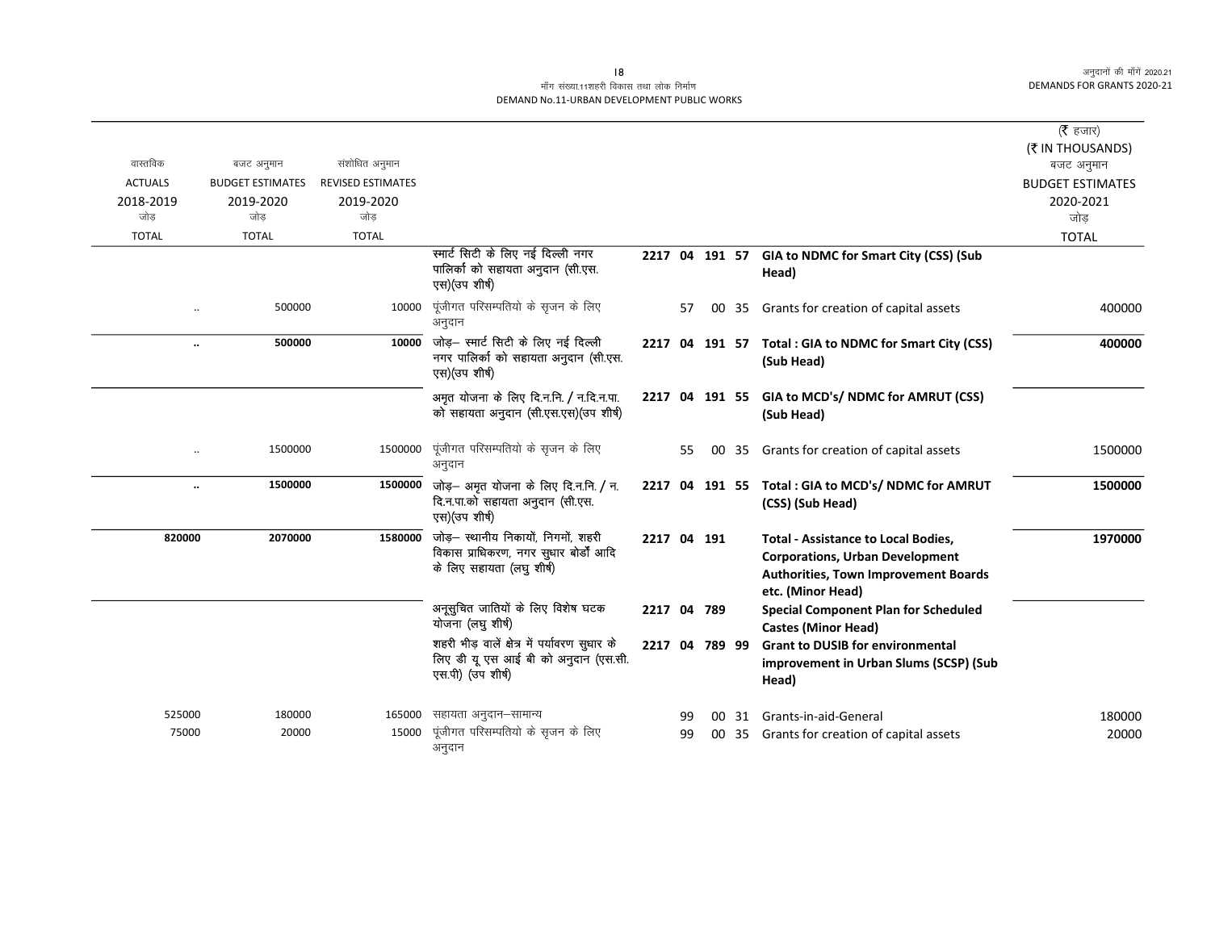मॉंग संख्या.11शहरी विकास तथा लोक निर्माण
DEMAND No.11-URBAN DEVELOPMENT PUBLIC WORKS

(₹ हजार)
(₹ IN THOUSANDS)

| वास्तविक ACTUALS 2018-2019 जोड़ TOTAL | बजट अनुमान BUDGET ESTIMATES 2019-2020 जोड़ TOTAL | संशोधित अनुमान REVISED ESTIMATES 2019-2020 जोड़ TOTAL | | | | | | | बजट अनुमान BUDGET ESTIMATES 2020-2021 जोड़ TOTAL |
|---|---|---|---|---|---|---|---|---|---|
| | | | स्मार्ट सिटी के लिए नई दिल्ली नगर पालिका को सहायता अनुदान (सी.एस.एस)(उप शीर्ष) | 2217 | 04 | 191 | 57 | **GIA to NDMC for Smart City (CSS) (Sub Head)** | |
| .. | 500000 | 10000 | पूंजीगत परिसम्पतियो के सृजन के लिए अनुदान | | 57 | 00 | 35 | Grants for creation of capital assets | 400000 |
| **..** | **500000** | **10000** | जोड़– स्मार्ट सिटी के लिए नई दिल्ली नगर पालिका को सहायता अनुदान (सी.एस.एस)(उप शीर्ष) | 2217 | 04 | 191 | 57 | **Total : GIA to NDMC for Smart City (CSS) (Sub Head)** | **400000** |
| | | | अमृत योजना के लिए दि.न.नि. / न.दि.न.पा. को सहायता अनुदान (सी.एस.एस)(उप शीर्ष) | 2217 | 04 | 191 | 55 | **GIA to MCD's/ NDMC for AMRUT (CSS) (Sub Head)** | |
| .. | 1500000 | 1500000 | पूंजीगत परिसम्पतियो के सृजन के लिए अनुदान | | 55 | 00 | 35 | Grants for creation of capital assets | 1500000 |
| **..** | **1500000** | **1500000** | जोड़– अमृत योजना के लिए दि.न.नि. / न.दि.न.पा.को सहायता अनुदान (सी.एस.एस)(उप शीर्ष) | 2217 | 04 | 191 | 55 | **Total : GIA to MCD's/ NDMC for AMRUT (CSS) (Sub Head)** | **1500000** |
| **820000** | **2070000** | **1580000** | जोड़– स्थानीय निकायों, निगमों, शहरी विकास प्राधिकरण, नगर सुधार बोर्डों आदि के लिए सहायता (लघु शीर्ष) | 2217 | 04 | 191 | | **Total - Assistance to Local Bodies, Corporations, Urban Development Authorities, Town Improvement Boards etc. (Minor Head)** | **1970000** |
| | | | अनूसुचित जातियों के लिए विशेष घटक योजना (लघु शीर्ष) | 2217 | 04 | 789 | | **Special Component Plan for Scheduled Castes (Minor Head)** | |
| | | | शहरी भीड़ वालें क्षेत्र में पर्यावरण सुधार के लिए डी यू एस आई बी को अनुदान (एस.सी.एस.पी) (उप शीर्ष) | 2217 | 04 | 789 | 99 | **Grant to DUSIB for environmental improvement in Urban Slums (SCSP) (Sub Head)** | |
| 525000 | 180000 | 165000 | सहायता अनुदान–सामान्य | | 99 | 00 | 31 | Grants-in-aid-General | 180000 |
| 75000 | 20000 | 15000 | पूंजीगत परिसम्पतियो के सृजन के लिए अनुदान | | 99 | 00 | 35 | Grants for creation of capital assets | 20000 |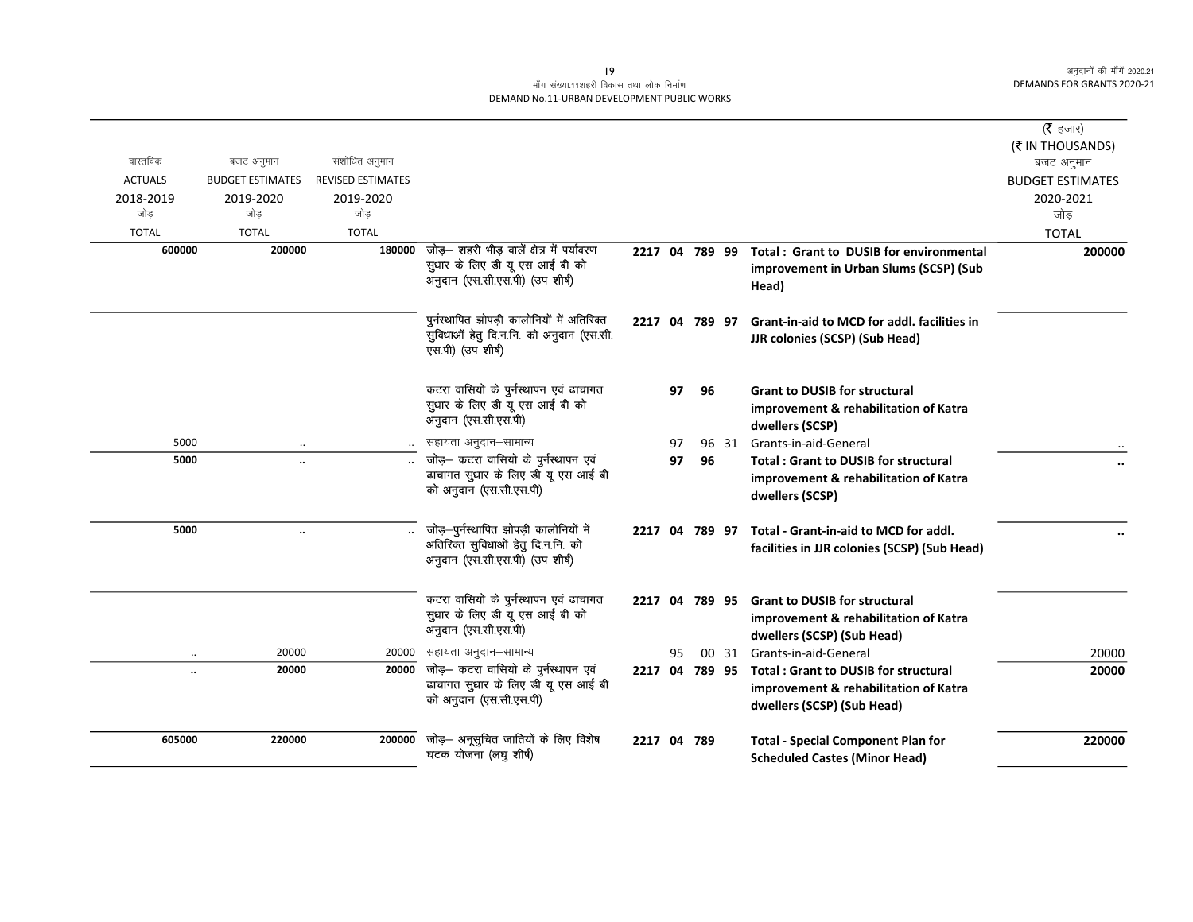मॉंग संख्या.11शहरी विकास तथा लोक निर्माण
DEMAND No.11-URBAN DEVELOPMENT PUBLIC WORKS

अनुदानों की मॉंगें 2020.21
DEMANDS FOR GRANTS 2020-21

(₹ हजार)
(₹ IN THOUSANDS)

| वास्तविक ACTUALS 2018-2019 जोड़ TOTAL | बजट अनुमान BUDGET ESTIMATES 2019-2020 जोड़ TOTAL | संशोधित अनुमान REVISED ESTIMATES 2019-2020 जोड़ TOTAL | | | | | | | | बजट अनुमान BUDGET ESTIMATES 2020-2021 जोड़ TOTAL |
|---|---|---|---|---|---|---|---|---|---|---|
| **600000** | **200000** | **180000** | जोड़– शहरी भीड़ वालें क्षेत्र में पर्यावरण सुधार के लिए डी यू एस आई बी को अनुदान (एस.सी.एस.पी) (उप शीर्ष) | **2217** | **04** | **789** | **99** | | **Total : Grant to DUSIB for environmental improvement in Urban Slums (SCSP) (Sub Head)** | **200000** |
| | | | पुर्नस्थापित झोपड़ी कालोनियों में अतिरिक्त सुविधाओं हेतु दि.न.नि. को अनुदान (एस.सी.एस.पी) (उप शीर्ष) | **2217** | **04** | **789** | **97** | | **Grant-in-aid to MCD for addl. facilities in JJR colonies (SCSP) (Sub Head)** | |
| | | | कटरा वासियो के पुर्नस्थापन एवं ढाचागत सुधार के लिए डी यू एस आई बी को अनुदान (एस.सी.एस.पी) | | | **97** | **96** | | **Grant to DUSIB for structural improvement & rehabilitation of Katra dwellers (SCSP)** | |
| 5000 | .. | .. | सहायता अनुदान–सामान्य | | | 97 | 96 | 31 | Grants-in-aid-General | .. |
| **5000** | **..** | **..** | जोड़– कटरा वासियो के पुर्नस्थापन एवं ढाचागत सुधार के लिए डी यू एस आई बी को अनुदान (एस.सी.एस.पी) | | | **97** | **96** | | **Total : Grant to DUSIB for structural improvement & rehabilitation of Katra dwellers (SCSP)** | **..** |
| **5000** | **..** | **..** | जोड़–पुर्नस्थापित झोपड़ी कालोनियों में अतिरिक्त सुविधाओं हेतु दि.न.नि. को अनुदान (एस.सी.एस.पी) (उप शीर्ष) | **2217** | **04** | **789** | **97** | | **Total - Grant-in-aid to MCD for addl. facilities in JJR colonies (SCSP) (Sub Head)** | **..** |
| | | | कटरा वासियो के पुर्नस्थापन एवं ढाचागत सुधार के लिए डी यू एस आई बी को अनुदान (एस.सी.एस.पी) | **2217** | **04** | **789** | **95** | | **Grant to DUSIB for structural improvement & rehabilitation of Katra dwellers (SCSP) (Sub Head)** | |
| .. | 20000 | 20000 | सहायता अनुदान–सामान्य | | | 95 | 00 | 31 | Grants-in-aid-General | 20000 |
| **..** | **20000** | **20000** | जोड़– कटरा वासियो के पुर्नस्थापन एवं ढाचागत सुधार के लिए डी यू एस आई बी को अनुदान (एस.सी.एस.पी) | **2217** | **04** | **789** | **95** | | **Total : Grant to DUSIB for structural improvement & rehabilitation of Katra dwellers (SCSP) (Sub Head)** | **20000** |
| **605000** | **220000** | **200000** | जोड़– अनूसुचित जातियों के लिए विशेष घटक योजना (लघु शीर्ष) | **2217** | **04** | **789** | | | **Total - Special Component Plan for Scheduled Castes (Minor Head)** | **220000** |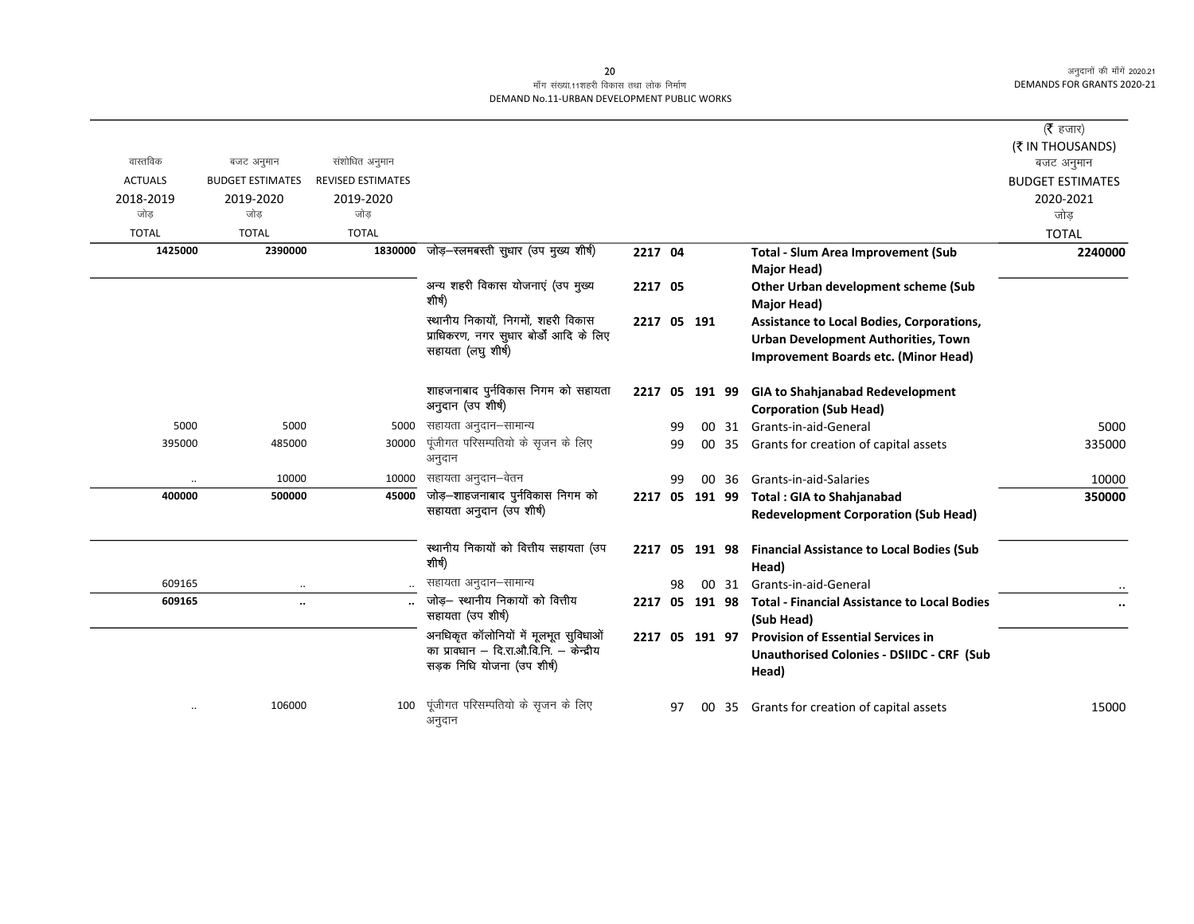मॉंग संख्या.11शहरी विकास तथा लोक निर्माण
DEMAND No.11-URBAN DEVELOPMENT PUBLIC WORKS

(₹ हजार)
(₹ IN THOUSANDS)

| वास्तविक ACTUALS 2018-2019 जोड़ TOTAL | बजट अनुमान BUDGET ESTIMATES 2019-2020 जोड़ TOTAL | संशोधित अनुमान REVISED ESTIMATES 2019-2020 जोड़ TOTAL | | | | | | | बजट अनुमान BUDGET ESTIMATES 2020-2021 जोड़ TOTAL |
|---|---|---|---|---|---|---|---|---|---|
| 1425000 | 2390000 | 1830000 | जोड़–स्लमबस्ती सुधार (उप मुख्य शीर्ष) | 2217 | 04 | | | **Total - Slum Area Improvement (Sub Major Head)** | 2240000 |
| | | | अन्य शहरी विकास योजनाएं (उप मुख्य शीर्ष) | 2217 | 05 | | | **Other Urban development scheme (Sub Major Head)** | |
| | | | स्थानीय निकायों, निगमों, शहरी विकास प्राधिकरण, नगर सुधार बोर्डों आदि के लिए सहायता (लघु शीर्ष) | 2217 | 05 | 191 | | **Assistance to Local Bodies, Corporations, Urban Development Authorities, Town Improvement Boards etc. (Minor Head)** | |
| | | | शाहजनाबाद पुर्नविकास निगम को सहायता अनुदान (उप शीर्ष) | 2217 | 05 | 191 | 99 | **GIA to Shahjanabad Redevelopment Corporation (Sub Head)** | |
| 5000 | 5000 | 5000 | सहायता अनुदान–सामान्य | | 99 | 00 | 31 | Grants-in-aid-General | 5000 |
| 395000 | 485000 | 30000 | पूंजीगत परिसम्पतियो के सृजन के लिए अनुदान | | 99 | 00 | 35 | Grants for creation of capital assets | 335000 |
| .. | 10000 | 10000 | सहायता अनुदान–वेतन | | 99 | 00 | 36 | Grants-in-aid-Salaries | 10000 |
| 400000 | 500000 | 45000 | जोड़–शाहजनाबाद पुर्नविकास निगम को सहायता अनुदान (उप शीर्ष) | 2217 | 05 | 191 | 99 | **Total : GIA to Shahjanabad Redevelopment Corporation (Sub Head)** | 350000 |
| | | | स्थानीय निकायों को वित्तीय सहायता (उप शीर्ष) | 2217 | 05 | 191 | 98 | **Financial Assistance to Local Bodies (Sub Head)** | |
| 609165 | .. | .. | सहायता अनुदान–सामान्य | | 98 | 00 | 31 | Grants-in-aid-General | .. |
| 609165 | .. | .. | जोड़– स्थानीय निकायों को वित्तीय सहायता (उप शीर्ष) | 2217 | 05 | 191 | 98 | **Total - Financial Assistance to Local Bodies (Sub Head)** | .. |
| | | | अनधिकृत कॉलोनियों में मूलभूत सुविधाओं का प्रावधान – दि.रा.औ.वि.नि. – केन्द्रीय सड़क निधि योजना (उप शीर्ष) | 2217 | 05 | 191 | 97 | **Provision of Essential Services in Unauthorised Colonies - DSIIDC - CRF (Sub Head)** | |
| .. | 106000 | 100 | पूंजीगत परिसम्पतियो के सृजन के लिए अनुदान | | 97 | 00 | 35 | Grants for creation of capital assets | 15000 |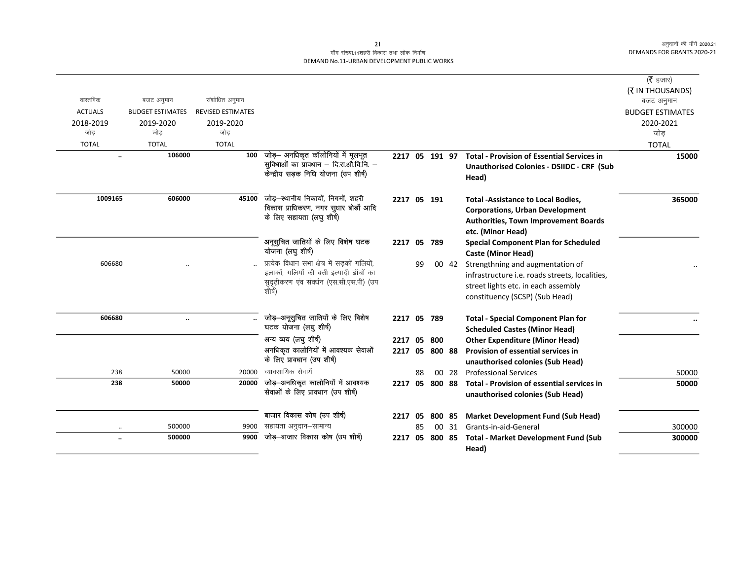मॉंग संख्या.11शहरी विकास तथा लोक निर्माण
DEMAND No.11-URBAN DEVELOPMENT PUBLIC WORKS

| वास्तविक ACTUALS 2018-2019 जोड़ TOTAL | बजट अनुमान BUDGET ESTIMATES 2019-2020 जोड़ TOTAL | संशोधित अनुमान REVISED ESTIMATES 2019-2020 जोड़ TOTAL | | | | | | | (₹ हजार) (₹ IN THOUSANDS) बजट अनुमान BUDGET ESTIMATES 2020-2021 जोड़ TOTAL |
|---|---|---|---|---|---|---|---|---|---|
| .. | 106000 | 100 | जोड़– अनधिकृत कॉलोनियों में मूलभूत सुविधाओं का प्रावधान – दि.रा.औ.वि.नि. – केन्द्रीय सड़क निधि योजना (उप शीर्ष) | 2217 | 05 | 191 | 97 | **Total - Provision of Essential Services in Unauthorised Colonies - DSIIDC - CRF (Sub Head)** | 15000 |
| 1009165 | 606000 | 45100 | जोड़–स्थानीय निकायों, निगमों, शहरी विकास प्राधिकरण, नगर सुधार बोर्डों आदि के लिए सहायता (लघु शीर्ष) | 2217 | 05 | 191 | | **Total -Assistance to Local Bodies, Corporations, Urban Development Authorities, Town Improvement Boards etc. (Minor Head)** | 365000 |
| | | | अनूसुचित जातियों के लिए विशेष घटक योजना (लघु शीर्ष) | 2217 | 05 | 789 | | **Special Component Plan for Scheduled Caste (Minor Head)** | |
| 606680 | .. | .. | प्रत्येक विधान सभा क्षेत्र में सड़कों गलियों, इलाकों, गलियों की बत्ती इत्यादी ढाँचों का सुदृढ़ीकरण एंव संवर्धन (एस.सी.एस.पी) (उप शीर्ष) | | 99 | 00 | 42 | Strengthning and augmentation of infrastructure i.e. roads streets, localities, street lights etc. in each assembly constituency (SCSP) (Sub Head) | .. |
| 606680 | .. | .. | जोड़–अनूसुचित जातियों के लिए विशेष घटक योजना (लघु शीर्ष) | 2217 | 05 | 789 | | **Total - Special Component Plan for Scheduled Castes (Minor Head)** | .. |
| | | | अन्य व्यय (लघु शीर्ष) | 2217 | 05 | 800 | | **Other Expenditure (Minor Head)** | |
| | | | अनधिकृत कालोनियों में आवश्यक सेवाओं के लिए प्रावधान (उप शीर्ष) | 2217 | 05 | 800 | 88 | **Provision of essential services in unauthorised colonies (Sub Head)** | |
| 238 | 50000 | 20000 | व्यावसायिक सेवायें | | 88 | 00 | 28 | Professional Services | 50000 |
| 238 | 50000 | 20000 | जोड़–अनधिकृत कालोनियों में आवश्यक सेवाओं के लिए प्रावधान (उप शीर्ष) | 2217 | 05 | 800 | 88 | **Total - Provision of essential services in unauthorised colonies (Sub Head)** | 50000 |
| | | | बाजार विकास कोष (उप शीर्ष) | 2217 | 05 | 800 | 85 | **Market Development Fund (Sub Head)** | |
| .. | 500000 | 9900 | सहायता अनुदान–सामान्य | | 85 | 00 | 31 | Grants-in-aid-General | 300000 |
| .. | 500000 | 9900 | जोड़–बाजार विकास कोष (उप शीर्ष) | 2217 | 05 | 800 | 85 | **Total - Market Development Fund (Sub Head)** | 300000 |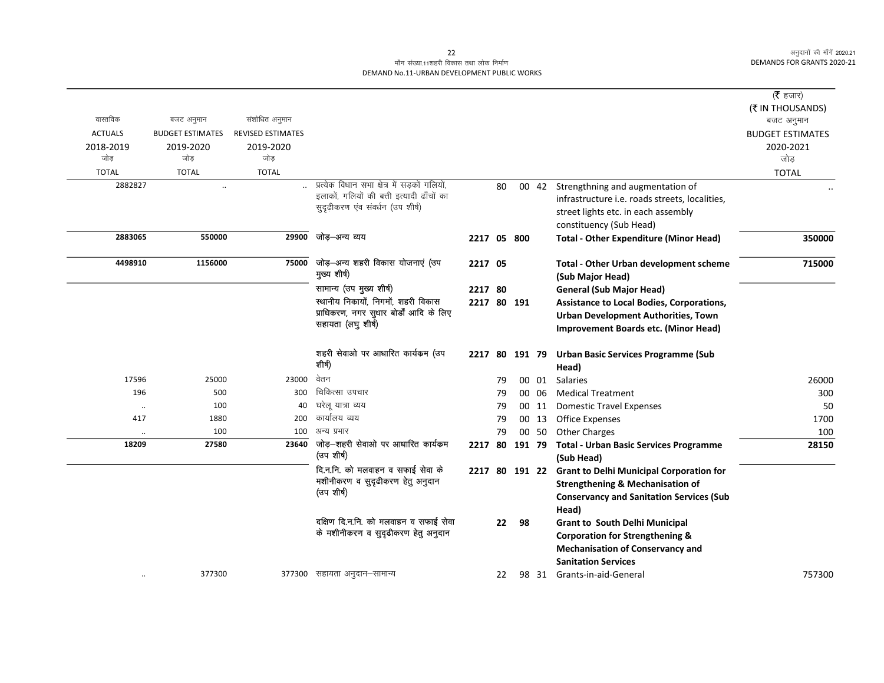मॉंग संख्या.11शहरी विकास तथा लोक निर्माण
DEMAND No.11-URBAN DEVELOPMENT PUBLIC WORKS

(₹ हजार)
(₹ IN THOUSANDS)

| वास्तविक ACTUALS 2018-2019 जोड़ TOTAL | बजट अनुमान BUDGET ESTIMATES 2019-2020 जोड़ TOTAL | संशोधित अनुमान REVISED ESTIMATES 2019-2020 जोड़ TOTAL | | | | | | | बजट अनुमान BUDGET ESTIMATES 2020-2021 जोड़ TOTAL |
|---|---|---|---|---|---|---|---|---|---|
| 2882827 | .. | .. | प्रत्येक विधान सभा क्षेत्र में सड़कों गलियों, इलाकों, गलियों की बत्ती इत्यादी ढाँचों का सुदृढ़ीकरण एंव संवर्धन (उप शीर्ष) | | 80 | 00 | 42 | Strengthning and augmentation of infrastructure i.e. roads streets, localities, street lights etc. in each assembly constituency (Sub Head) | .. |
| **2883065** | **550000** | **29900** | जोड़–अन्य व्यय | **2217** | **05** | **800** | | **Total - Other Expenditure (Minor Head)** | **350000** |
| **4498910** | **1156000** | **75000** | जोड़–अन्य शहरी विकास योजनाएं (उप मुख्य शीर्ष) | **2217** | **05** | | | **Total - Other Urban development scheme (Sub Major Head)** | **715000** |
| | | | सामान्य (उप मुख्य शीर्ष) | **2217** | **80** | | | **General (Sub Major Head)** | |
| | | | स्थानीय निकायों, निगमों, शहरी विकास प्राधिकरण, नगर सुधार बोर्डों आदि के लिए सहायता (लघु शीर्ष) | **2217** | **80** | **191** | | **Assistance to Local Bodies, Corporations, Urban Development Authorities, Town Improvement Boards etc. (Minor Head)** | |
| | | | शहरी सेवाओ पर आधारित कार्यकम (उप शीर्ष) | **2217** | **80** | **191** | **79** | **Urban Basic Services Programme (Sub Head)** | |
| 17596 | 25000 | 23000 | वेतन | | 79 | 00 | 01 | Salaries | 26000 |
| 196 | 500 | 300 | चिकित्सा उपचार | | 79 | 00 | 06 | Medical Treatment | 300 |
| .. | 100 | 40 | घरेलू यात्रा व्यय | | 79 | 00 | 11 | Domestic Travel Expenses | 50 |
| 417 | 1880 | 200 | कार्यालय व्यय | | 79 | 00 | 13 | Office Expenses | 1700 |
| .. | 100 | 100 | अन्य प्रभार | | 79 | 00 | 50 | Other Charges | 100 |
| **18209** | **27580** | **23640** | जोड़–शहरी सेवाओ पर आधारित कार्यकम (उप शीर्ष) | **2217** | **80** | **191** | **79** | **Total - Urban Basic Services Programme (Sub Head)** | **28150** |
| | | | दि.न.नि. को मलवाहन व सफाई सेवा के मशीनीकरण व सुदृढीकरण हेतु अनुदान (उप शीर्ष) | **2217** | **80** | **191** | **22** | **Grant to Delhi Municipal Corporation for Strengthening & Mechanisation of Conservancy and Sanitation Services (Sub Head)** | |
| | | | दक्षिण दि.न.नि. को मलवाहन व सफाई सेवा के मशीनीकरण व सुदृढीकरण हेतु अनुदान | | **22** | **98** | | **Grant to South Delhi Municipal Corporation for Strengthening & Mechanisation of Conservancy and Sanitation Services** | |
| .. | 377300 | 377300 | सहायता अनुदान–सामान्य | | 22 | 98 | 31 | Grants-in-aid-General | 757300 |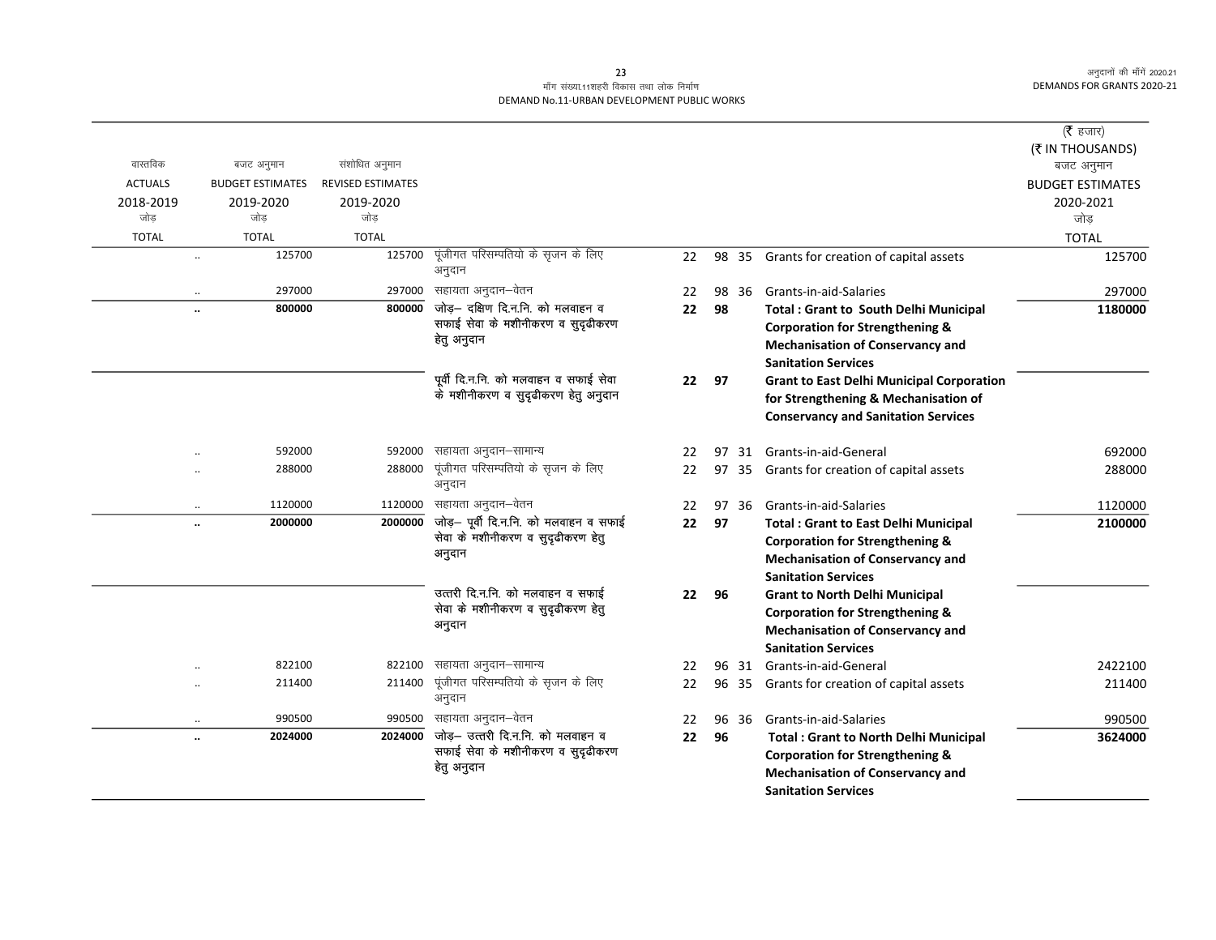माँग संख्या.11शहरी विकास तथा लोक निर्माण
DEMAND No.11-URBAN DEVELOPMENT PUBLIC WORKS

(₹ हजार)
(₹ IN THOUSANDS)

| वास्तविक ACTUALS 2018-2019 जोड़ TOTAL | बजट अनुमान BUDGET ESTIMATES 2019-2020 जोड़ TOTAL | संशोधित अनुमान REVISED ESTIMATES 2019-2020 जोड़ TOTAL | | | | | | बजट अनुमान BUDGET ESTIMATES 2020-2021 जोड़ TOTAL |
|---|---|---|---|---|---|---|---|---|
| .. | 125700 | 125700 | पूंजीगत परिसम्पतियो के सृजन के लिए अनुदान | 22 | 98 | 35 | Grants for creation of capital assets | 125700 |
| .. | 297000 | 297000 | सहायता अनुदान–वेतन | 22 | 98 | 36 | Grants-in-aid-Salaries | 297000 |
| **..** | **800000** | **800000** | **जोड़– दक्षिण दि.न.नि. को मलवाहन व सफाई सेवा के मशीनीकरण व सुदृढीकरण हेतु अनुदान** | **22** | **98** | | **Total : Grant to South Delhi Municipal Corporation for Strengthening & Mechanisation of Conservancy and Sanitation Services** | **1180000** |
| | | | **पूर्वी दि.न.नि. को मलवाहन व सफाई सेवा के मशीनीकरण व सुदृढीकरण हेतु अनुदान** | **22** | **97** | | **Grant to East Delhi Municipal Corporation for Strengthening & Mechanisation of Conservancy and Sanitation Services** | |
| .. | 592000 | 592000 | सहायता अनुदान–सामान्य | 22 | 97 | 31 | Grants-in-aid-General | 692000 |
| .. | 288000 | 288000 | पूंजीगत परिसम्पतियो के सृजन के लिए अनुदान | 22 | 97 | 35 | Grants for creation of capital assets | 288000 |
| .. | 1120000 | 1120000 | सहायता अनुदान–वेतन | 22 | 97 | 36 | Grants-in-aid-Salaries | 1120000 |
| **..** | **2000000** | **2000000** | **जोड़– पूर्वी दि.न.नि. को मलवाहन व सफाई सेवा के मशीनीकरण व सुदृढीकरण हेतु अनुदान** | **22** | **97** | | **Total : Grant to East Delhi Municipal Corporation for Strengthening & Mechanisation of Conservancy and Sanitation Services** | **2100000** |
| | | | **उत्तरी दि.न.नि. को मलवाहन व सफाई सेवा के मशीनीकरण व सुदृढीकरण हेतु अनुदान** | **22** | **96** | | **Grant to North Delhi Municipal Corporation for Strengthening & Mechanisation of Conservancy and Sanitation Services** | |
| .. | 822100 | 822100 | सहायता अनुदान–सामान्य | 22 | 96 | 31 | Grants-in-aid-General | 2422100 |
| .. | 211400 | 211400 | पूंजीगत परिसम्पतियो के सृजन के लिए अनुदान | 22 | 96 | 35 | Grants for creation of capital assets | 211400 |
| .. | 990500 | 990500 | सहायता अनुदान–वेतन | 22 | 96 | 36 | Grants-in-aid-Salaries | 990500 |
| **..** | **2024000** | **2024000** | **जोड़– उत्तरी दि.न.नि. को मलवाहन व सफाई सेवा के मशीनीकरण व सुदृढीकरण हेतु अनुदान** | **22** | **96** | | **Total : Grant to North Delhi Municipal Corporation for Strengthening & Mechanisation of Conservancy and Sanitation Services** | **3624000** |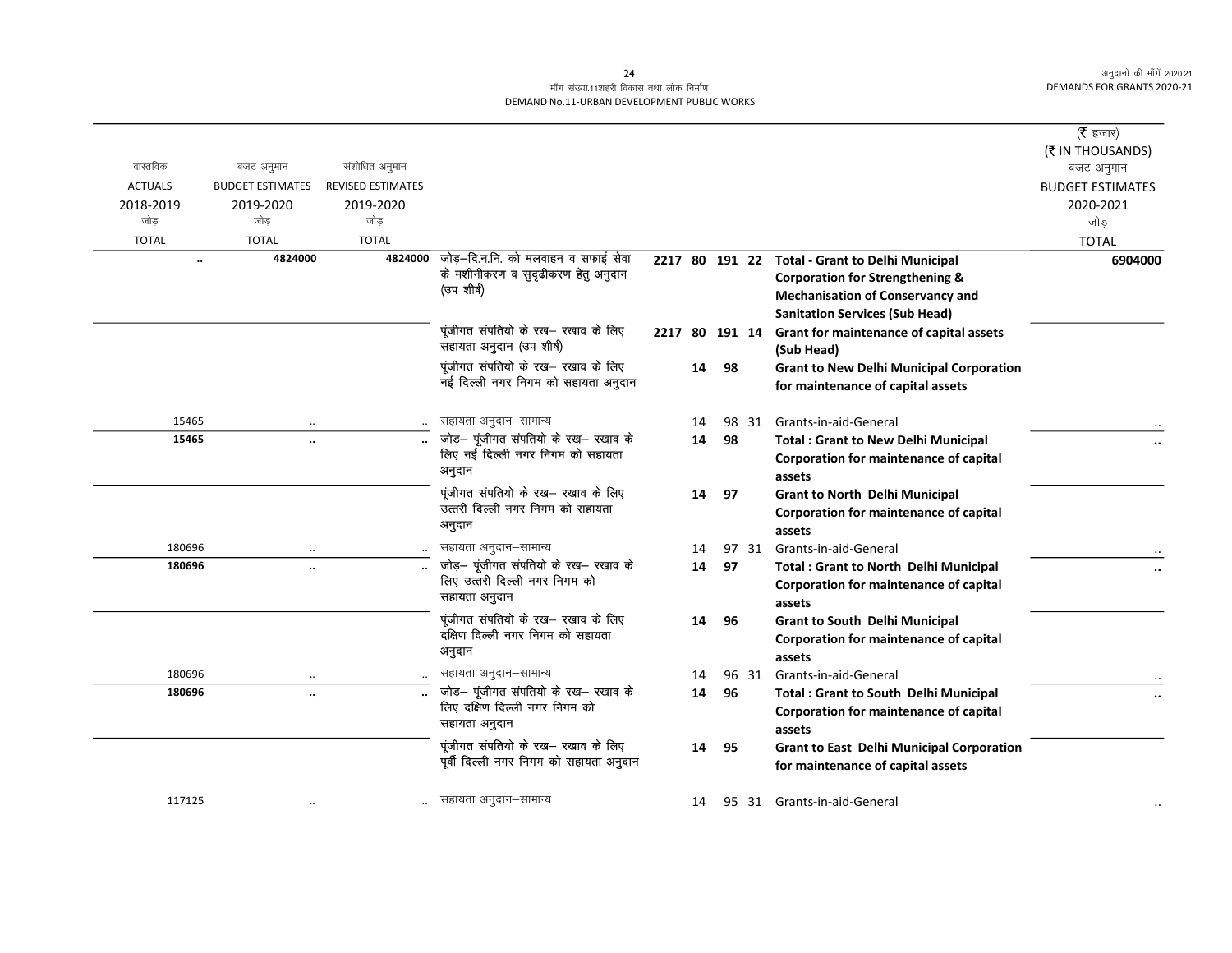माँग संख्या.11शहरी विकास तथा लोक निर्माण
DEMAND No.11-URBAN DEVELOPMENT PUBLIC WORKS

(₹ हजार)
(₹ IN THOUSANDS)

| वास्तविक ACTUALS 2018-2019 जोड़ TOTAL | बजट अनुमान BUDGET ESTIMATES 2019-2020 जोड़ TOTAL | संशोधित अनुमान REVISED ESTIMATES 2019-2020 जोड़ TOTAL | | | | | | | बजट अनुमान BUDGET ESTIMATES 2020-2021 जोड़ TOTAL |
|---|---|---|---|---|---|---|---|---|---|
| **..** | **4824000** | **4824000** | जोड़–दि.न.नि. को मलवाहन व सफाई सेवा के मशीनीकरण व सुदृढीकरण हेतु अनुदान (उप शीर्ष) | **2217** | **80** | **191** | **22** | **Total - Grant to Delhi Municipal Corporation for Strengthening & Mechanisation of Conservancy and Sanitation Services (Sub Head)** | **6904000** |
| | | | पूंजीगत संपतियो के रख– रखाव के लिए सहायता अनुदान (उप शीर्ष) | **2217** | **80** | **191** | **14** | **Grant for maintenance of capital assets (Sub Head)** | |
| | | | पूंजीगत संपतियो के रख– रखाव के लिए नई दिल्ली नगर निगम को सहायता अनुदान | | **14** | **98** | | **Grant to New Delhi Municipal Corporation for maintenance of capital assets** | |
| 15465 | .. | .. | सहायता अनुदान–सामान्य | | 14 | 98 | 31 | Grants-in-aid-General | .. |
| **15465** | **..** | **..** | जोड़– पूंजीगत संपतियो के रख– रखाव के लिए नई दिल्ली नगर निगम को सहायता अनुदान | | **14** | **98** | | **Total : Grant to New Delhi Municipal Corporation for maintenance of capital assets** | **..** |
| | | | पूंजीगत संपतियो के रख– रखाव के लिए उत्तरी दिल्ली नगर निगम को सहायता अनुदान | | **14** | **97** | | **Grant to North Delhi Municipal Corporation for maintenance of capital assets** | |
| 180696 | .. | .. | सहायता अनुदान–सामान्य | | 14 | 97 | 31 | Grants-in-aid-General | .. |
| **180696** | **..** | **..** | जोड़– पूंजीगत संपतियो के रख– रखाव के लिए उत्तरी दिल्ली नगर निगम को सहायता अनुदान | | **14** | **97** | | **Total : Grant to North Delhi Municipal Corporation for maintenance of capital assets** | **..** |
| | | | पूंजीगत संपतियो के रख– रखाव के लिए दक्षिण दिल्ली नगर निगम को सहायता अनुदान | | **14** | **96** | | **Grant to South Delhi Municipal Corporation for maintenance of capital assets** | |
| 180696 | .. | .. | सहायता अनुदान–सामान्य | | 14 | 96 | 31 | Grants-in-aid-General | .. |
| **180696** | **..** | **..** | जोड़– पूंजीगत संपतियो के रख– रखाव के लिए दक्षिण दिल्ली नगर निगम को सहायता अनुदान | | **14** | **96** | | **Total : Grant to South Delhi Municipal Corporation for maintenance of capital assets** | **..** |
| | | | पूंजीगत संपतियो के रख– रखाव के लिए पूर्वी दिल्ली नगर निगम को सहायता अनुदान | | **14** | **95** | | **Grant to East Delhi Municipal Corporation for maintenance of capital assets** | |
| 117125 | .. | .. | सहायता अनुदान–सामान्य | | 14 | 95 | 31 | Grants-in-aid-General | .. |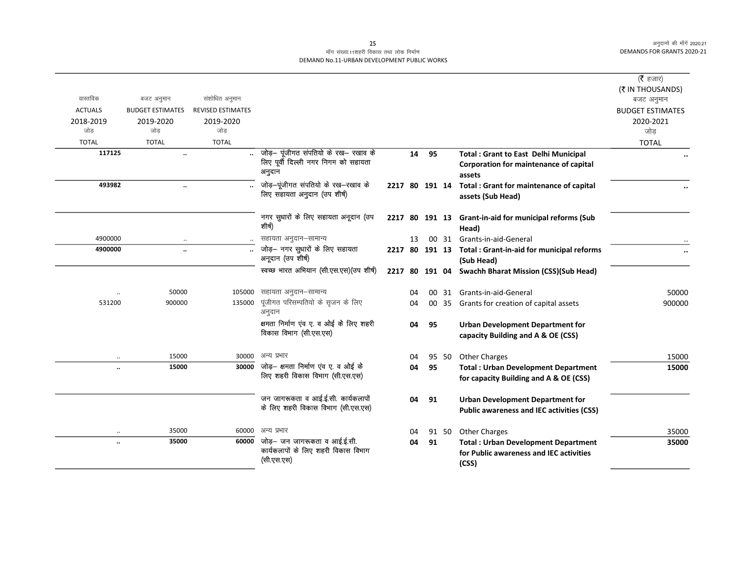माँग संख्या.11शहरी विकास तथा लोक निर्माण
DEMAND No.11-URBAN DEVELOPMENT PUBLIC WORKS

| वास्तविक ACTUALS 2018-2019 जोड़ TOTAL | बजट अनुमान BUDGET ESTIMATES 2019-2020 जोड़ TOTAL | संशोधित अनुमान REVISED ESTIMATES 2019-2020 जोड़ TOTAL | | | | | | | | (₹ हजार) (₹ IN THOUSANDS) बजट अनुमान BUDGET ESTIMATES 2020-2021 जोड़ TOTAL |
|---|---|---|---|---|---|---|---|---|---|---|
| **117125** | **..** | **..** | जोड़– पूंजीगत संपतियो के रख– रखाव के लिए पूर्वी दिल्ली नगर निगम को सहायता अनुदान | | | **14** | **95** | | **Total : Grant to East Delhi Municipal Corporation for maintenance of capital assets** | **..** |
| **493982** | **..** | **..** | जोड़–पूंजीगत संपतियो के रख–रखाव के लिए सहायता अनुदान (उप शीर्ष) | **2217** | **80** | **191** | **14** | | **Total : Grant for maintenance of capital assets (Sub Head)** | **..** |
| | | | नगर सुधारों के लिए सहायता अनूदान (उप शीर्ष) | **2217** | **80** | **191** | **13** | | **Grant-in-aid for municipal reforms (Sub Head)** | |
| 4900000 | .. | .. | सहायता अनुदान–सामान्य | | | 13 | 00 | 31 | Grants-in-aid-General | .. |
| **4900000** | **..** | **..** | जोड़– नगर सुधारों के लिए सहायता अनूदान (उप शीर्ष) | **2217** | **80** | **191** | **13** | | **Total : Grant-in-aid for municipal reforms (Sub Head)** | **..** |
| | | | स्वच्छ भारत अभियान (सी.एस.एस)(उप शीर्ष) | **2217** | **80** | **191** | **04** | | **Swachh Bharat Mission (CSS)(Sub Head)** | |
| .. | 50000 | 105000 | सहायता अनुदान–सामान्य | | | 04 | 00 | 31 | Grants-in-aid-General | 50000 |
| 531200 | 900000 | 135000 | पूंजीगत परिसम्पतियो के सृजन के लिए अनुदान | | | 04 | 00 | 35 | Grants for creation of capital assets | 900000 |
| | | | क्षमता निर्माण एंव ए. व ओई के लिए शहरी विकास विभाग (सी.एस.एस) | | | **04** | **95** | | **Urban Development Department for capacity Building and A & OE (CSS)** | |
| .. | 15000 | 30000 | अन्य प्रभार | | | 04 | 95 | 50 | Other Charges | 15000 |
| **..** | **15000** | **30000** | जोड़– क्षमता निर्माण एंव ए. व ओई के लिए शहरी विकास विभाग (सी.एस.एस) | | | **04** | **95** | | **Total : Urban Development Department for capacity Building and A & OE (CSS)** | **15000** |
| | | | जन जागरूकता व आई.ई.सी. कार्यकलापों के लिए शहरी विकास विभाग (सी.एस.एस) | | | **04** | **91** | | **Urban Development Department for Public awareness and IEC activities (CSS)** | |
| .. | 35000 | 60000 | अन्य प्रभार | | | 04 | 91 | 50 | Other Charges | 35000 |
| **..** | **35000** | **60000** | जोड़– जन जागरूकता व आई.ई.सी. कार्यकलापों के लिए शहरी विकास विभाग (सी.एस.एस) | | | **04** | **91** | | **Total : Urban Development Department for Public awareness and IEC activities (CSS)** | **35000** |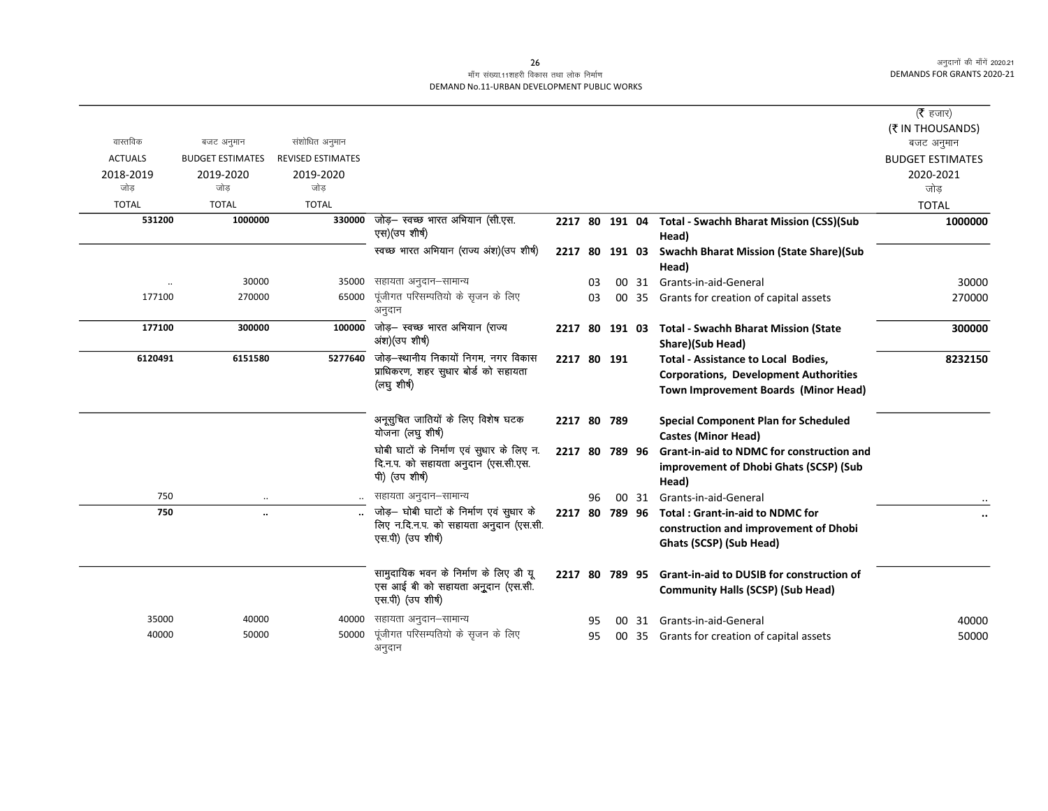मॉंग संख्या.11शहरी विकास तथा लोक निर्माण
DEMAND No.11-URBAN DEVELOPMENT PUBLIC WORKS

| वास्तविक ACTUALS 2018-2019 जोड़ TOTAL | बजट अनुमान BUDGET ESTIMATES 2019-2020 जोड़ TOTAL | संशोधित अनुमान REVISED ESTIMATES 2019-2020 जोड़ TOTAL | | | | | | | | (₹ हजार) (₹ IN THOUSANDS) बजट अनुमान BUDGET ESTIMATES 2020-2021 जोड़ TOTAL |
|---|---|---|---|---|---|---|---|---|---|---|
| **531200** | **1000000** | **330000** | जोड़– स्वच्छ भारत अभियान (सी.एस. एस)(उप शीर्ष) | **2217** | **80** | **191** | **04** | | **Total - Swachh Bharat Mission (CSS)(Sub Head)** | **1000000** |
| | | | स्वच्छ भारत अभियान (राज्य अंश)(उप शीर्ष) | **2217** | **80** | **191** | **03** | | **Swachh Bharat Mission (State Share)(Sub Head)** | |
| .. | 30000 | 35000 | सहायता अनुदान–सामान्य | | 03 | 00 | 31 | | Grants-in-aid-General | 30000 |
| 177100 | 270000 | 65000 | पूंजीगत परिसम्पतियो के सृजन के लिए अनुदान | | 03 | 00 | 35 | | Grants for creation of capital assets | 270000 |
| **177100** | **300000** | **100000** | जोड़– स्वच्छ भारत अभियान (राज्य अंश)(उप शीर्ष) | **2217** | **80** | **191** | **03** | | **Total - Swachh Bharat Mission (State Share)(Sub Head)** | **300000** |
| **6120491** | **6151580** | **5277640** | जोड़–स्थानीय निकायों निगम, नगर विकास प्राधिकरण, शहर सुधार बोर्ड को सहायता (लघु शीर्ष) | **2217** | **80** | **191** | | | **Total - Assistance to Local Bodies, Corporations, Development Authorities Town Improvement Boards (Minor Head)** | **8232150** |
| | | | अनूसुचित जातियों के लिए विशेष घटक योजना (लघु शीर्ष) | **2217** | **80** | **789** | | | **Special Component Plan for Scheduled Castes (Minor Head)** | |
| | | | धोबी घाटों के निर्माण एवं सुधार के लिए न. दि.न.प. को सहायता अनुदान (एस.सी.एस. पी) (उप शीर्ष) | **2217** | **80** | **789** | **96** | | **Grant-in-aid to NDMC for construction and improvement of Dhobi Ghats (SCSP) (Sub Head)** | |
| 750 | .. | .. | सहायता अनुदान–सामान्य | | 96 | 00 | 31 | | Grants-in-aid-General | .. |
| **750** | **..** | **..** | जोड़– धोबी घाटों के निर्माण एवं सुधार के लिए न.दि.न.प. को सहायता अनुदान (एस.सी. एस.पी) (उप शीर्ष) | **2217** | **80** | **789** | **96** | | **Total : Grant-in-aid to NDMC for construction and improvement of Dhobi Ghats (SCSP) (Sub Head)** | **..** |
| | | | सामुदायिक भवन के निर्माण के लिए डी यू एस आई बी को सहायता अनुदान (एस.सी. एस.पी) (उप शीर्ष) | **2217** | **80** | **789** | **95** | | **Grant-in-aid to DUSIB for construction of Community Halls (SCSP) (Sub Head)** | |
| 35000 | 40000 | 40000 | सहायता अनुदान–सामान्य | | 95 | 00 | 31 | | Grants-in-aid-General | 40000 |
| 40000 | 50000 | 50000 | पूंजीगत परिसम्पतियो के सृजन के लिए अनुदान | | 95 | 00 | 35 | | Grants for creation of capital assets | 50000 |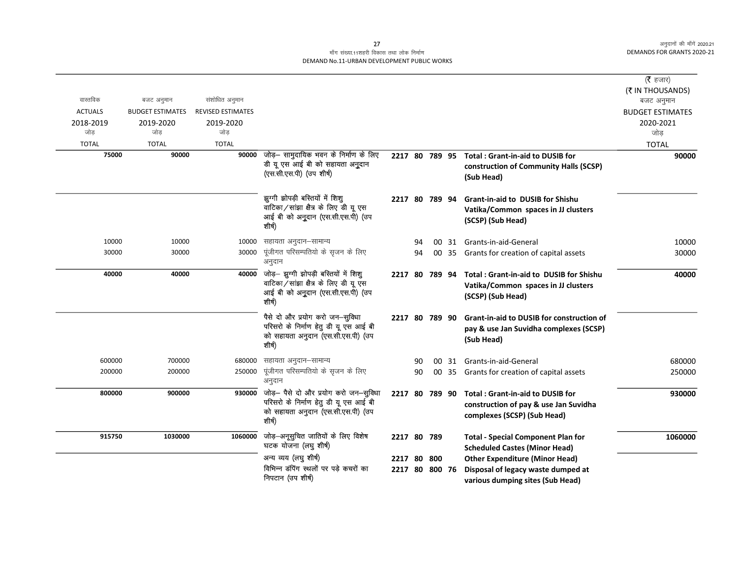(₹ हजार)
(₹ IN THOUSANDS)

| वास्तविक ACTUALS 2018-2019 जोड़ TOTAL | बजट अनुमान BUDGET ESTIMATES 2019-2020 जोड़ TOTAL | संशोधित अनुमान REVISED ESTIMATES 2019-2020 जोड़ TOTAL | | | | | | | बजट अनुमान BUDGET ESTIMATES 2020-2021 जोड़ TOTAL |
|---|---|---|---|---|---|---|---|---|---|
| **75000** | **90000** | **90000** | जोड़– सामुदायिक भवन के निर्माण के लिए डी यू एस आई बी को सहायता अनुदान (एस.सी.एस.पी) (उप शीर्ष) | **2217** | **80** | **789** | **95** | **Total : Grant-in-aid to DUSIB for construction of Community Halls (SCSP) (Sub Head)** | **90000** |
| | | | झुग्गी झोपड़ी बस्तियों में शिशु वाटिका/सांझा क्षैत्र के लिए डी यू एस आई बी को अनुदान (एस.सी.एस.पी) (उप शीर्ष) | **2217** | **80** | **789** | **94** | **Grant-in-aid to DUSIB for Shishu Vatika/Common spaces in JJ clusters (SCSP) (Sub Head)** | |
| 10000 | 10000 | 10000 | सहायता अनुदान–सामान्य | | 94 | 00 | 31 | Grants-in-aid-General | 10000 |
| 30000 | 30000 | 30000 | पूंजीगत परिसम्पतियो के सृजन के लिए अनुदान | | 94 | 00 | 35 | Grants for creation of capital assets | 30000 |
| **40000** | **40000** | **40000** | जोड़– झुग्गी झोपड़ी बस्तियों में शिशु वाटिका/सांझा क्षैत्र के लिए डी यू एस आई बी को अनुदान (एस.सी.एस.पी) (उप शीर्ष) | **2217** | **80** | **789** | **94** | **Total : Grant-in-aid to DUSIB for Shishu Vatika/Common spaces in JJ clusters (SCSP) (Sub Head)** | **40000** |
| | | | पैसे दो और प्रयोग करो जन–सुविधा परिसरो के निर्माण हेतु डी यू एस आई बी को सहायता अनुदान (एस.सी.एस.पी) (उप शीर्ष) | **2217** | **80** | **789** | **90** | **Grant-in-aid to DUSIB for construction of pay & use Jan Suvidha complexes (SCSP) (Sub Head)** | |
| 600000 | 700000 | 680000 | सहायता अनुदान–सामान्य | | 90 | 00 | 31 | Grants-in-aid-General | 680000 |
| 200000 | 200000 | 250000 | पूंजीगत परिसम्पतियो के सृजन के लिए अनुदान | | 90 | 00 | 35 | Grants for creation of capital assets | 250000 |
| **800000** | **900000** | **930000** | जोड़– पैसे दो और प्रयोग करो जन–सुविधा परिसरो के निर्माण हेतु डी यू एस आई बी को सहायता अनुदान (एस.सी.एस.पी) (उप शीर्ष) | **2217** | **80** | **789** | **90** | **Total : Grant-in-aid to DUSIB for construction of pay & use Jan Suvidha complexes (SCSP) (Sub Head)** | **930000** |
| **915750** | **1030000** | **1060000** | जोड़–अनूसुचित जातियों के लिए विशेष घटक योजना (लघु शीर्ष) | **2217** | **80** | **789** | | **Total - Special Component Plan for Scheduled Castes (Minor Head)** | **1060000** |
| | | | अन्य व्यय (लघु शीर्ष) | **2217** | **80** | **800** | | **Other Expenditure (Minor Head)** | |
| | | | विभिन्न डंपिंग स्थलों पर पड़े कचरों का निपटान (उप शीर्ष) | **2217** | **80** | **800** | **76** | **Disposal of legacy waste dumped at various dumping sites (Sub Head)** | |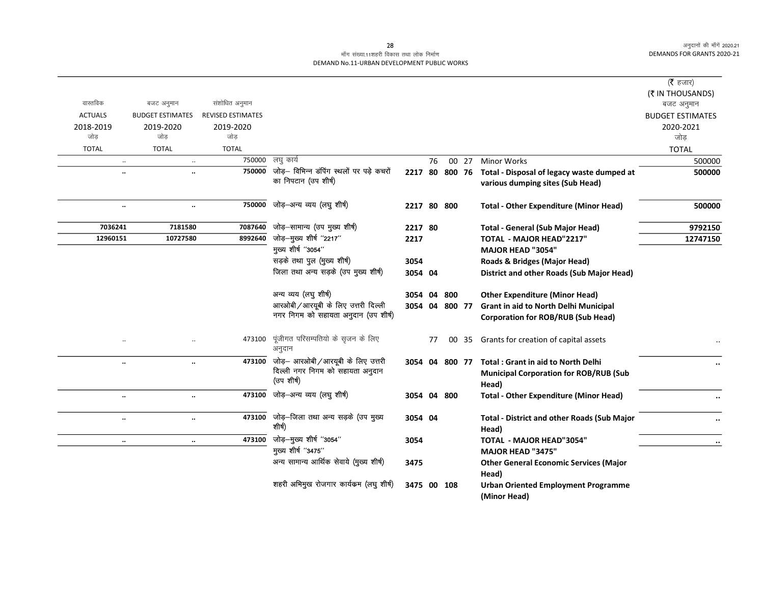मॉंग संख्या.11शहरी विकास तथा लोक निर्माण
DEMAND No.11-URBAN DEVELOPMENT PUBLIC WORKS

| वास्तविक ACTUALS 2018-2019 जोड़ TOTAL | बजट अनुमान BUDGET ESTIMATES 2019-2020 जोड़ TOTAL | संशोधित अनुमान REVISED ESTIMATES 2019-2020 जोड़ TOTAL | | | | | | | (₹ हजार) (₹ IN THOUSANDS) बजट अनुमान BUDGET ESTIMATES 2020-2021 जोड़ TOTAL |
|---|---|---|---|---|---|---|---|---|---|
| .. | .. | 750000 | लघु कार्य | | 76 | 00 | 27 | Minor Works | 500000 |
| **..** | **..** | **750000** | जोड़– विभिन्न डंपिंग स्थलों पर पड़े कचरों का निपटान (उप शीर्ष) | **2217** | **80** | **800** | **76** | **Total - Disposal of legacy waste dumped at various dumping sites (Sub Head)** | **500000** |
| **..** | **..** | **750000** | जोड़–अन्य व्यय (लघु शीर्ष) | **2217** | **80** | **800** | | **Total - Other Expenditure (Minor Head)** | **500000** |
| **7036241** | **7181580** | **7087640** | जोड़–सामान्य (उप मुख्य शीर्ष) | **2217** | **80** | | | **Total - General (Sub Major Head)** | **9792150** |
| **12960151** | **10727580** | **8992640** | जोड़–मुख्य शीर्ष "2217" | **2217** | | | | **TOTAL - MAJOR HEAD"2217"** | **12747150** |
| | | | मुख्य शीर्ष "3054" | | | | | **MAJOR HEAD "3054"** | |
| | | | सड़के तथा पुल (मुख्य शीर्ष) | **3054** | | | | **Roads & Bridges (Major Head)** | |
| | | | जिला तथा अन्य सड़के (उप मुख्य शीर्ष) | **3054** | **04** | | | **District and other Roads (Sub Major Head)** | |
| | | | अन्य व्यय (लघु शीर्ष) | **3054** | **04** | **800** | | **Other Expenditure (Minor Head)** | |
| | | | आरओबी/आरयूबी के लिए उत्तरी दिल्ली नगर निगम को सहायता अनुदान (उप शीर्ष) | **3054** | **04** | **800** | **77** | **Grant in aid to North Delhi Municipal Corporation for ROB/RUB (Sub Head)** | |
| .. | .. | 473100 | पूंजीगत परिसम्पतियो के सृजन के लिए अनुदान | | 77 | 00 | 35 | Grants for creation of capital assets | .. |
| **..** | **..** | **473100** | जोड़– आरओबी/आरयूबी के लिए उत्तरी दिल्ली नगर निगम को सहायता अनुदान (उप शीर्ष) | **3054** | **04** | **800** | **77** | **Total : Grant in aid to North Delhi Municipal Corporation for ROB/RUB (Sub Head)** | **..** |
| **..** | **..** | **473100** | जोड़–अन्य व्यय (लघु शीर्ष) | **3054** | **04** | **800** | | **Total - Other Expenditure (Minor Head)** | **..** |
| **..** | **..** | **473100** | जोड़–जिला तथा अन्य सड़के (उप मुख्य शीर्ष) | **3054** | **04** | | | **Total - District and other Roads (Sub Major Head)** | **..** |
| **..** | **..** | **473100** | जोड़–मुख्य शीर्ष "3054" | **3054** | | | | **TOTAL - MAJOR HEAD"3054"** | **..** |
| | | | मुख्य शीर्ष "3475" | | | | | **MAJOR HEAD "3475"** | |
| | | | अन्य सामान्य आर्थिक सेवाये (मुख्य शीर्ष) | **3475** | | | | **Other General Economic Services (Major Head)** | |
| | | | शहरी अभिमुख रोजगार कार्यक्रम (लघु शीर्ष) | **3475** | **00** | **108** | | **Urban Oriented Employment Programme (Minor Head)** | |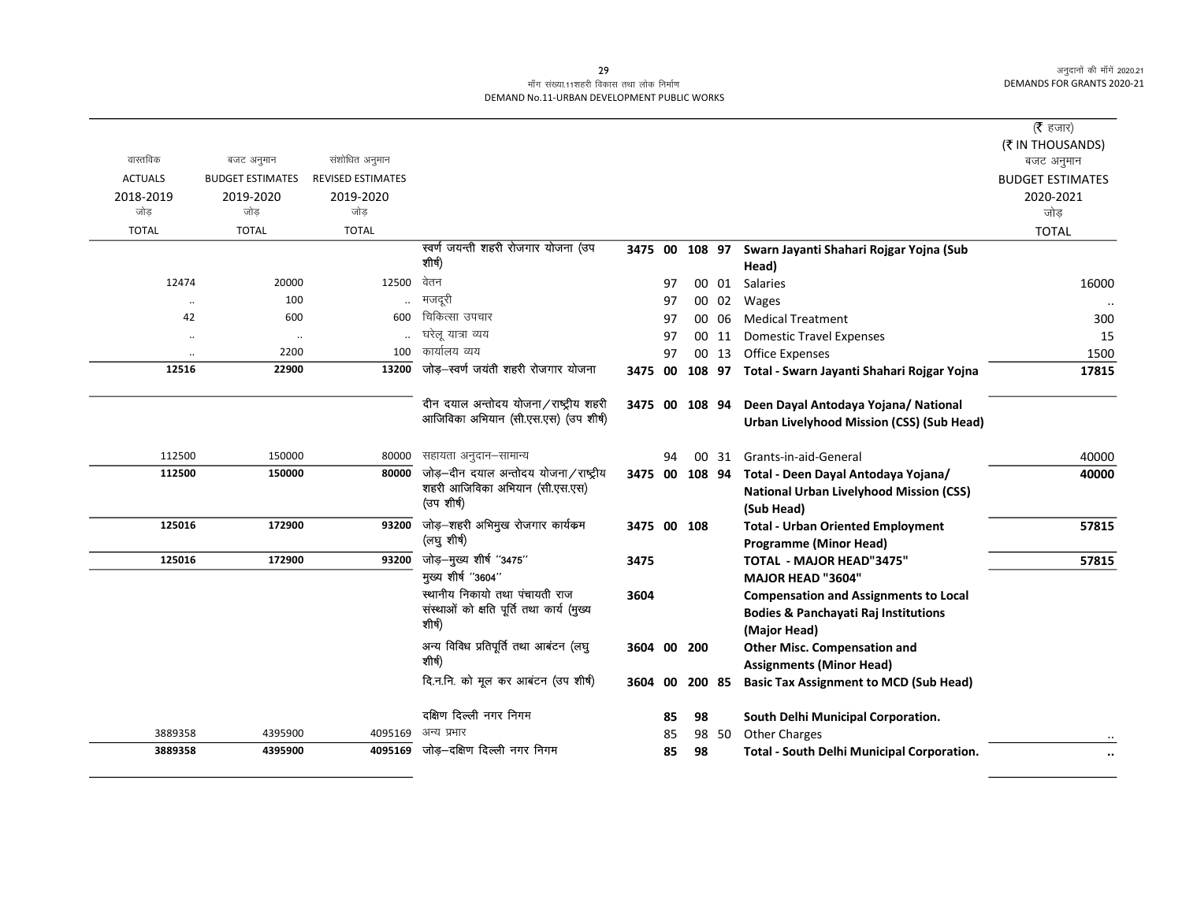मॉंग संख्या.11शहरी विकास तथा लोक निर्माण
DEMAND No.11-URBAN DEVELOPMENT PUBLIC WORKS

(₹ हजार)
(₹ IN THOUSANDS)

| वास्तविक ACTUALS 2018-2019 जोड़ TOTAL | बजट अनुमान BUDGET ESTIMATES 2019-2020 जोड़ TOTAL | संशोधित अनुमान REVISED ESTIMATES 2019-2020 जोड़ TOTAL | | | | | | | बजट अनुमान BUDGET ESTIMATES 2020-2021 जोड़ TOTAL |
|---|---|---|---|---|---|---|---|---|---|
| | | | स्वर्ण जयन्ती शहरी रोजगार योजना (उप शीर्ष) | 3475 | 00 | 108 | 97 | Swarn Jayanti Shahari Rojgar Yojna (Sub Head) | |
| 12474 | 20000 | 12500 | वेतन | | 97 | 00 | 01 | Salaries | 16000 |
| .. | 100 | .. | मजदूरी | | 97 | 00 | 02 | Wages | .. |
| 42 | 600 | 600 | चिकित्सा उपचार | | 97 | 00 | 06 | Medical Treatment | 300 |
| .. | .. | .. | घरेलू यात्रा व्यय | | 97 | 00 | 11 | Domestic Travel Expenses | 15 |
| .. | 2200 | 100 | कार्यालय व्यय | | 97 | 00 | 13 | Office Expenses | 1500 |
| **12516** | **22900** | **13200** | जोड़–स्वर्ण जयंती शहरी रोजगार योजना | **3475** | **00** | **108** | **97** | **Total - Swarn Jayanti Shahari Rojgar Yojna** | **17815** |
| | | | दीन दयाल अन्तोदय योजना/राष्ट्रीय शहरी आजिविका अभियान (सी.एस.एस) (उप शीर्ष) | **3475** | **00** | **108** | **94** | **Deen Dayal Antodaya Yojana/ National Urban Livelyhood Mission (CSS) (Sub Head)** | |
| 112500 | 150000 | 80000 | सहायता अनुदान–सामान्य | | 94 | 00 | 31 | Grants-in-aid-General | 40000 |
| **112500** | **150000** | **80000** | जोड़–दीन दयाल अन्तोदय योजना/राष्ट्रीय शहरी आजिविका अभियान (सी.एस.एस) (उप शीर्ष) | **3475** | **00** | **108** | **94** | **Total - Deen Dayal Antodaya Yojana/ National Urban Livelyhood Mission (CSS) (Sub Head)** | **40000** |
| **125016** | **172900** | **93200** | जोड़–शहरी अभिमुख रोजगार कार्यक्रम (लघु शीर्ष) | **3475** | **00** | **108** | | **Total - Urban Oriented Employment Programme (Minor Head)** | **57815** |
| **125016** | **172900** | **93200** | जोड़–मुख्य शीर्ष "3475" | **3475** | | | | **TOTAL - MAJOR HEAD"3475"** | **57815** |
| | | | मुख्य शीर्ष "3604" | | | | | **MAJOR HEAD "3604"** | |
| | | | स्थानीय निकायो तथा पंचायती राज संस्थाओं को क्षति पूर्ति तथा कार्य (मुख्य शीर्ष) | **3604** | | | | **Compensation and Assignments to Local Bodies & Panchayati Raj Institutions (Major Head)** | |
| | | | अन्य विविध प्रतिपूर्ति तथा आबंटन (लघु शीर्ष) | **3604** | **00** | **200** | | **Other Misc. Compensation and Assignments (Minor Head)** | |
| | | | दि.न.नि. को मूल कर आबंटन (उप शीर्ष) | **3604** | **00** | **200** | **85** | **Basic Tax Assignment to MCD (Sub Head)** | |
| | | | दक्षिण दिल्ली नगर निगम | | **85** | **98** | | **South Delhi Municipal Corporation.** | |
| 3889358 | 4395900 | 4095169 | अन्य प्रभार | | 85 | 98 | 50 | Other Charges | .. |
| **3889358** | **4395900** | **4095169** | जोड़–दक्षिण दिल्ली नगर निगम | | **85** | **98** | | **Total - South Delhi Municipal Corporation.** | **..** |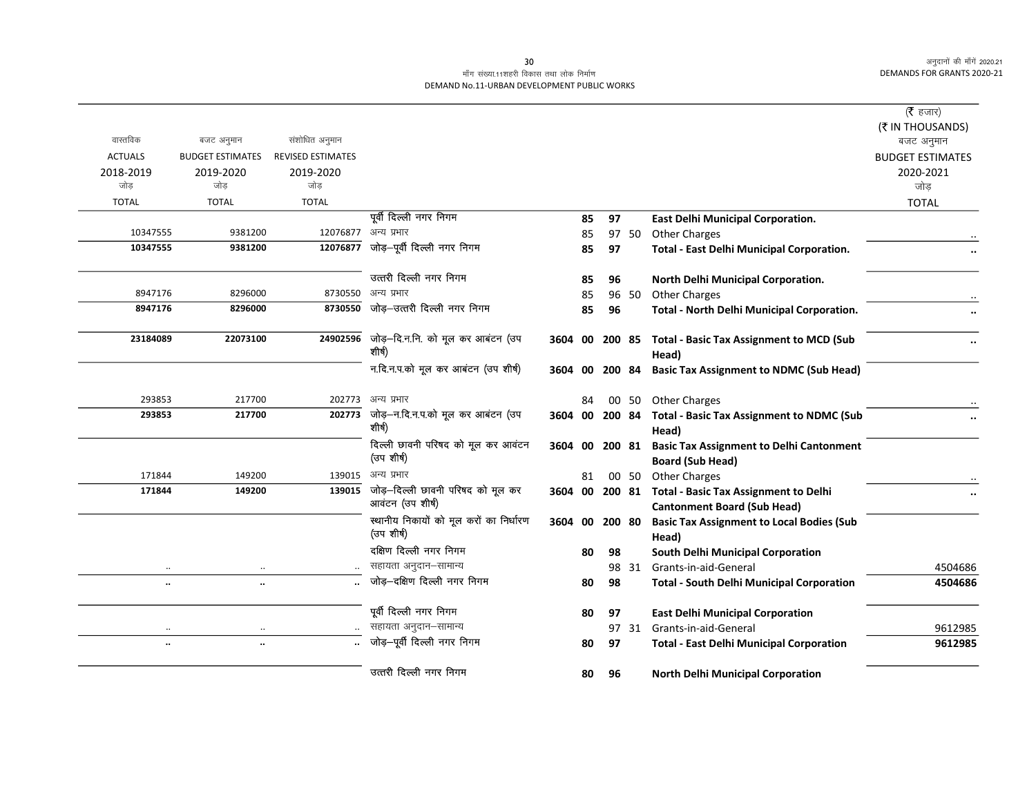(₹ हजार)
(₹ IN THOUSANDS)

| वास्तविक ACTUALS 2018-2019 जोड़ TOTAL | बजट अनुमान BUDGET ESTIMATES 2019-2020 जोड़ TOTAL | संशोधित अनुमान REVISED ESTIMATES 2019-2020 जोड़ TOTAL | | | | | | | बजट अनुमान BUDGET ESTIMATES 2020-2021 जोड़ TOTAL |
|---|---|---|---|---|---|---|---|---|---|
| | | | पूर्वी दिल्ली नगर निगम | | 85 | 97 | | **East Delhi Municipal Corporation.** | |
| 10347555 | 9381200 | 12076877 | अन्य प्रभार | | 85 | 97 | 50 | Other Charges | .. |
| **10347555** | **9381200** | **12076877** | जोड़–पूर्वी दिल्ली नगर निगम | | **85** | **97** | | **Total - East Delhi Municipal Corporation.** | **..** |
| | | | उत्तरी दिल्ली नगर निगम | | **85** | **96** | | **North Delhi Municipal Corporation.** | |
| 8947176 | 8296000 | 8730550 | अन्य प्रभार | | 85 | 96 | 50 | Other Charges | .. |
| **8947176** | **8296000** | **8730550** | जोड़–उत्तरी दिल्ली नगर निगम | | **85** | **96** | | **Total - North Delhi Municipal Corporation.** | **..** |
| **23184089** | **22073100** | **24902596** | जोड़–दि.न.नि. को मूल कर आबंटन (उप शीर्ष) | **3604** | **00** | **200** | **85** | **Total - Basic Tax Assignment to MCD (Sub Head)** | **..** |
| | | | न.दि.न.प.को मूल कर आबंटन (उप शीर्ष) | **3604** | **00** | **200** | **84** | **Basic Tax Assignment to NDMC (Sub Head)** | |
| 293853 | 217700 | 202773 | अन्य प्रभार | | 84 | 00 | 50 | Other Charges | .. |
| **293853** | **217700** | **202773** | जोड़–न.दि.न.प.को मूल कर आबंटन (उप शीर्ष) | **3604** | **00** | **200** | **84** | **Total - Basic Tax Assignment to NDMC (Sub Head)** | **..** |
| | | | दिल्ली छावनी परिषद को मूल कर आवंटन (उप शीर्ष) | **3604** | **00** | **200** | **81** | **Basic Tax Assignment to Delhi Cantonment Board (Sub Head)** | |
| 171844 | 149200 | 139015 | अन्य प्रभार | | 81 | 00 | 50 | Other Charges | .. |
| **171844** | **149200** | **139015** | जोड़–दिल्ली छावनी परिषद को मूल कर आवंटन (उप शीर्ष) | **3604** | **00** | **200** | **81** | **Total - Basic Tax Assignment to Delhi Cantonment Board (Sub Head)** | **..** |
| | | | स्थानीय निकायों को मूल करों का निर्धारण (उप शीर्ष) | **3604** | **00** | **200** | **80** | **Basic Tax Assignment to Local Bodies (Sub Head)** | |
| | | | दक्षिण दिल्ली नगर निगम | | **80** | **98** | | **South Delhi Municipal Corporation** | |
| .. | .. | .. | सहायता अनुदान–सामान्य | | | 98 | 31 | Grants-in-aid-General | 4504686 |
| **..** | **..** | **..** | जोड़–दक्षिण दिल्ली नगर निगम | | **80** | **98** | | **Total - South Delhi Municipal Corporation** | **4504686** |
| | | | पूर्वी दिल्ली नगर निगम | | **80** | **97** | | **East Delhi Municipal Corporation** | |
| .. | .. | .. | सहायता अनुदान–सामान्य | | | 97 | 31 | Grants-in-aid-General | 9612985 |
| **..** | **..** | **..** | जोड़–पूर्वी दिल्ली नगर निगम | | **80** | **97** | | **Total - East Delhi Municipal Corporation** | **9612985** |
| | | | उत्तरी दिल्ली नगर निगम | | **80** | **96** | | **North Delhi Municipal Corporation** | |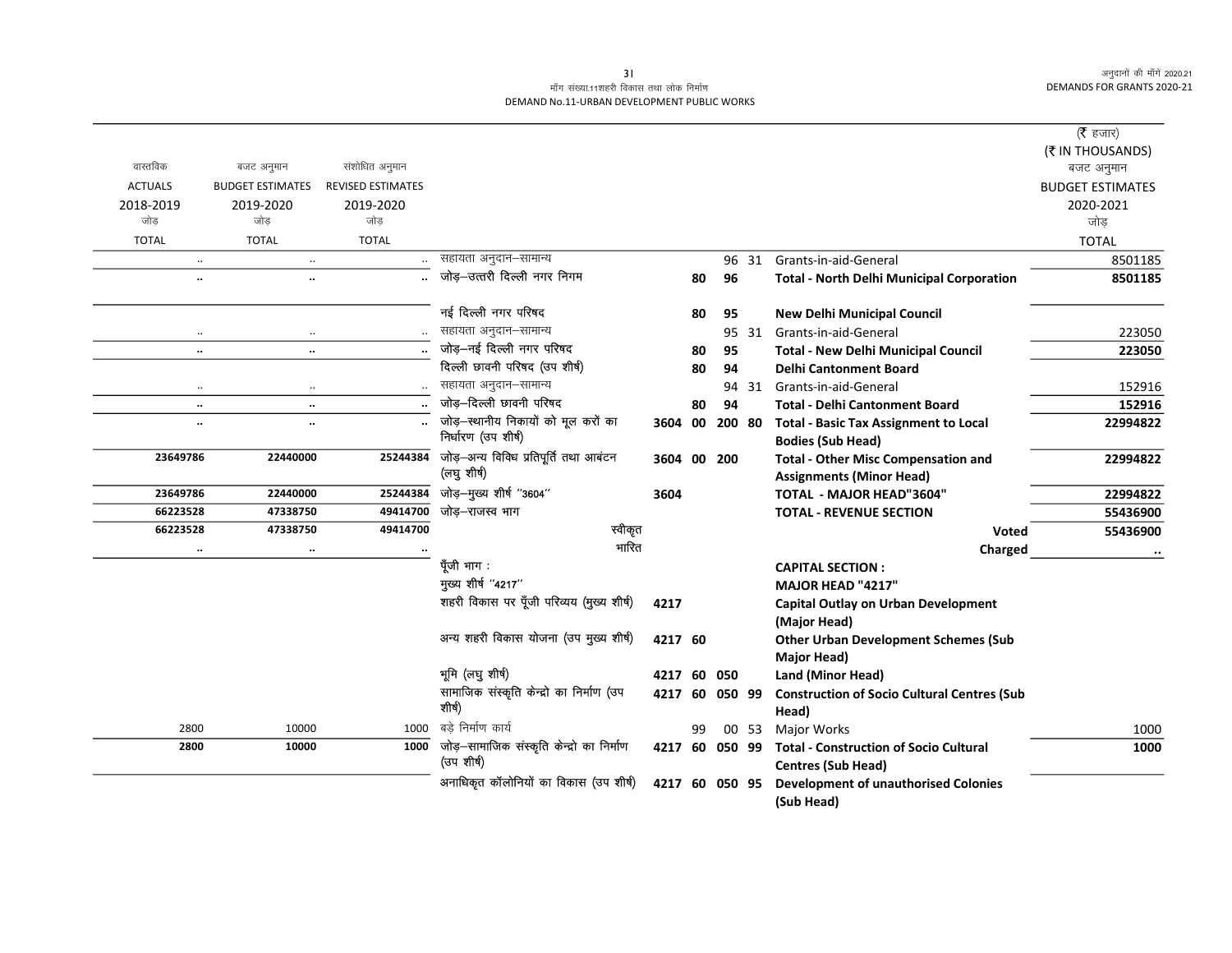मॉंग संख्या.11शहरी विकास तथा लोक निर्माण
DEMAND No.11-URBAN DEVELOPMENT PUBLIC WORKS

(₹ हजार)
(₹ IN THOUSANDS)

| वास्तविक ACTUALS 2018-2019 जोड़ TOTAL | बजट अनुमान BUDGET ESTIMATES 2019-2020 जोड़ TOTAL | संशोधित अनुमान REVISED ESTIMATES 2019-2020 जोड़ TOTAL | | | | | | | | बजट अनुमान BUDGET ESTIMATES 2020-2021 जोड़ TOTAL |
|---|---|---|---|---|---|---|---|---|---|---|
| .. | .. | .. | सहायता अनुदान–सामान्य | | | 96 | 31 | | Grants-in-aid-General | 8501185 |
| .. | .. | .. | जोड़–उत्तरी दिल्ली नगर निगम | | 80 | 96 | | | **Total - North Delhi Municipal Corporation** | **8501185** |
| | | | नई दिल्ली नगर परिषद | | 80 | 95 | | | **New Delhi Municipal Council** | |
| .. | .. | .. | सहायता अनुदान–सामान्य | | | 95 | 31 | | Grants-in-aid-General | 223050 |
| .. | .. | .. | जोड़–नई दिल्ली नगर परिषद | | 80 | 95 | | | **Total - New Delhi Municipal Council** | **223050** |
| | | | दिल्ली छावनी परिषद (उप शीर्ष) | | 80 | 94 | | | **Delhi Cantonment Board** | |
| .. | .. | .. | सहायता अनुदान–सामान्य | | | 94 | 31 | | Grants-in-aid-General | 152916 |
| .. | .. | .. | जोड़–दिल्ली छावनी परिषद | | 80 | 94 | | | **Total - Delhi Cantonment Board** | **152916** |
| .. | .. | .. | जोड़–स्थानीय निकायों को मूल करों का निर्धारण (उप शीर्ष) | 3604 | 00 | 200 | 80 | | **Total - Basic Tax Assignment to Local Bodies (Sub Head)** | **22994822** |
| **23649786** | **22440000** | **25244384** | जोड़–अन्य विविध प्रतिपूर्ति तथा आबंटन (लघु शीर्ष) | 3604 | 00 | 200 | | | **Total - Other Misc Compensation and Assignments (Minor Head)** | **22994822** |
| **23649786** | **22440000** | **25244384** | जोड़–मुख्य शीर्ष "3604" | 3604 | | | | | **TOTAL - MAJOR HEAD"3604"** | **22994822** |
| **66223528** | **47338750** | **49414700** | जोड़–राजस्व भाग | | | | | | **TOTAL - REVENUE SECTION** | **55436900** |
| **66223528** | **47338750** | **49414700** | स्वीकृत | | | | | | **Voted** | **55436900** |
| .. | .. | .. | भारित | | | | | | **Charged** | **..** |
| | | | पूँजी भाग : | | | | | | **CAPITAL SECTION :** | |
| | | | मुख्य शीर्ष "4217" | | | | | | **MAJOR HEAD "4217"** | |
| | | | शहरी विकास पर पूँजी परिव्यय (मुख्य शीर्ष) | 4217 | | | | | **Capital Outlay on Urban Development (Major Head)** | |
| | | | अन्य शहरी विकास योजना (उप मुख्य शीर्ष) | 4217 | 60 | | | | **Other Urban Development Schemes (Sub Major Head)** | |
| | | | भूमि (लघु शीर्ष) | 4217 | 60 | 050 | | | **Land (Minor Head)** | |
| | | | सामाजिक संस्कृति केन्द्रो का निर्माण (उप शीर्ष) | 4217 | 60 | 050 | 99 | | **Construction of Socio Cultural Centres (Sub Head)** | |
| 2800 | 10000 | 1000 | बड़े निर्माण कार्य | | 99 | 00 | 53 | | Major Works | 1000 |
| **2800** | **10000** | **1000** | जोड़–सामाजिक संस्कृति केन्द्रो का निर्माण (उप शीर्ष) | 4217 | 60 | 050 | 99 | | **Total - Construction of Socio Cultural Centres (Sub Head)** | **1000** |
| | | | अनाधिकृत कॉलोनियों का विकास (उप शीर्ष) | 4217 | 60 | 050 | 95 | | **Development of unauthorised Colonies (Sub Head)** | |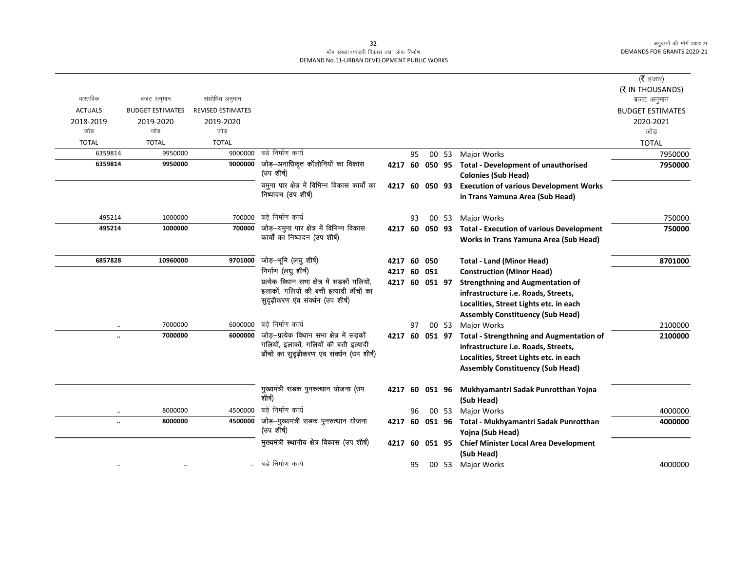माँग संख्या.11शहरी विकास तथा लोक निर्माण
DEMAND No.11-URBAN DEVELOPMENT PUBLIC WORKS

(₹ हजार)
(₹ IN THOUSANDS)

| वास्तविक ACTUALS 2018-2019 जोड़ TOTAL | बजट अनुमान BUDGET ESTIMATES 2019-2020 जोड़ TOTAL | संशोधित अनुमान REVISED ESTIMATES 2019-2020 जोड़ TOTAL | | | | | | | बजट अनुमान BUDGET ESTIMATES 2020-2021 जोड़ TOTAL |
|---|---|---|---|---|---|---|---|---|---|
| 6359814 | 9950000 | 9000000 | बड़े निर्माण कार्य | | 95 | 00 | 53 | Major Works | 7950000 |
| **6359814** | **9950000** | **9000000** | जोड़–अनाधिकृत कॉलोनियों का विकास (उप शीर्ष) | 4217 | 60 | 050 | 95 | **Total - Development of unauthorised Colonies (Sub Head)** | **7950000** |
| | | | यमुना पार क्षेत्र में विभिन्न विकास कार्यों का निष्पादन (उप शीर्ष) | 4217 | 60 | 050 | 93 | **Execution of various Development Works in Trans Yamuna Area (Sub Head)** | |
| 495214 | 1000000 | 700000 | बड़े निर्माण कार्य | | 93 | 00 | 53 | Major Works | 750000 |
| **495214** | **1000000** | **700000** | जोड़–यमुना पार क्षेत्र में विभिन्न विकास कार्यों का निष्पादन (उप शीर्ष) | 4217 | 60 | 050 | 93 | **Total - Execution of various Development Works in Trans Yamuna Area (Sub Head)** | **750000** |
| **6857828** | **10960000** | **9701000** | जोड़–भूमि (लघु शीर्ष) | 4217 | 60 | 050 | | **Total - Land (Minor Head)** | **8701000** |
| | | | निर्माण (लघु शीर्ष) | 4217 | 60 | 051 | | **Construction (Minor Head)** | |
| | | | प्रत्येक विधान सभा क्षेत्र में सड़कों गलियों, इलाकों, गलियों की बत्ती इत्यादी ढाँचों का सुदृढ़ीकरण एंव संवर्धन (उप शीर्ष) | 4217 | 60 | 051 | 97 | **Strengthning and Augmentation of infrastructure i.e. Roads, Streets, Localities, Street Lights etc. in each Assembly Constituency (Sub Head)** | |
| .. | 7000000 | 6000000 | बड़े निर्माण कार्य | | 97 | 00 | 53 | Major Works | 2100000 |
| **..** | **7000000** | **6000000** | जोड़–प्रत्येक विधान सभा क्षेत्र में सड़कों गलियों, इलाकों, गलियों की बत्ती इत्यादी ढाँचों का सुदृढ़ीकरण एंव संवर्धन (उप शीर्ष) | 4217 | 60 | 051 | 97 | **Total - Strengthning and Augmentation of infrastructure i.e. Roads, Streets, Localities, Street Lights etc. in each Assembly Constituency (Sub Head)** | **2100000** |
| | | | मुख्यमंत्री सड़क पुनरुत्थान योजना (उप शीर्ष) | 4217 | 60 | 051 | 96 | **Mukhyamantri Sadak Punrotthan Yojna (Sub Head)** | |
| .. | 8000000 | 4500000 | बड़े निर्माण कार्य | | 96 | 00 | 53 | Major Works | 4000000 |
| **..** | **8000000** | **4500000** | जोड़–मुख्यमंत्री सड़क पुनरुत्थान योजना (उप शीर्ष) | 4217 | 60 | 051 | 96 | **Total - Mukhyamantri Sadak Punrotthan Yojna (Sub Head)** | **4000000** |
| | | | मुख्यमंत्री स्थानीय क्षेत्र विकास (उप शीर्ष) | 4217 | 60 | 051 | 95 | **Chief Minister Local Area Development (Sub Head)** | |
| .. | .. | .. | बड़े निर्माण कार्य | | 95 | 00 | 53 | Major Works | 4000000 |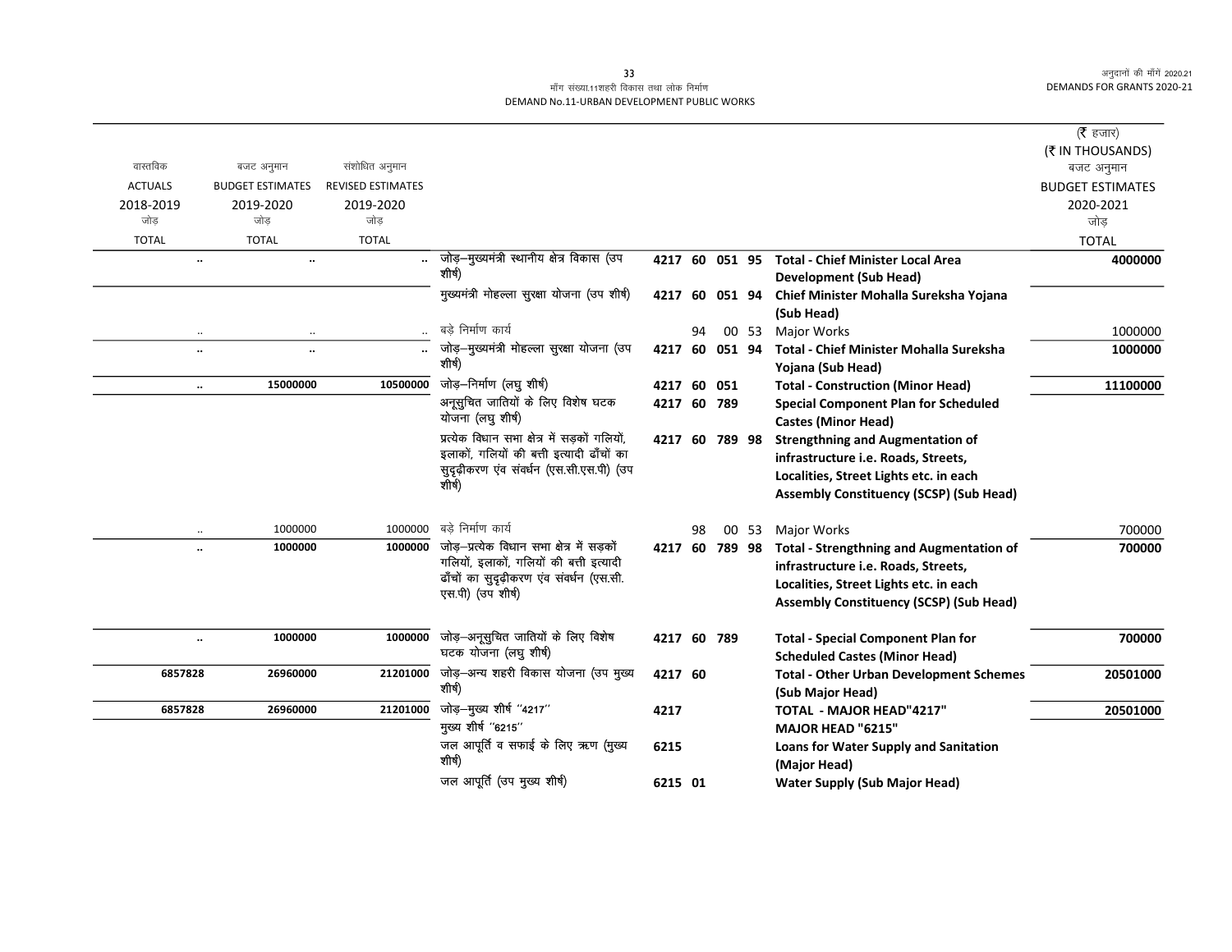मॉंग संख्या.11शहरी विकास तथा लोक निर्माण
DEMAND No.11-URBAN DEVELOPMENT PUBLIC WORKS

अनुदानों की मॉंगें 2020.21
DEMANDS FOR GRANTS 2020-21

(₹ हजार)
(₹ IN THOUSANDS)

| वास्तविक ACTUALS 2018-2019 जोड़ TOTAL | बजट अनुमान BUDGET ESTIMATES 2019-2020 जोड़ TOTAL | संशोधित अनुमान REVISED ESTIMATES 2019-2020 जोड़ TOTAL | | | | | | | बजट अनुमान BUDGET ESTIMATES 2020-2021 जोड़ TOTAL |
|---|---|---|---|---|---|---|---|---|---|
| .. | .. | .. | जोड़–मुख्यमंत्री स्थानीय क्षेत्र विकास (उप शीर्ष) | 4217 | 60 | 051 | 95 | **Total - Chief Minister Local Area Development (Sub Head)** | **4000000** |
| | | | मुख्यमंत्री मोहल्ला सुरक्षा योजना (उप शीर्ष) | 4217 | 60 | 051 | 94 | **Chief Minister Mohalla Sureksha Yojana (Sub Head)** | |
| .. | .. | .. | बड़े निर्माण कार्य | | 94 | 00 | 53 | Major Works | 1000000 |
| .. | .. | .. | जोड़–मुख्यमंत्री मोहल्ला सुरक्षा योजना (उप शीर्ष) | 4217 | 60 | 051 | 94 | **Total - Chief Minister Mohalla Sureksha Yojana (Sub Head)** | **1000000** |
| .. | 15000000 | 10500000 | जोड़–निर्माण (लघु शीर्ष) | 4217 | 60 | 051 | | **Total - Construction (Minor Head)** | **11100000** |
| | | | अनूसुचित जातियों के लिए विशेष घटक योजना (लघु शीर्ष) | 4217 | 60 | 789 | | **Special Component Plan for Scheduled Castes (Minor Head)** | |
| | | | प्रत्येक विधान सभा क्षेत्र में सड़कों गलियों, इलाकों, गलियों की बत्ती इत्यादी ढाँचों का सुदृढ़ीकरण एंव संवर्धन (एस.सी.एस.पी) (उप शीर्ष) | 4217 | 60 | 789 | 98 | **Strengthning and Augmentation of infrastructure i.e. Roads, Streets, Localities, Street Lights etc. in each Assembly Constituency (SCSP) (Sub Head)** | |
| .. | 1000000 | 1000000 | बड़े निर्माण कार्य | | 98 | 00 | 53 | Major Works | 700000 |
| .. | 1000000 | 1000000 | जोड़–प्रत्येक विधान सभा क्षेत्र में सड़कों गलियों, इलाकों, गलियों की बत्ती इत्यादी ढाँचों का सुदृढ़ीकरण एंव संवर्धन (एस.सी.एस.पी) (उप शीर्ष) | 4217 | 60 | 789 | 98 | **Total - Strengthning and Augmentation of infrastructure i.e. Roads, Streets, Localities, Street Lights etc. in each Assembly Constituency (SCSP) (Sub Head)** | **700000** |
| .. | 1000000 | 1000000 | जोड़–अनूसुचित जातियों के लिए विशेष घटक योजना (लघु शीर्ष) | 4217 | 60 | 789 | | **Total - Special Component Plan for Scheduled Castes (Minor Head)** | **700000** |
| 6857828 | 26960000 | 21201000 | जोड़–अन्य शहरी विकास योजना (उप मुख्य शीर्ष) | 4217 | 60 | | | **Total - Other Urban Development Schemes (Sub Major Head)** | **20501000** |
| 6857828 | 26960000 | 21201000 | जोड़–मुख्य शीर्ष ''4217'' | 4217 | | | | **TOTAL - MAJOR HEAD"4217"** | **20501000** |
| | | | मुख्य शीर्ष ''6215'' | | | | | **MAJOR HEAD "6215"** | |
| | | | जल आपूर्ति व सफाई के लिए ऋण (मुख्य शीर्ष) | 6215 | | | | **Loans for Water Supply and Sanitation (Major Head)** | |
| | | | जल आपूर्ति (उप मुख्य शीर्ष) | 6215 | 01 | | | **Water Supply (Sub Major Head)** | |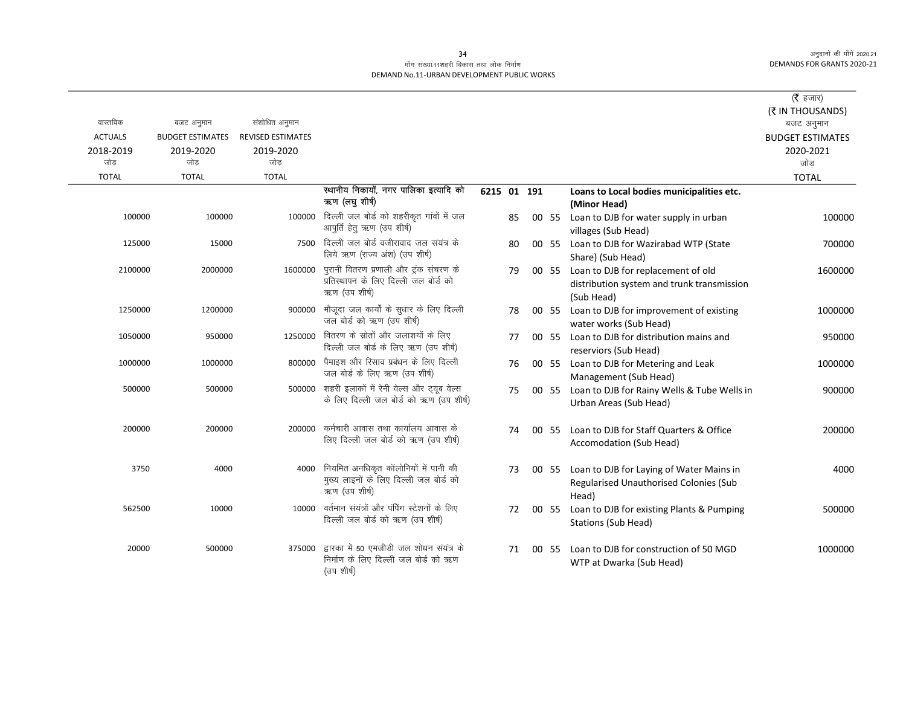मॉंग संख्या.11शहरी विकास तथा लोक निर्माण
DEMAND No.11-URBAN DEVELOPMENT PUBLIC WORKS

| वास्तविक ACTUALS 2018-2019 जोड़ TOTAL | बजट अनुमान BUDGET ESTIMATES 2019-2020 जोड़ TOTAL | संशोधित अनुमान REVISED ESTIMATES 2019-2020 जोड़ TOTAL | | | | | | | | (₹ हजार) (₹ IN THOUSANDS) बजट अनुमान BUDGET ESTIMATES 2020-2021 जोड़ TOTAL |
|---|---|---|---|---|---|---|---|---|---|---|
| | | | स्थानीय निकायों, नगर पालिका इत्यादि को ऋण (लघु शीर्ष) | 6215 | 01 | 191 | | | **Loans to Local bodies municipalities etc. (Minor Head)** | |
| 100000 | 100000 | 100000 | दिल्ली जल बोर्ड को शहरीकृत गांवों में जल आपुर्ति हेतु ऋण (उप शीर्ष) | | 85 | | 00 | 55 | Loan to DJB for water supply in urban villages (Sub Head) | 100000 |
| 125000 | 15000 | 7500 | दिल्ली जल बोर्ड वजीराबाद जल संयंत्र के लिये ऋण (राज्य अंश) (उप शीर्ष) | | 80 | | 00 | 55 | Loan to DJB for Wazirabad WTP (State Share) (Sub Head) | 700000 |
| 2100000 | 2000000 | 1600000 | पुरानी वितरण प्रणाली और ट्रंक संचरण के प्रतिस्थापन के लिए दिल्ली जल बोर्ड को ऋण (उप शीर्ष) | | 79 | | 00 | 55 | Loan to DJB for replacement of old distribution system and trunk transmission (Sub Head) | 1600000 |
| 1250000 | 1200000 | 900000 | मौजूदा जल कार्यों के सुधार के लिए दिल्ली जल बोर्ड को ऋण (उप शीर्ष) | | 78 | | 00 | 55 | Loan to DJB for improvement of existing water works (Sub Head) | 1000000 |
| 1050000 | 950000 | 1250000 | वितरण के स्रोतों और जलाशयों के लिए दिल्ली जल बोर्ड के लिए ऋण (उप शीर्ष) | | 77 | | 00 | 55 | Loan to DJB for distribution mains and reserviors (Sub Head) | 950000 |
| 1000000 | 1000000 | 800000 | पैमाइश और रिसाव प्रबंधन के लिए दिल्ली जल बोर्ड के लिए ऋण (उप शीर्ष) | | 76 | | 00 | 55 | Loan to DJB for Metering and Leak Management (Sub Head) | 1000000 |
| 500000 | 500000 | 500000 | शहरी इलाकों में रेनी वेल्स और ट्यूब वेल्स के लिए दिल्ली जल बोर्ड को ऋण (उप शीर्ष) | | 75 | | 00 | 55 | Loan to DJB for Rainy Wells & Tube Wells in Urban Areas (Sub Head) | 900000 |
| 200000 | 200000 | 200000 | कर्मचारी आवास तथा कार्यालय आवास के लिए दिल्ली जल बोर्ड को ऋण (उप शीर्ष) | | 74 | | 00 | 55 | Loan to DJB for Staff Quarters & Office Accomodation (Sub Head) | 200000 |
| 3750 | 4000 | 4000 | नियमित अनधिकृत कॉलोनियों में पानी की मुख्य लाइनों के लिए दिल्ली जल बोर्ड को ऋण (उप शीर्ष) | | 73 | | 00 | 55 | Loan to DJB for Laying of Water Mains in Regularised Unauthorised Colonies (Sub Head) | 4000 |
| 562500 | 10000 | 10000 | वर्तमान संयंत्रों और पंपिंग स्टेशनों के लिए दिल्ली जल बोर्ड को ऋण (उप शीर्ष) | | 72 | | 00 | 55 | Loan to DJB for existing Plants & Pumping Stations (Sub Head) | 500000 |
| 20000 | 500000 | 375000 | द्वारका में 50 एमजीडी जल शोधन संयंत्र के निर्माण के लिए दिल्ली जल बोर्ड को ऋण (उप शीर्ष) | | 71 | | 00 | 55 | Loan to DJB for construction of 50 MGD WTP at Dwarka (Sub Head) | 1000000 |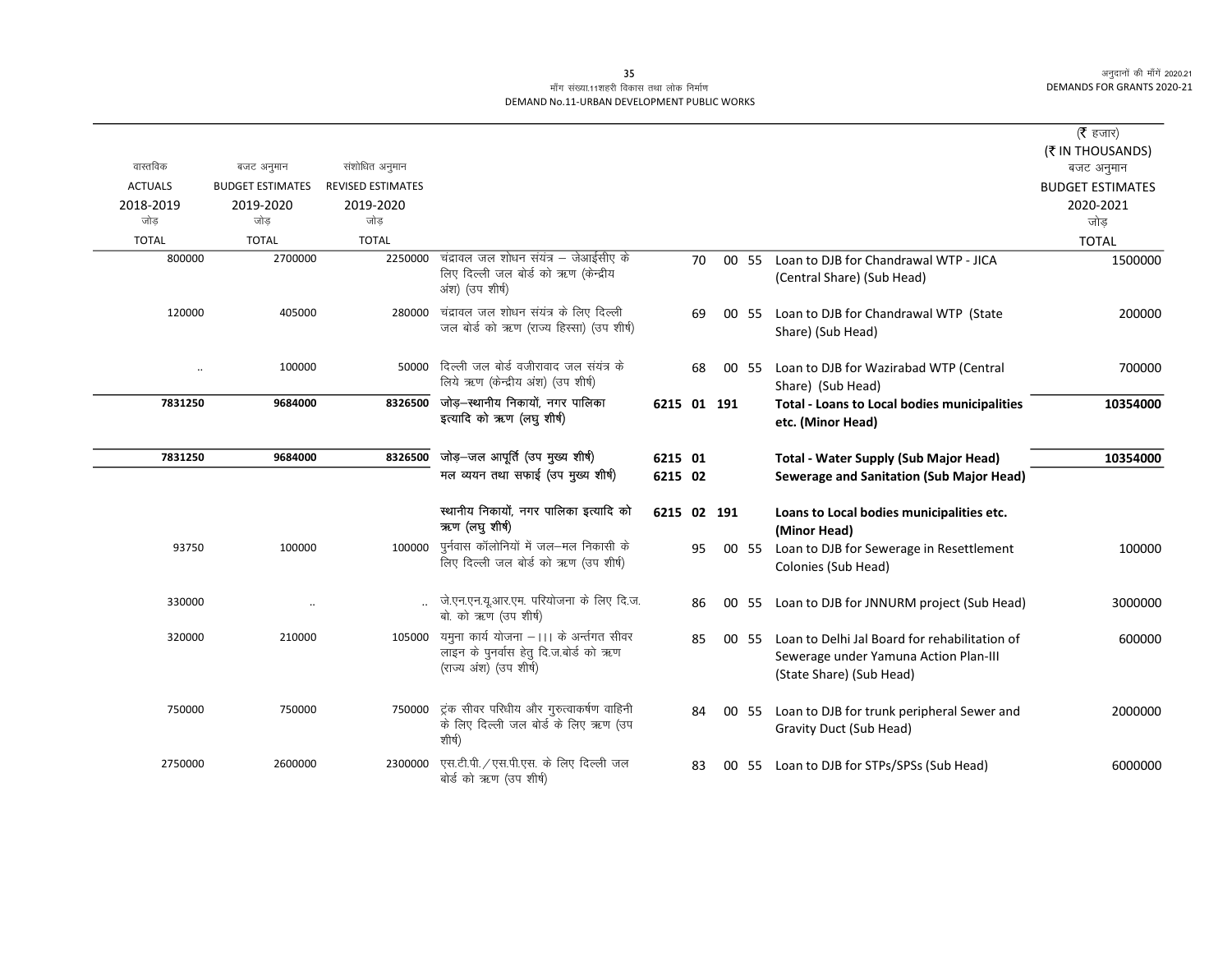मॉंग संख्या.11शहरी विकास तथा लोक निर्माण
DEMAND No.11-URBAN DEVELOPMENT PUBLIC WORKS

| वास्तविक ACTUALS 2018-2019 जोड़ TOTAL | बजट अनुमान BUDGET ESTIMATES 2019-2020 जोड़ TOTAL | संशोधित अनुमान REVISED ESTIMATES 2019-2020 जोड़ TOTAL | | | | | | | (₹ हजार) (₹ IN THOUSANDS) बजट अनुमान BUDGET ESTIMATES 2020-2021 जोड़ TOTAL |
|---|---|---|---|---|---|---|---|---|---|
| 800000 | 2700000 | 2250000 | चंद्रावल जल शोधन संयंत्र – जेआईसीए के लिए दिल्ली जल बोर्ड को ऋण (केन्द्रीय अंश) (उप शीर्ष) | | 70 | 00 | 55 | Loan to DJB for Chandrawal WTP - JICA (Central Share) (Sub Head) | 1500000 |
| 120000 | 405000 | 280000 | चंद्रावल जल शोधन संयंत्र के लिए दिल्ली जल बोर्ड को ऋण (राज्य हिस्सा) (उप शीर्ष) | | 69 | 00 | 55 | Loan to DJB for Chandrawal WTP (State Share) (Sub Head) | 200000 |
| .. | 100000 | 50000 | दिल्ली जल बोर्ड वजीरावाद जल संयंत्र के लिये ऋण (केन्द्रीय अंश) (उप शीर्ष) | | 68 | 00 | 55 | Loan to DJB for Wazirabad WTP (Central Share) (Sub Head) | 700000 |
| **7831250** | **9684000** | **8326500** | **जोड़–स्थानीय निकायों, नगर पालिका इत्यादि को ऋण (लघु शीर्ष)** | **6215** | **01** | **191** | | **Total - Loans to Local bodies municipalities etc. (Minor Head)** | **10354000** |
| **7831250** | **9684000** | **8326500** | **जोड़–जल आपूर्ति (उप मुख्य शीर्ष)** | **6215** | **01** | | | **Total - Water Supply (Sub Major Head)** | **10354000** |
| | | | **मल व्ययन तथा सफाई (उप मुख्य शीर्ष)** | **6215** | **02** | | | **Sewerage and Sanitation (Sub Major Head)** | |
| | | | **स्थानीय निकायों, नगर पालिका इत्यादि को ऋण (लघु शीर्ष)** | **6215** | **02** | **191** | | **Loans to Local bodies municipalities etc. (Minor Head)** | |
| 93750 | 100000 | 100000 | पुर्नवास कॉलोनियों में जल–मल निकासी के लिए दिल्ली जल बोर्ड को ऋण (उप शीर्ष) | | 95 | 00 | 55 | Loan to DJB for Sewerage in Resettlement Colonies (Sub Head) | 100000 |
| 330000 | .. | .. | जे.एन.एन.यू.आर.एम. परियोजना के लिए दि.ज.बो. को ऋण (उप शीर्ष) | | 86 | 00 | 55 | Loan to DJB for JNNURM project (Sub Head) | 3000000 |
| 320000 | 210000 | 105000 | यमुना कार्य योजना – ।।। के अर्न्तगत सीवर लाइन के पुनर्वास हेतु दि.ज.बोर्ड को ऋण (राज्य अंश) (उप शीर्ष) | | 85 | 00 | 55 | Loan to Delhi Jal Board for rehabilitation of Sewerage under Yamuna Action Plan-III (State Share) (Sub Head) | 600000 |
| 750000 | 750000 | 750000 | ट्रंक सीवर परिधीय और गुरुत्वाकर्षण वाहिनी के लिए दिल्ली जल बोर्ड के लिए ऋण (उप शीर्ष) | | 84 | 00 | 55 | Loan to DJB for trunk peripheral Sewer and Gravity Duct (Sub Head) | 2000000 |
| 2750000 | 2600000 | 2300000 | एस.टी.पी. / एस.पी.एस. के लिए दिल्ली जल बोर्ड को ऋण (उप शीर्ष) | | 83 | 00 | 55 | Loan to DJB for STPs/SPSs (Sub Head) | 6000000 |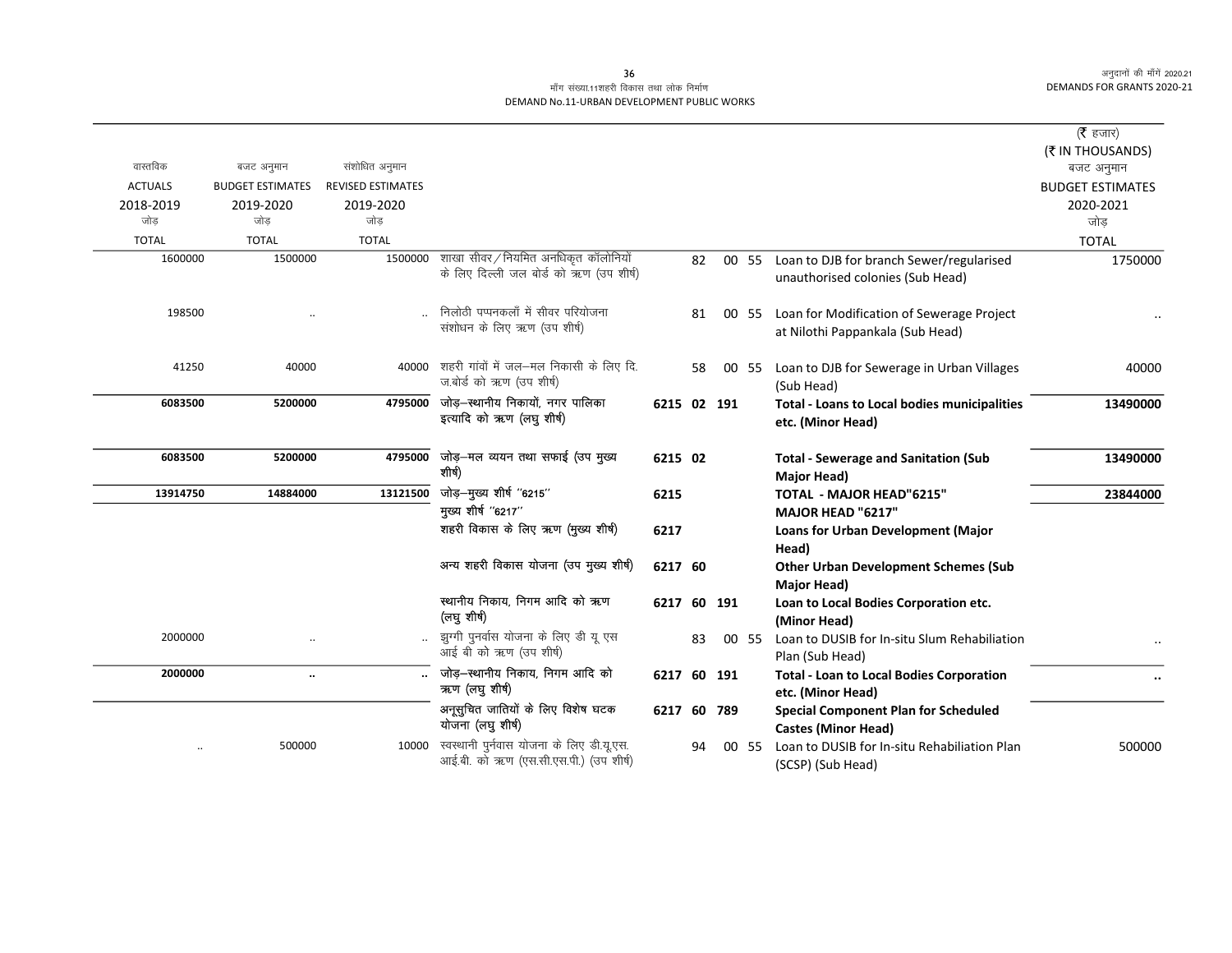माँग संख्या.11शहरी विकास तथा लोक निर्माण
DEMAND No.11-URBAN DEVELOPMENT PUBLIC WORKS

| वास्तविक ACTUALS 2018-2019 जोड़ TOTAL | बजट अनुमान BUDGET ESTIMATES 2019-2020 जोड़ TOTAL | संशोधित अनुमान REVISED ESTIMATES 2019-2020 जोड़ TOTAL | | | | | | | (₹ हजार) (₹ IN THOUSANDS) बजट अनुमान BUDGET ESTIMATES 2020-2021 जोड़ TOTAL |
|---|---|---|---|---|---|---|---|---|---|
| 1600000 | 1500000 | 1500000 | शाखा सीवर/नियमित अनधिकृत कॉलोनियों के लिए दिल्ली जल बोर्ड को ऋण (उप शीर्ष) | | 82 | 00 | 55 | Loan to DJB for branch Sewer/regularised unauthorised colonies (Sub Head) | 1750000 |
| 198500 | .. | .. | निलोठी पप्पनकलाँ में सीवर परियोजना संशोधन के लिए ऋण (उप शीर्ष) | | 81 | 00 | 55 | Loan for Modification of Sewerage Project at Nilothi Pappankala (Sub Head) | .. |
| 41250 | 40000 | 40000 | शहरी गांवों में जल–मल निकासी के लिए दि. ज.बोर्ड को ऋण (उप शीर्ष) | | 58 | 00 | 55 | Loan to DJB for Sewerage in Urban Villages (Sub Head) | 40000 |
| **6083500** | **5200000** | **4795000** | **जोड़–स्थानीय निकायों, नगर पालिका इत्यादि को ऋण (लघु शीर्ष)** | **6215** | **02** | **191** | | **Total - Loans to Local bodies municipalities etc. (Minor Head)** | **13490000** |
| **6083500** | **5200000** | **4795000** | **जोड़–मल व्ययन तथा सफाई (उप मुख्य शीर्ष)** | **6215** | **02** | | | **Total - Sewerage and Sanitation (Sub Major Head)** | **13490000** |
| **13914750** | **14884000** | **13121500** | **जोड़–मुख्य शीर्ष "6215"** | **6215** | | | | **TOTAL - MAJOR HEAD"6215"** | **23844000** |
| | | | **मुख्य शीर्ष "6217"** | | | | | **MAJOR HEAD "6217"** | |
| | | | **शहरी विकास के लिए ऋण (मुख्य शीर्ष)** | **6217** | | | | **Loans for Urban Development (Major Head)** | |
| | | | **अन्य शहरी विकास योजना (उप मुख्य शीर्ष)** | **6217** | **60** | | | **Other Urban Development Schemes (Sub Major Head)** | |
| | | | **स्थानीय निकाय, निगम आदि को ऋण (लघु शीर्ष)** | **6217** | **60** | **191** | | **Loan to Local Bodies Corporation etc. (Minor Head)** | |
| 2000000 | .. | .. | झुग्गी पुनर्वास योजना के लिए डी यू एस आई बी को ऋण (उप शीर्ष) | | 83 | 00 | 55 | Loan to DUSIB for In-situ Slum Rehabiliation Plan (Sub Head) | .. |
| **2000000** | **..** | **..** | **जोड़–स्थानीय निकाय, निगम आदि को ऋण (लघु शीर्ष)** | **6217** | **60** | **191** | | **Total - Loan to Local Bodies Corporation etc. (Minor Head)** | **..** |
| | | | **अनूसुचित जातियों के लिए विशेष घटक योजना (लघु शीर्ष)** | **6217** | **60** | **789** | | **Special Component Plan for Scheduled Castes (Minor Head)** | |
| .. | 500000 | 10000 | स्वस्थानी पुर्नवास योजना के लिए डी.यू.एस. आई.बी. को ऋण (एस.सी.एस.पी.) (उप शीर्ष) | | 94 | 00 | 55 | Loan to DUSIB for In-situ Rehabiliation Plan (SCSP) (Sub Head) | 500000 |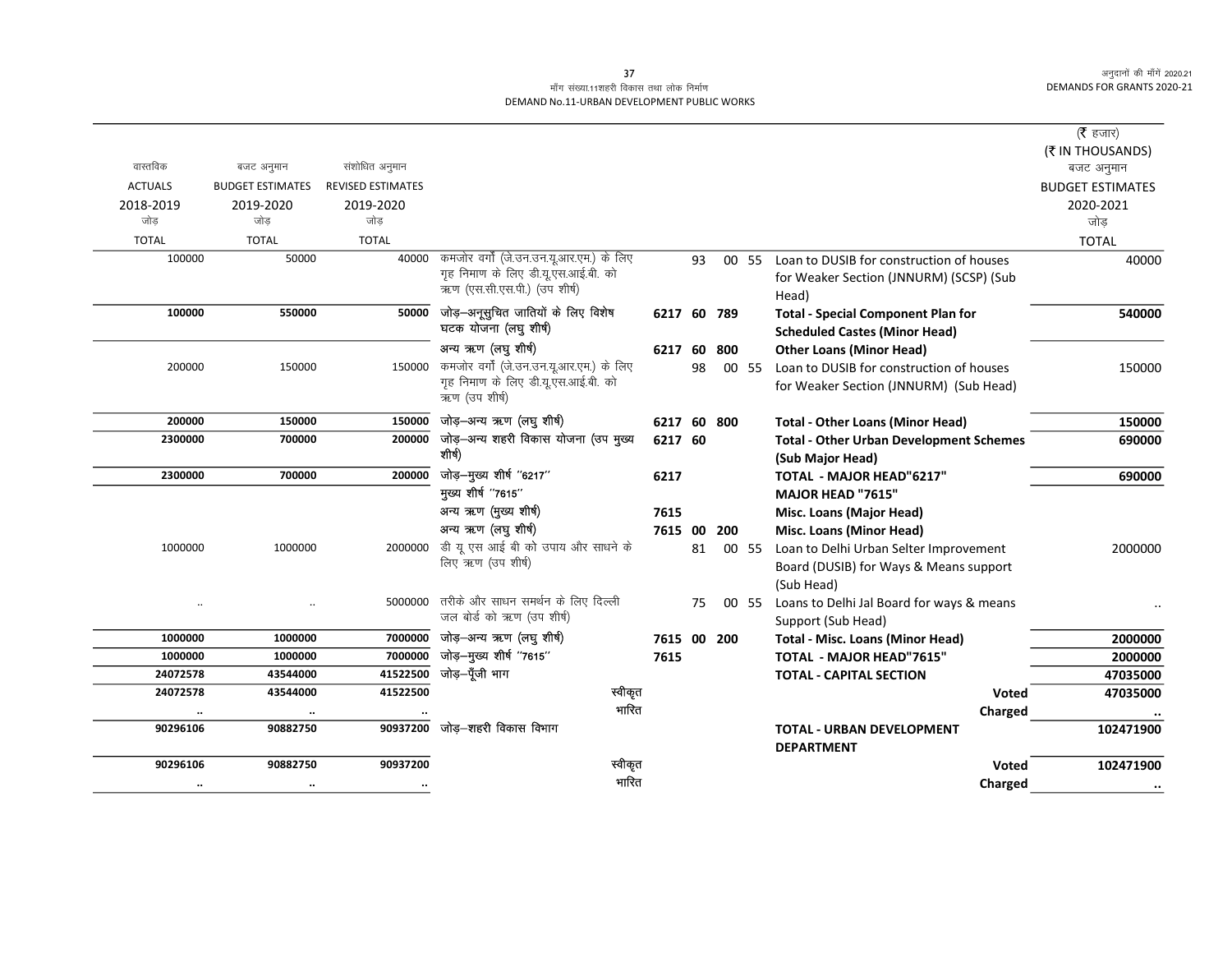मॉंग संख्या.11शहरी विकास तथा लोक निर्माण
DEMAND No.11-URBAN DEVELOPMENT PUBLIC WORKS

(₹ हजार)
(₹ IN THOUSANDS)

| वास्तविक ACTUALS 2018-2019 जोड़ TOTAL | बजट अनुमान BUDGET ESTIMATES 2019-2020 जोड़ TOTAL | संशोधित अनुमान REVISED ESTIMATES 2019-2020 जोड़ TOTAL | | | | | | | बजट अनुमान BUDGET ESTIMATES 2020-2021 जोड़ TOTAL |
|---|---|---|---|---|---|---|---|---|---|
| 100000 | 50000 | 40000 | कमजोर वर्गों (जे.उन.उन.यू.आर.एम.) के लिए गृह निमाण के लिए डी.यू.एस.आई.बी. को ऋण (एस.सी.एस.पी.) (उप शीर्ष) | | 93 | 00 | 55 | Loan to DUSIB for construction of houses for Weaker Section (JNNURM) (SCSP) (Sub Head) | 40000 |
| **100000** | **550000** | **50000** | **जोड़–अनूसुचित जातियों के लिए विशेष घटक योजना (लघु शीर्ष)** | **6217** | **60** | **789** | | **Total - Special Component Plan for Scheduled Castes (Minor Head)** | **540000** |
| | | | **अन्य ऋण (लघु शीर्ष)** | **6217** | **60** | **800** | | **Other Loans (Minor Head)** | |
| 200000 | 150000 | 150000 | कमजोर वर्गों (जे.उन.उन.यू.आर.एम.) के लिए गृह निमाण के लिए डी.यू.एस.आई.बी. को ऋण (उप शीर्ष) | | 98 | 00 | 55 | Loan to DUSIB for construction of houses for Weaker Section (JNNURM) (Sub Head) | 150000 |
| **200000** | **150000** | **150000** | **जोड़–अन्य ऋण (लघु शीर्ष)** | **6217** | **60** | **800** | | **Total - Other Loans (Minor Head)** | **150000** |
| **2300000** | **700000** | **200000** | **जोड़–अन्य शहरी विकास योजना (उप मुख्य शीर्ष)** | **6217** | **60** | | | **Total - Other Urban Development Schemes (Sub Major Head)** | **690000** |
| **2300000** | **700000** | **200000** | **जोड़–मुख्य शीर्ष ''6217''** | **6217** | | | | **TOTAL - MAJOR HEAD"6217"** | **690000** |
| | | | **मुख्य शीर्ष ''7615''** | | | | | **MAJOR HEAD "7615"** | |
| | | | **अन्य ऋण (मुख्य शीर्ष)** | **7615** | | | | **Misc. Loans (Major Head)** | |
| | | | **अन्य ऋण (लघु शीर्ष)** | **7615** | **00** | **200** | | **Misc. Loans (Minor Head)** | |
| 1000000 | 1000000 | 2000000 | डी यू एस आई बी को उपाय और साधने के लिए ऋण (उप शीर्ष) | | 81 | 00 | 55 | Loan to Delhi Urban Selter Improvement Board (DUSIB) for Ways & Means support (Sub Head) | 2000000 |
| .. | .. | 5000000 | तरीके और साधन समर्थन के लिए दिल्ली जल बोर्ड को ऋण (उप शीर्ष) | | 75 | 00 | 55 | Loans to Delhi Jal Board for ways & means Support (Sub Head) | .. |
| **1000000** | **1000000** | **7000000** | **जोड़–अन्य ऋण (लघु शीर्ष)** | **7615** | **00** | **200** | | **Total - Misc. Loans (Minor Head)** | **2000000** |
| **1000000** | **1000000** | **7000000** | **जोड़–मुख्य शीर्ष ''7615''** | **7615** | | | | **TOTAL - MAJOR HEAD"7615"** | **2000000** |
| **24072578** | **43544000** | **41522500** | **जोड़–पूँजी भाग** | | | | | **TOTAL - CAPITAL SECTION** | **47035000** |
| **24072578** | **43544000** | **41522500** | स्वीकृत | | | | | **Voted** | **47035000** |
| **..** | **..** | **..** | भारित | | | | | **Charged** | **..** |
| **90296106** | **90882750** | **90937200** | **जोड़–शहरी विकास विभाग** | | | | | **TOTAL - URBAN DEVELOPMENT DEPARTMENT** | **102471900** |
| **90296106** | **90882750** | **90937200** | स्वीकृत | | | | | **Voted** | **102471900** |
| **..** | **..** | **..** | भारित | | | | | **Charged** | **..** |